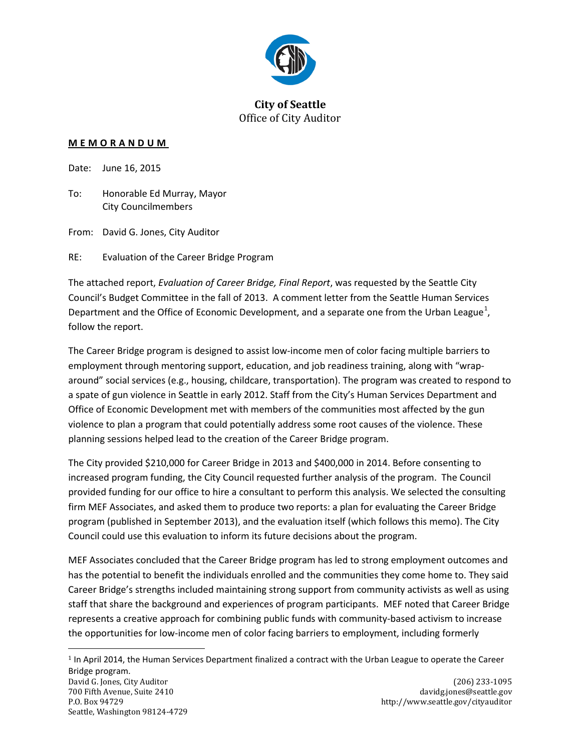**City of Seattle**
Office of City Auditor

**M E M O R A N D U M**

Date: June 16, 2015

To: Honorable Ed Murray, Mayor
City Councilmembers

From: David G. Jones, City Auditor

RE: Evaluation of the Career Bridge Program

The attached report, *Evaluation of Career Bridge, Final Report*, was requested by the Seattle City Council's Budget Committee in the fall of 2013. A comment letter from the Seattle Human Services Department and the Office of Economic Development, and a separate one from the Urban League[1], follow the report.

The Career Bridge program is designed to assist low-income men of color facing multiple barriers to employment through mentoring support, education, and job readiness training, along with "wrap-around" social services (e.g., housing, childcare, transportation). The program was created to respond to a spate of gun violence in Seattle in early 2012. Staff from the City's Human Services Department and Office of Economic Development met with members of the communities most affected by the gun violence to plan a program that could potentially address some root causes of the violence. These planning sessions helped lead to the creation of the Career Bridge program.

The City provided $210,000 for Career Bridge in 2013 and $400,000 in 2014. Before consenting to increased program funding, the City Council requested further analysis of the program. The Council provided funding for our office to hire a consultant to perform this analysis. We selected the consulting firm MEF Associates, and asked them to produce two reports: a plan for evaluating the Career Bridge program (published in September 2013), and the evaluation itself (which follows this memo). The City Council could use this evaluation to inform its future decisions about the program.

MEF Associates concluded that the Career Bridge program has led to strong employment outcomes and has the potential to benefit the individuals enrolled and the communities they come home to. They said Career Bridge's strengths included maintaining strong support from community activists as well as using staff that share the background and experiences of program participants. MEF noted that Career Bridge represents a creative approach for combining public funds with community-based activism to increase the opportunities for low-income men of color facing barriers to employment, including formerly

[1] In April 2014, the Human Services Department finalized a contract with the Urban League to operate the Career Bridge program.

David G. Jones, City Auditor
700 Fifth Avenue, Suite 2410
P.O. Box 94729
Seattle, Washington 98124-4729

(206) 233-1095
davidg.jones@seattle.gov
http://www.seattle.gov/cityauditor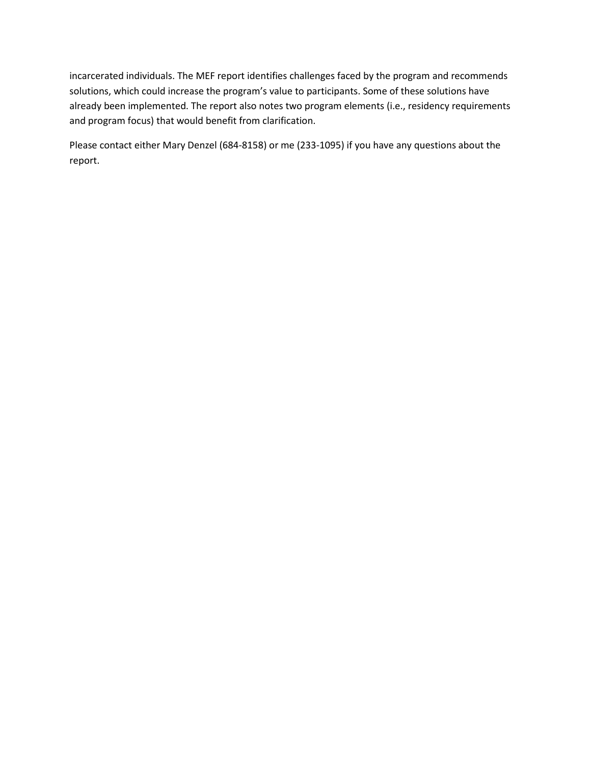incarcerated individuals. The MEF report identifies challenges faced by the program and recommends solutions, which could increase the program's value to participants. Some of these solutions have already been implemented. The report also notes two program elements (i.e., residency requirements and program focus) that would benefit from clarification.

Please contact either Mary Denzel (684-8158) or me (233-1095) if you have any questions about the report.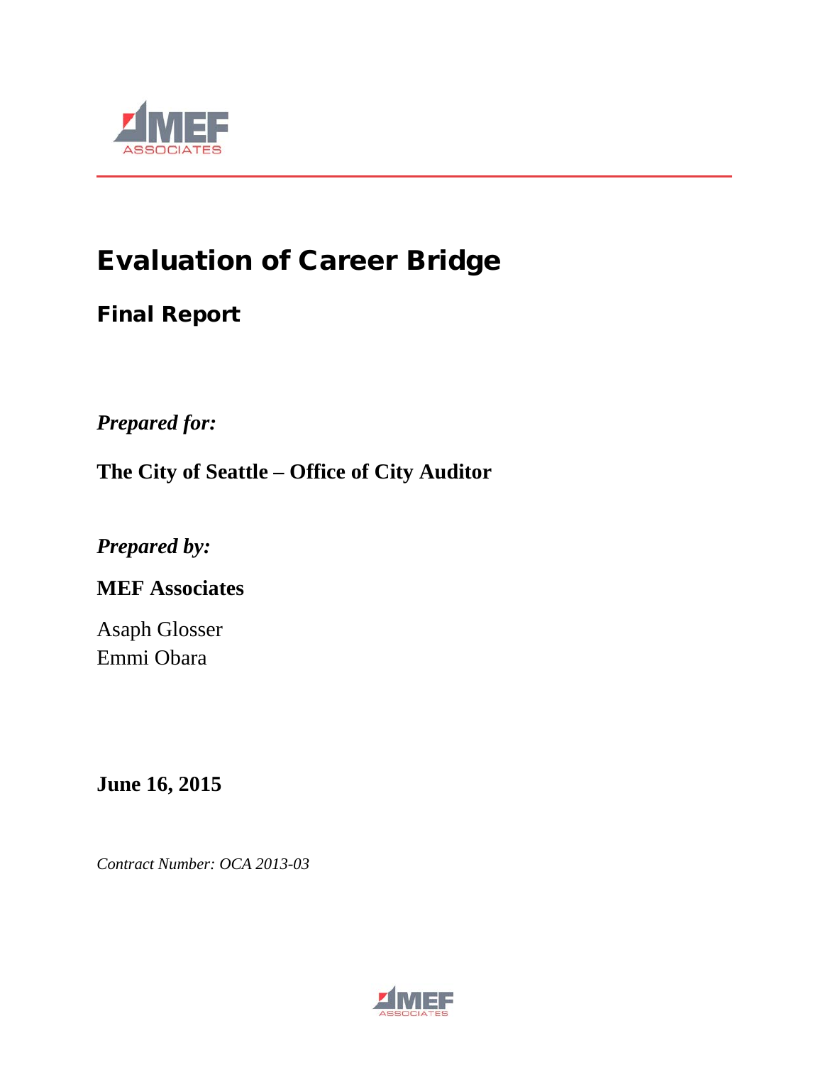# Evaluation of Career Bridge

## Final Report

***Prepared for:***

**The City of Seattle – Office of City Auditor**

***Prepared by:***

**MEF Associates**

Asaph Glosser
Emmi Obara

**June 16, 2015**

*Contract Number: OCA 2013-03*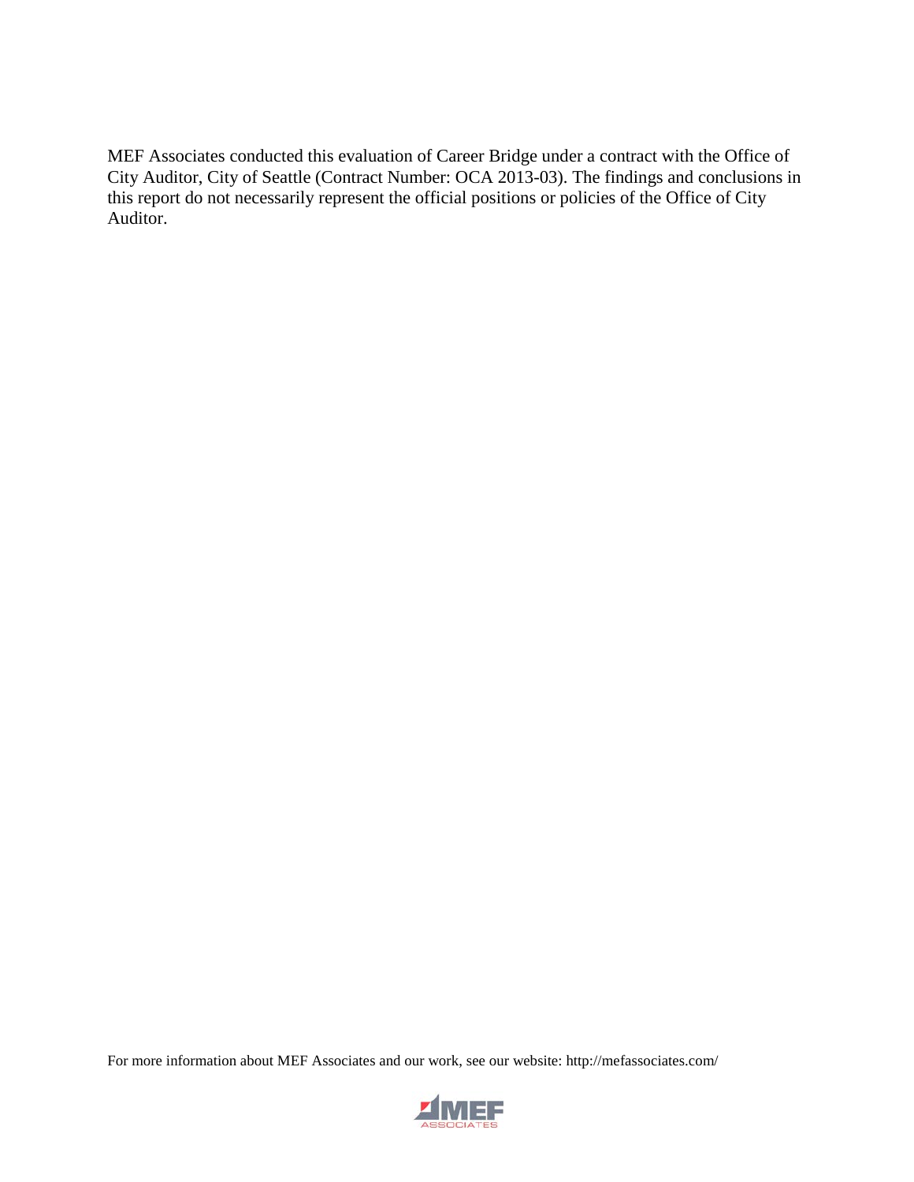MEF Associates conducted this evaluation of Career Bridge under a contract with the Office of City Auditor, City of Seattle (Contract Number: OCA 2013-03). The findings and conclusions in this report do not necessarily represent the official positions or policies of the Office of City Auditor.

For more information about MEF Associates and our work, see our website: http://mefassociates.com/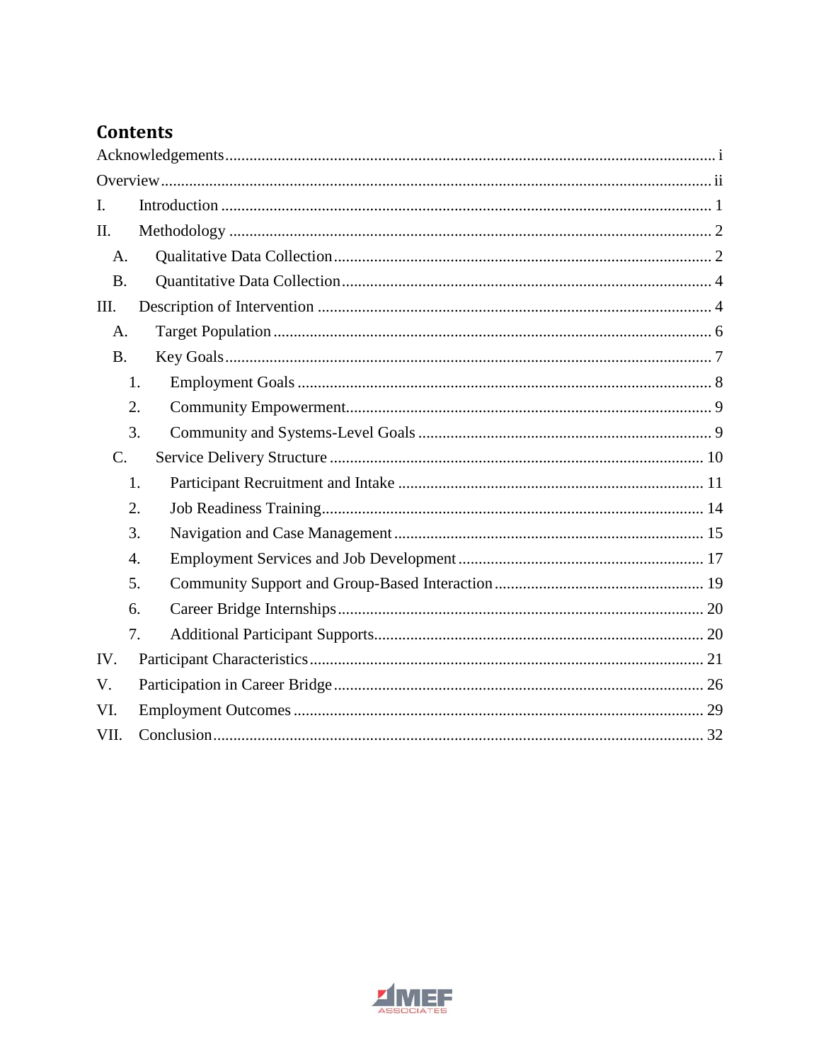# Contents

Acknowledgements ..... i

Overview ..... ii

I. Introduction ..... 1

II. Methodology ..... 2

- A. Qualitative Data Collection ..... 2
- B. Quantitative Data Collection ..... 4

III. Description of Intervention ..... 4

- A. Target Population ..... 6
- B. Key Goals ..... 7
  1. Employment Goals ..... 8
  2. Community Empowerment ..... 9
  3. Community and Systems-Level Goals ..... 9
- C. Service Delivery Structure ..... 10
  1. Participant Recruitment and Intake ..... 11
  2. Job Readiness Training ..... 14
  3. Navigation and Case Management ..... 15
  4. Employment Services and Job Development ..... 17
  5. Community Support and Group-Based Interaction ..... 19
  6. Career Bridge Internships ..... 20
  7. Additional Participant Supports ..... 20

IV. Participant Characteristics ..... 21

V. Participation in Career Bridge ..... 26

VI. Employment Outcomes ..... 29

VII. Conclusion ..... 32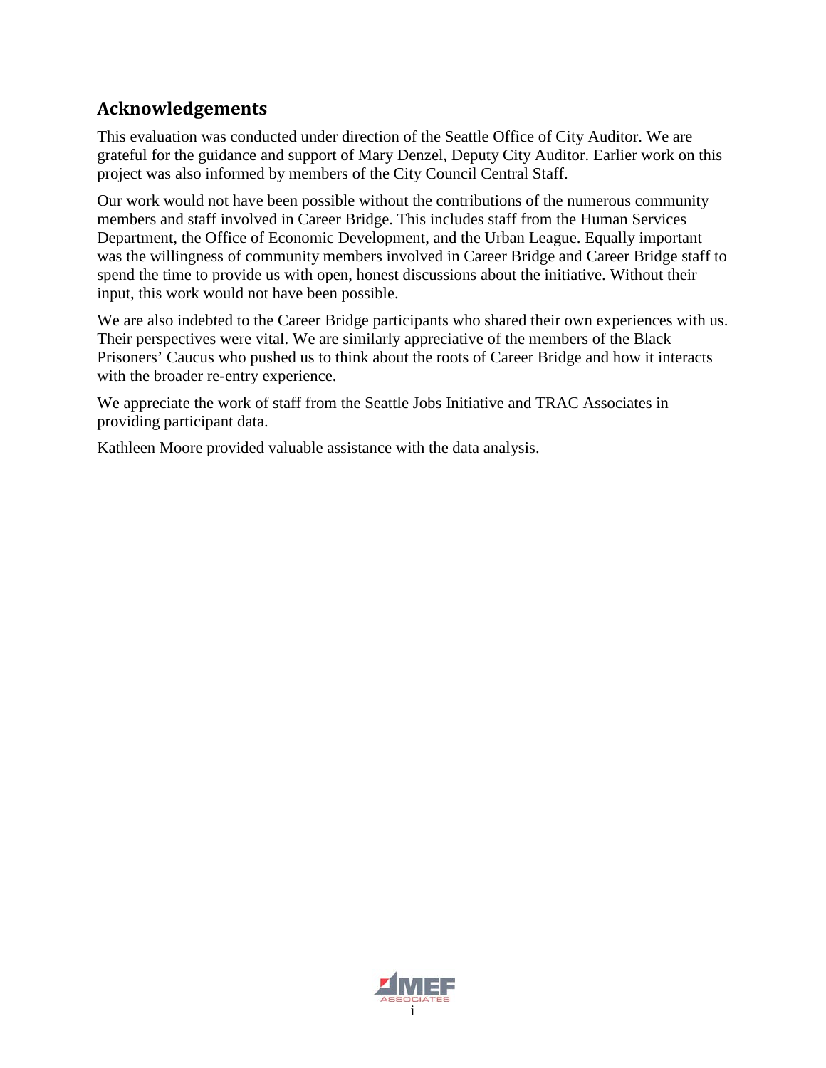## Acknowledgements

This evaluation was conducted under direction of the Seattle Office of City Auditor. We are grateful for the guidance and support of Mary Denzel, Deputy City Auditor. Earlier work on this project was also informed by members of the City Council Central Staff.

Our work would not have been possible without the contributions of the numerous community members and staff involved in Career Bridge. This includes staff from the Human Services Department, the Office of Economic Development, and the Urban League. Equally important was the willingness of community members involved in Career Bridge and Career Bridge staff to spend the time to provide us with open, honest discussions about the initiative. Without their input, this work would not have been possible.

We are also indebted to the Career Bridge participants who shared their own experiences with us. Their perspectives were vital. We are similarly appreciative of the members of the Black Prisoners' Caucus who pushed us to think about the roots of Career Bridge and how it interacts with the broader re-entry experience.

We appreciate the work of staff from the Seattle Jobs Initiative and TRAC Associates in providing participant data.

Kathleen Moore provided valuable assistance with the data analysis.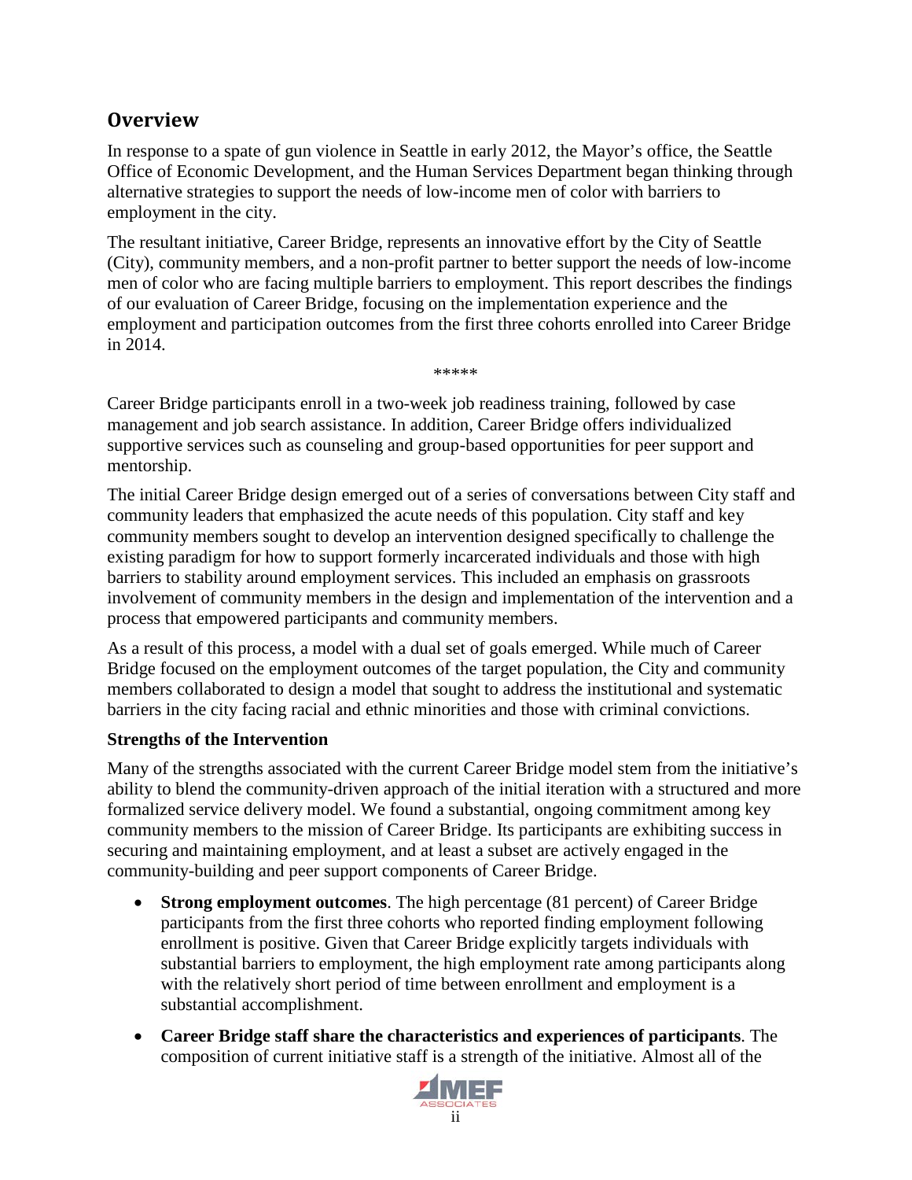## Overview

In response to a spate of gun violence in Seattle in early 2012, the Mayor's office, the Seattle Office of Economic Development, and the Human Services Department began thinking through alternative strategies to support the needs of low-income men of color with barriers to employment in the city.

The resultant initiative, Career Bridge, represents an innovative effort by the City of Seattle (City), community members, and a non-profit partner to better support the needs of low-income men of color who are facing multiple barriers to employment. This report describes the findings of our evaluation of Career Bridge, focusing on the implementation experience and the employment and participation outcomes from the first three cohorts enrolled into Career Bridge in 2014.

*****

Career Bridge participants enroll in a two-week job readiness training, followed by case management and job search assistance. In addition, Career Bridge offers individualized supportive services such as counseling and group-based opportunities for peer support and mentorship.

The initial Career Bridge design emerged out of a series of conversations between City staff and community leaders that emphasized the acute needs of this population. City staff and key community members sought to develop an intervention designed specifically to challenge the existing paradigm for how to support formerly incarcerated individuals and those with high barriers to stability around employment services. This included an emphasis on grassroots involvement of community members in the design and implementation of the intervention and a process that empowered participants and community members.

As a result of this process, a model with a dual set of goals emerged. While much of Career Bridge focused on the employment outcomes of the target population, the City and community members collaborated to design a model that sought to address the institutional and systematic barriers in the city facing racial and ethnic minorities and those with criminal convictions.

**Strengths of the Intervention**

Many of the strengths associated with the current Career Bridge model stem from the initiative's ability to blend the community-driven approach of the initial iteration with a structured and more formalized service delivery model. We found a substantial, ongoing commitment among key community members to the mission of Career Bridge. Its participants are exhibiting success in securing and maintaining employment, and at least a subset are actively engaged in the community-building and peer support components of Career Bridge.

- **Strong employment outcomes**. The high percentage (81 percent) of Career Bridge participants from the first three cohorts who reported finding employment following enrollment is positive. Given that Career Bridge explicitly targets individuals with substantial barriers to employment, the high employment rate among participants along with the relatively short period of time between enrollment and employment is a substantial accomplishment.
- **Career Bridge staff share the characteristics and experiences of participants**. The composition of current initiative staff is a strength of the initiative. Almost all of the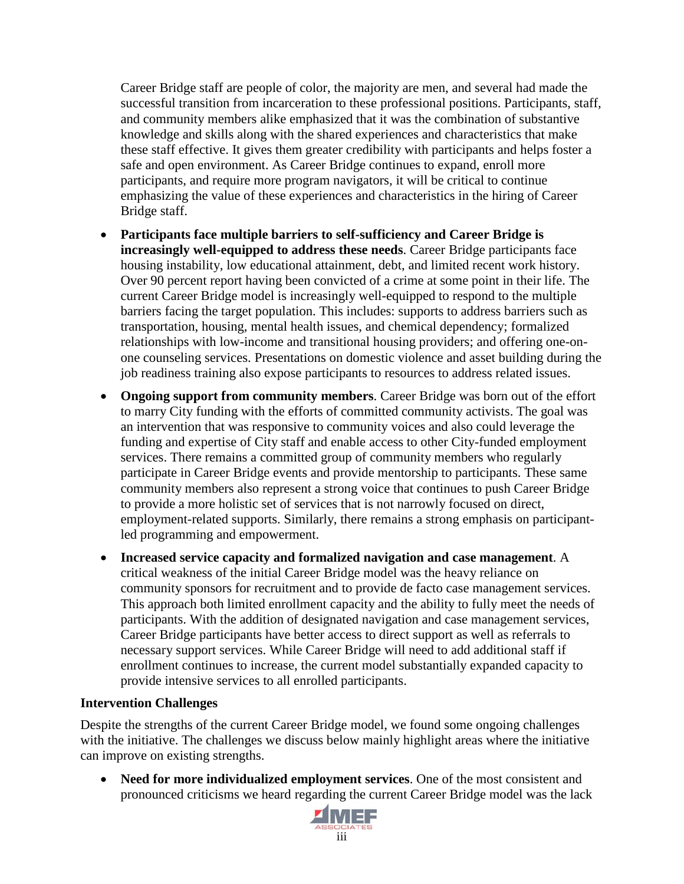Career Bridge staff are people of color, the majority are men, and several had made the successful transition from incarceration to these professional positions. Participants, staff, and community members alike emphasized that it was the combination of substantive knowledge and skills along with the shared experiences and characteristics that make these staff effective. It gives them greater credibility with participants and helps foster a safe and open environment. As Career Bridge continues to expand, enroll more participants, and require more program navigators, it will be critical to continue emphasizing the value of these experiences and characteristics in the hiring of Career Bridge staff.

- **Participants face multiple barriers to self-sufficiency and Career Bridge is increasingly well-equipped to address these needs**. Career Bridge participants face housing instability, low educational attainment, debt, and limited recent work history. Over 90 percent report having been convicted of a crime at some point in their life. The current Career Bridge model is increasingly well-equipped to respond to the multiple barriers facing the target population. This includes: supports to address barriers such as transportation, housing, mental health issues, and chemical dependency; formalized relationships with low-income and transitional housing providers; and offering one-on-one counseling services. Presentations on domestic violence and asset building during the job readiness training also expose participants to resources to address related issues.
- **Ongoing support from community members**. Career Bridge was born out of the effort to marry City funding with the efforts of committed community activists. The goal was an intervention that was responsive to community voices and also could leverage the funding and expertise of City staff and enable access to other City-funded employment services. There remains a committed group of community members who regularly participate in Career Bridge events and provide mentorship to participants. These same community members also represent a strong voice that continues to push Career Bridge to provide a more holistic set of services that is not narrowly focused on direct, employment-related supports. Similarly, there remains a strong emphasis on participant-led programming and empowerment.
- **Increased service capacity and formalized navigation and case management**. A critical weakness of the initial Career Bridge model was the heavy reliance on community sponsors for recruitment and to provide de facto case management services. This approach both limited enrollment capacity and the ability to fully meet the needs of participants. With the addition of designated navigation and case management services, Career Bridge participants have better access to direct support as well as referrals to necessary support services. While Career Bridge will need to add additional staff if enrollment continues to increase, the current model substantially expanded capacity to provide intensive services to all enrolled participants.

**Intervention Challenges**

Despite the strengths of the current Career Bridge model, we found some ongoing challenges with the initiative. The challenges we discuss below mainly highlight areas where the initiative can improve on existing strengths.

- **Need for more individualized employment services**. One of the most consistent and pronounced criticisms we heard regarding the current Career Bridge model was the lack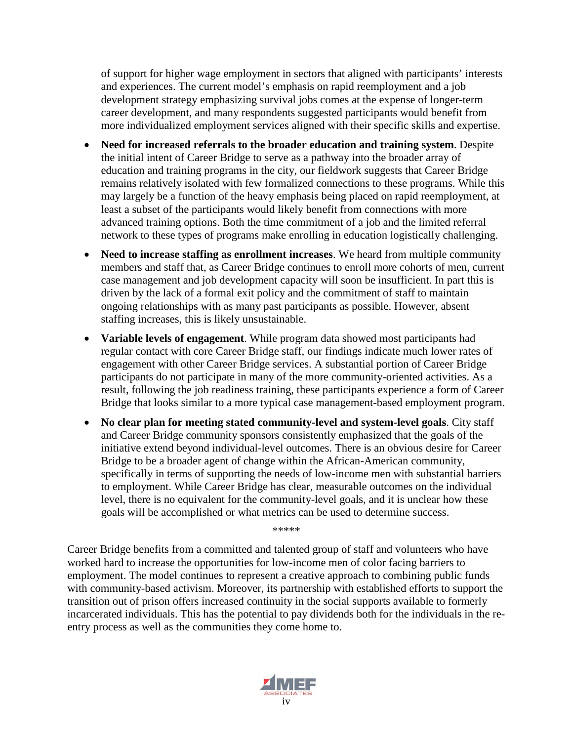of support for higher wage employment in sectors that aligned with participants' interests and experiences. The current model's emphasis on rapid reemployment and a job development strategy emphasizing survival jobs comes at the expense of longer-term career development, and many respondents suggested participants would benefit from more individualized employment services aligned with their specific skills and expertise.

- **Need for increased referrals to the broader education and training system**. Despite the initial intent of Career Bridge to serve as a pathway into the broader array of education and training programs in the city, our fieldwork suggests that Career Bridge remains relatively isolated with few formalized connections to these programs. While this may largely be a function of the heavy emphasis being placed on rapid reemployment, at least a subset of the participants would likely benefit from connections with more advanced training options. Both the time commitment of a job and the limited referral network to these types of programs make enrolling in education logistically challenging.
- **Need to increase staffing as enrollment increases**. We heard from multiple community members and staff that, as Career Bridge continues to enroll more cohorts of men, current case management and job development capacity will soon be insufficient. In part this is driven by the lack of a formal exit policy and the commitment of staff to maintain ongoing relationships with as many past participants as possible. However, absent staffing increases, this is likely unsustainable.
- **Variable levels of engagement**. While program data showed most participants had regular contact with core Career Bridge staff, our findings indicate much lower rates of engagement with other Career Bridge services. A substantial portion of Career Bridge participants do not participate in many of the more community-oriented activities. As a result, following the job readiness training, these participants experience a form of Career Bridge that looks similar to a more typical case management-based employment program.
- **No clear plan for meeting stated community-level and system-level goals**. City staff and Career Bridge community sponsors consistently emphasized that the goals of the initiative extend beyond individual-level outcomes. There is an obvious desire for Career Bridge to be a broader agent of change within the African-American community, specifically in terms of supporting the needs of low-income men with substantial barriers to employment. While Career Bridge has clear, measurable outcomes on the individual level, there is no equivalent for the community-level goals, and it is unclear how these goals will be accomplished or what metrics can be used to determine success.

*****

Career Bridge benefits from a committed and talented group of staff and volunteers who have worked hard to increase the opportunities for low-income men of color facing barriers to employment. The model continues to represent a creative approach to combining public funds with community-based activism. Moreover, its partnership with established efforts to support the transition out of prison offers increased continuity in the social supports available to formerly incarcerated individuals. This has the potential to pay dividends both for the individuals in the re-entry process as well as the communities they come home to.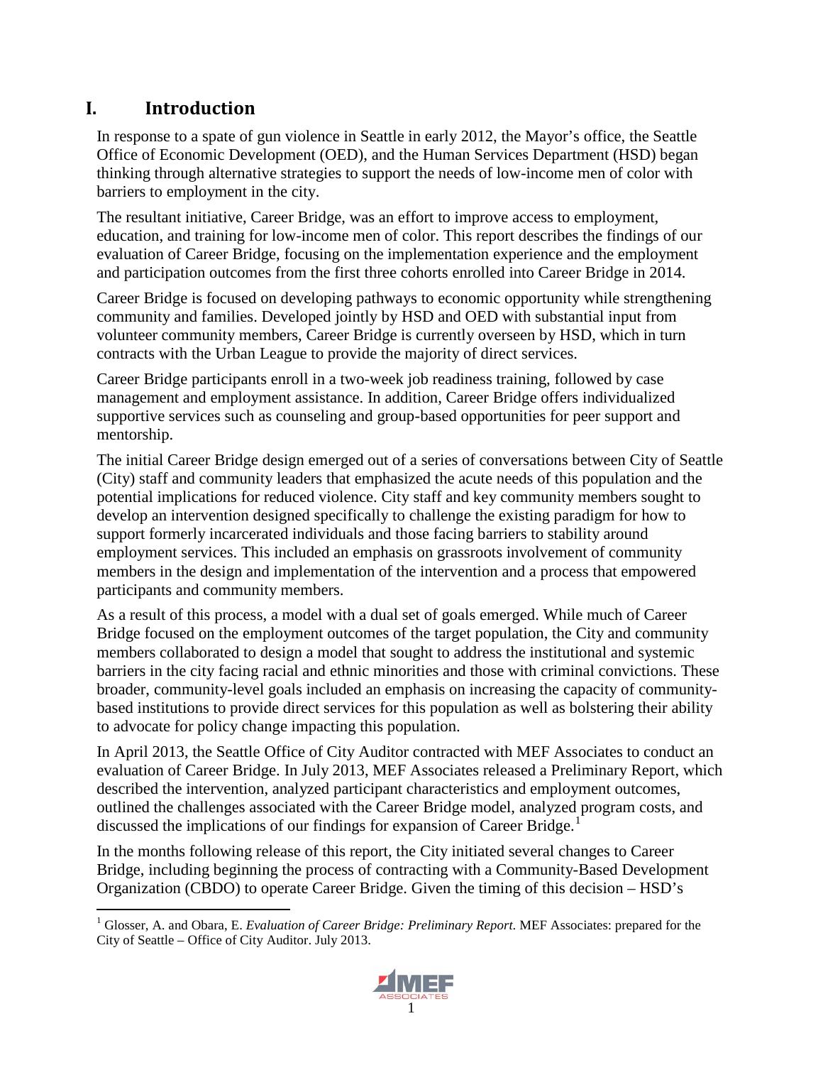# I. Introduction

In response to a spate of gun violence in Seattle in early 2012, the Mayor's office, the Seattle Office of Economic Development (OED), and the Human Services Department (HSD) began thinking through alternative strategies to support the needs of low-income men of color with barriers to employment in the city.

The resultant initiative, Career Bridge, was an effort to improve access to employment, education, and training for low-income men of color. This report describes the findings of our evaluation of Career Bridge, focusing on the implementation experience and the employment and participation outcomes from the first three cohorts enrolled into Career Bridge in 2014.

Career Bridge is focused on developing pathways to economic opportunity while strengthening community and families. Developed jointly by HSD and OED with substantial input from volunteer community members, Career Bridge is currently overseen by HSD, which in turn contracts with the Urban League to provide the majority of direct services.

Career Bridge participants enroll in a two-week job readiness training, followed by case management and employment assistance. In addition, Career Bridge offers individualized supportive services such as counseling and group-based opportunities for peer support and mentorship.

The initial Career Bridge design emerged out of a series of conversations between City of Seattle (City) staff and community leaders that emphasized the acute needs of this population and the potential implications for reduced violence. City staff and key community members sought to develop an intervention designed specifically to challenge the existing paradigm for how to support formerly incarcerated individuals and those facing barriers to stability around employment services. This included an emphasis on grassroots involvement of community members in the design and implementation of the intervention and a process that empowered participants and community members.

As a result of this process, a model with a dual set of goals emerged. While much of Career Bridge focused on the employment outcomes of the target population, the City and community members collaborated to design a model that sought to address the institutional and systemic barriers in the city facing racial and ethnic minorities and those with criminal convictions. These broader, community-level goals included an emphasis on increasing the capacity of community-based institutions to provide direct services for this population as well as bolstering their ability to advocate for policy change impacting this population.

In April 2013, the Seattle Office of City Auditor contracted with MEF Associates to conduct an evaluation of Career Bridge. In July 2013, MEF Associates released a Preliminary Report, which described the intervention, analyzed participant characteristics and employment outcomes, outlined the challenges associated with the Career Bridge model, analyzed program costs, and discussed the implications of our findings for expansion of Career Bridge.[1]

In the months following release of this report, the City initiated several changes to Career Bridge, including beginning the process of contracting with a Community-Based Development Organization (CBDO) to operate Career Bridge. Given the timing of this decision – HSD's

[1] Glosser, A. and Obara, E. *Evaluation of Career Bridge: Preliminary Report*. MEF Associates: prepared for the City of Seattle – Office of City Auditor. July 2013.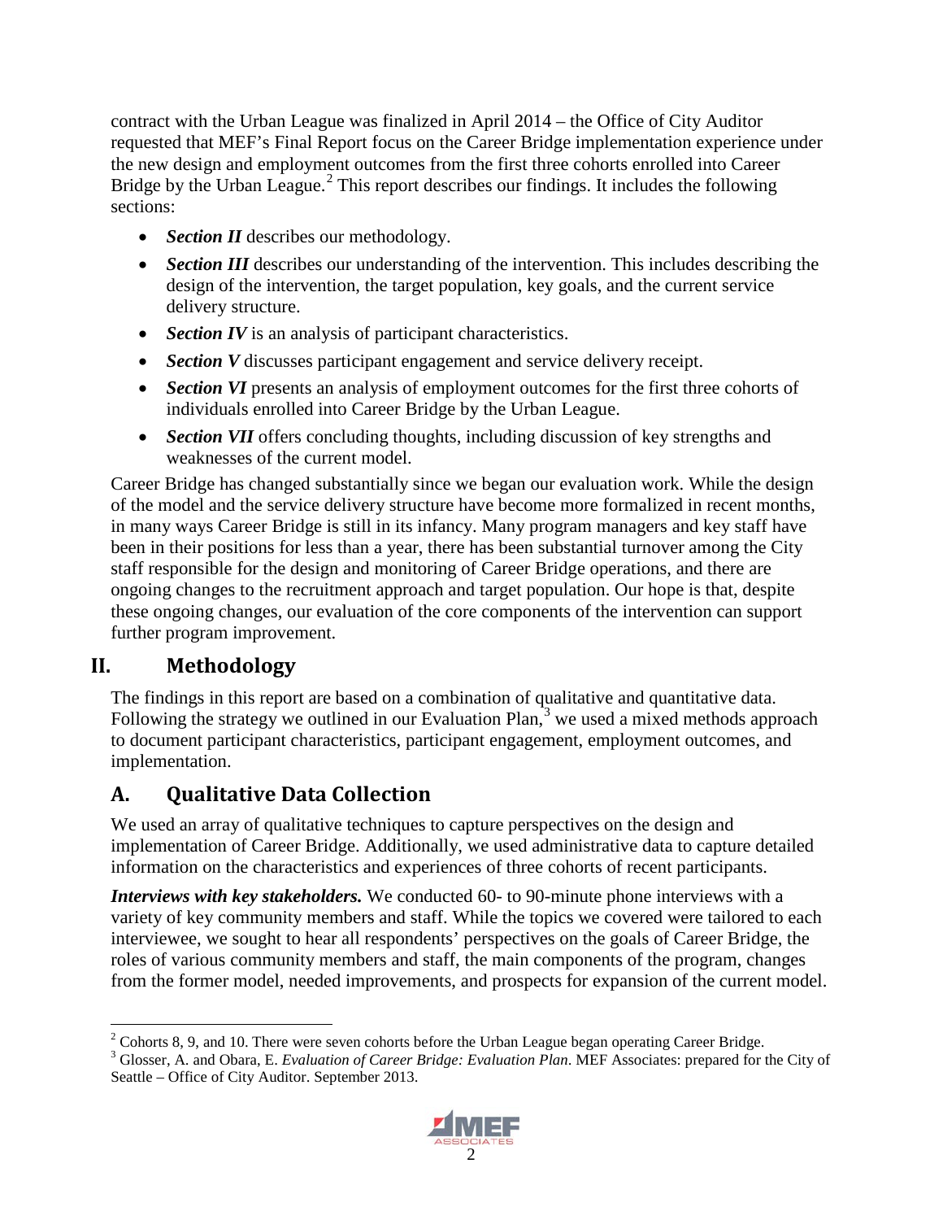contract with the Urban League was finalized in April 2014 – the Office of City Auditor requested that MEF's Final Report focus on the Career Bridge implementation experience under the new design and employment outcomes from the first three cohorts enrolled into Career Bridge by the Urban League.[2] This report describes our findings. It includes the following sections:

- ***Section II*** describes our methodology.
- ***Section III*** describes our understanding of the intervention. This includes describing the design of the intervention, the target population, key goals, and the current service delivery structure.
- ***Section IV*** is an analysis of participant characteristics.
- ***Section V*** discusses participant engagement and service delivery receipt.
- ***Section VI*** presents an analysis of employment outcomes for the first three cohorts of individuals enrolled into Career Bridge by the Urban League.
- ***Section VII*** offers concluding thoughts, including discussion of key strengths and weaknesses of the current model.

Career Bridge has changed substantially since we began our evaluation work. While the design of the model and the service delivery structure have become more formalized in recent months, in many ways Career Bridge is still in its infancy. Many program managers and key staff have been in their positions for less than a year, there has been substantial turnover among the City staff responsible for the design and monitoring of Career Bridge operations, and there are ongoing changes to the recruitment approach and target population. Our hope is that, despite these ongoing changes, our evaluation of the core components of the intervention can support further program improvement.

# II. Methodology

The findings in this report are based on a combination of qualitative and quantitative data. Following the strategy we outlined in our Evaluation Plan,[3] we used a mixed methods approach to document participant characteristics, participant engagement, employment outcomes, and implementation.

## A. Qualitative Data Collection

We used an array of qualitative techniques to capture perspectives on the design and implementation of Career Bridge. Additionally, we used administrative data to capture detailed information on the characteristics and experiences of three cohorts of recent participants.

***Interviews with key stakeholders.*** We conducted 60- to 90-minute phone interviews with a variety of key community members and staff. While the topics we covered were tailored to each interviewee, we sought to hear all respondents' perspectives on the goals of Career Bridge, the roles of various community members and staff, the main components of the program, changes from the former model, needed improvements, and prospects for expansion of the current model.

---

[2] Cohorts 8, 9, and 10. There were seven cohorts before the Urban League began operating Career Bridge.

[3] Glosser, A. and Obara, E. *Evaluation of Career Bridge: Evaluation Plan*. MEF Associates: prepared for the City of Seattle – Office of City Auditor. September 2013.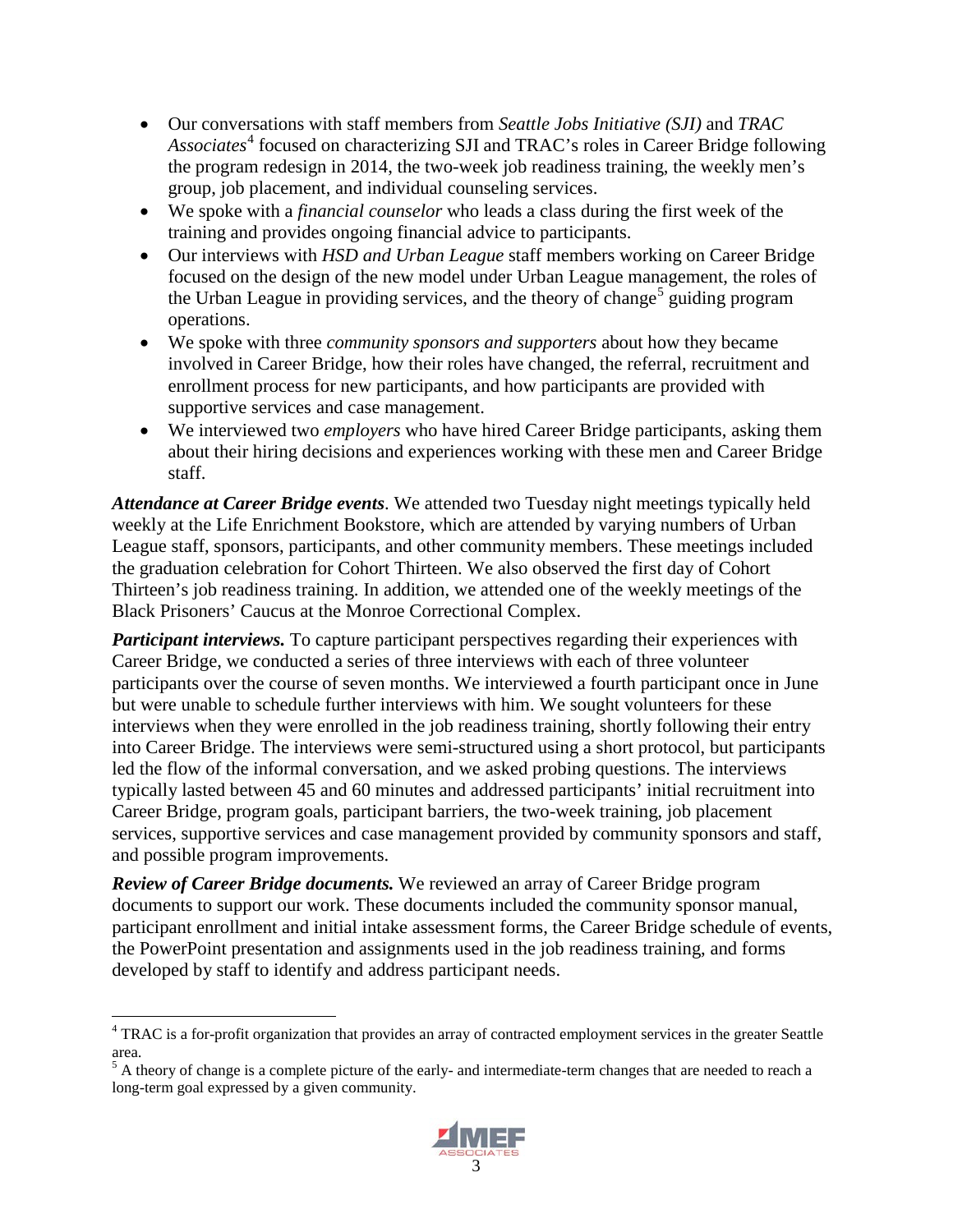- Our conversations with staff members from *Seattle Jobs Initiative (SJI)* and *TRAC Associates*[4] focused on characterizing SJI and TRAC's roles in Career Bridge following the program redesign in 2014, the two-week job readiness training, the weekly men's group, job placement, and individual counseling services.
- We spoke with a *financial counselor* who leads a class during the first week of the training and provides ongoing financial advice to participants.
- Our interviews with *HSD and Urban League* staff members working on Career Bridge focused on the design of the new model under Urban League management, the roles of the Urban League in providing services, and the theory of change[5] guiding program operations.
- We spoke with three *community sponsors and supporters* about how they became involved in Career Bridge, how their roles have changed, the referral, recruitment and enrollment process for new participants, and how participants are provided with supportive services and case management.
- We interviewed two *employers* who have hired Career Bridge participants, asking them about their hiring decisions and experiences working with these men and Career Bridge staff.

***Attendance at Career Bridge events**.* We attended two Tuesday night meetings typically held weekly at the Life Enrichment Bookstore, which are attended by varying numbers of Urban League staff, sponsors, participants, and other community members. These meetings included the graduation celebration for Cohort Thirteen. We also observed the first day of Cohort Thirteen's job readiness training. In addition, we attended one of the weekly meetings of the Black Prisoners' Caucus at the Monroe Correctional Complex.

***Participant interviews.*** To capture participant perspectives regarding their experiences with Career Bridge, we conducted a series of three interviews with each of three volunteer participants over the course of seven months. We interviewed a fourth participant once in June but were unable to schedule further interviews with him. We sought volunteers for these interviews when they were enrolled in the job readiness training, shortly following their entry into Career Bridge. The interviews were semi-structured using a short protocol, but participants led the flow of the informal conversation, and we asked probing questions. The interviews typically lasted between 45 and 60 minutes and addressed participants' initial recruitment into Career Bridge, program goals, participant barriers, the two-week training, job placement services, supportive services and case management provided by community sponsors and staff, and possible program improvements.

***Review of Career Bridge documents.*** We reviewed an array of Career Bridge program documents to support our work. These documents included the community sponsor manual, participant enrollment and initial intake assessment forms, the Career Bridge schedule of events, the PowerPoint presentation and assignments used in the job readiness training, and forms developed by staff to identify and address participant needs.

---

[4] TRAC is a for-profit organization that provides an array of contracted employment services in the greater Seattle area.

[5] A theory of change is a complete picture of the early- and intermediate-term changes that are needed to reach a long-term goal expressed by a given community.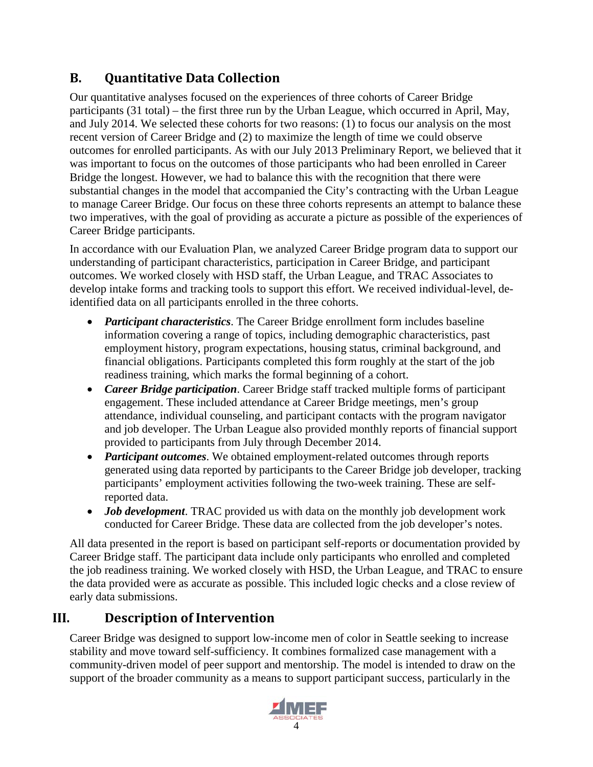## B. Quantitative Data Collection

Our quantitative analyses focused on the experiences of three cohorts of Career Bridge participants (31 total) – the first three run by the Urban League, which occurred in April, May, and July 2014. We selected these cohorts for two reasons: (1) to focus our analysis on the most recent version of Career Bridge and (2) to maximize the length of time we could observe outcomes for enrolled participants. As with our July 2013 Preliminary Report, we believed that it was important to focus on the outcomes of those participants who had been enrolled in Career Bridge the longest. However, we had to balance this with the recognition that there were substantial changes in the model that accompanied the City's contracting with the Urban League to manage Career Bridge. Our focus on these three cohorts represents an attempt to balance these two imperatives, with the goal of providing as accurate a picture as possible of the experiences of Career Bridge participants.

In accordance with our Evaluation Plan, we analyzed Career Bridge program data to support our understanding of participant characteristics, participation in Career Bridge, and participant outcomes. We worked closely with HSD staff, the Urban League, and TRAC Associates to develop intake forms and tracking tools to support this effort. We received individual-level, de-identified data on all participants enrolled in the three cohorts.

- ***Participant characteristics***. The Career Bridge enrollment form includes baseline information covering a range of topics, including demographic characteristics, past employment history, program expectations, housing status, criminal background, and financial obligations. Participants completed this form roughly at the start of the job readiness training, which marks the formal beginning of a cohort.
- ***Career Bridge participation***. Career Bridge staff tracked multiple forms of participant engagement. These included attendance at Career Bridge meetings, men's group attendance, individual counseling, and participant contacts with the program navigator and job developer. The Urban League also provided monthly reports of financial support provided to participants from July through December 2014.
- ***Participant outcomes***. We obtained employment-related outcomes through reports generated using data reported by participants to the Career Bridge job developer, tracking participants' employment activities following the two-week training. These are self-reported data.
- ***Job development***. TRAC provided us with data on the monthly job development work conducted for Career Bridge. These data are collected from the job developer's notes.

All data presented in the report is based on participant self-reports or documentation provided by Career Bridge staff. The participant data include only participants who enrolled and completed the job readiness training. We worked closely with HSD, the Urban League, and TRAC to ensure the data provided were as accurate as possible. This included logic checks and a close review of early data submissions.

# III. Description of Intervention

Career Bridge was designed to support low-income men of color in Seattle seeking to increase stability and move toward self-sufficiency. It combines formalized case management with a community-driven model of peer support and mentorship. The model is intended to draw on the support of the broader community as a means to support participant success, particularly in the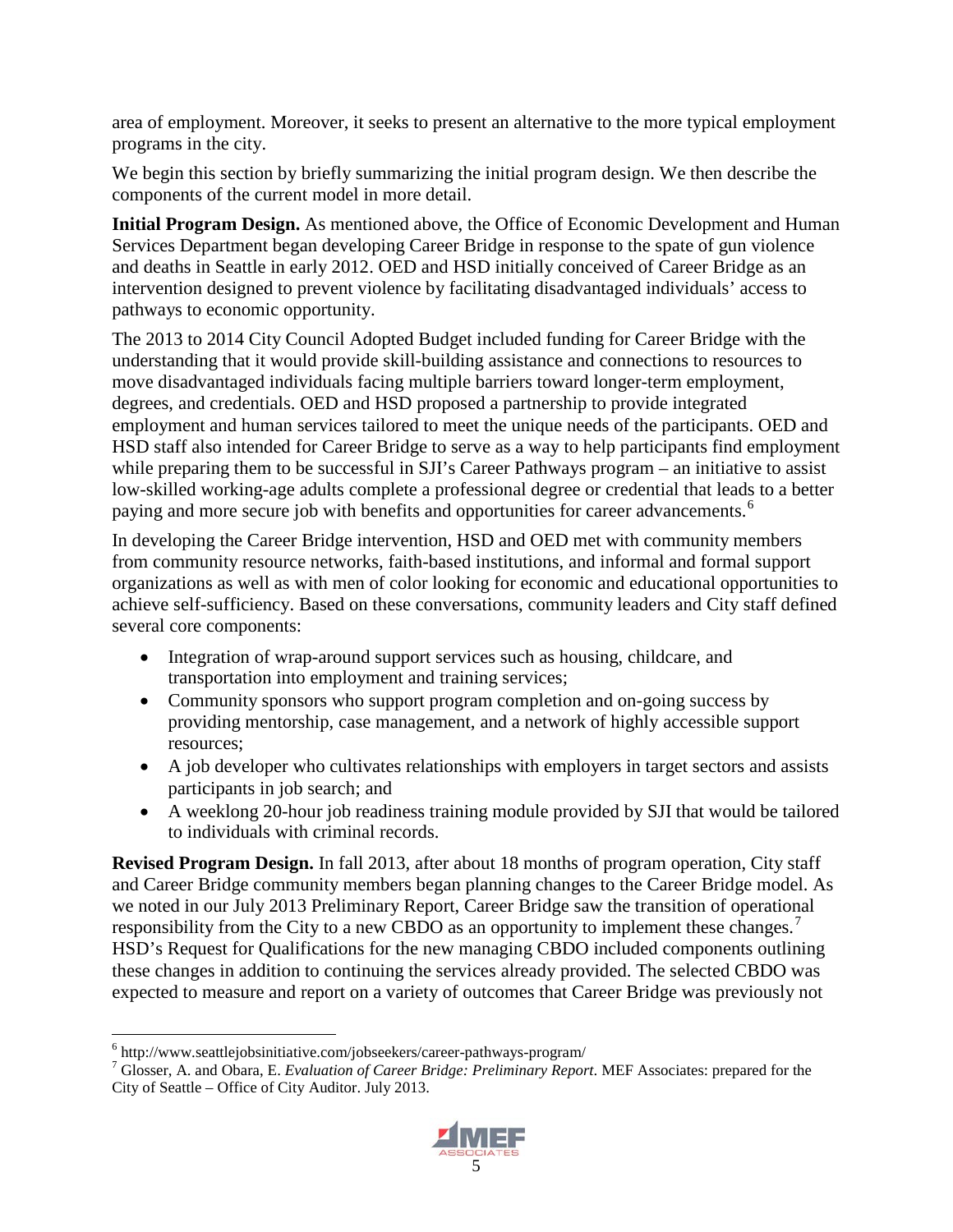area of employment. Moreover, it seeks to present an alternative to the more typical employment programs in the city.

We begin this section by briefly summarizing the initial program design. We then describe the components of the current model in more detail.

**Initial Program Design.** As mentioned above, the Office of Economic Development and Human Services Department began developing Career Bridge in response to the spate of gun violence and deaths in Seattle in early 2012. OED and HSD initially conceived of Career Bridge as an intervention designed to prevent violence by facilitating disadvantaged individuals' access to pathways to economic opportunity.

The 2013 to 2014 City Council Adopted Budget included funding for Career Bridge with the understanding that it would provide skill-building assistance and connections to resources to move disadvantaged individuals facing multiple barriers toward longer-term employment, degrees, and credentials. OED and HSD proposed a partnership to provide integrated employment and human services tailored to meet the unique needs of the participants. OED and HSD staff also intended for Career Bridge to serve as a way to help participants find employment while preparing them to be successful in SJI's Career Pathways program – an initiative to assist low-skilled working-age adults complete a professional degree or credential that leads to a better paying and more secure job with benefits and opportunities for career advancements.[6]

In developing the Career Bridge intervention, HSD and OED met with community members from community resource networks, faith-based institutions, and informal and formal support organizations as well as with men of color looking for economic and educational opportunities to achieve self-sufficiency. Based on these conversations, community leaders and City staff defined several core components:

- Integration of wrap-around support services such as housing, childcare, and transportation into employment and training services;
- Community sponsors who support program completion and on-going success by providing mentorship, case management, and a network of highly accessible support resources;
- A job developer who cultivates relationships with employers in target sectors and assists participants in job search; and
- A weeklong 20-hour job readiness training module provided by SJI that would be tailored to individuals with criminal records.

**Revised Program Design.** In fall 2013, after about 18 months of program operation, City staff and Career Bridge community members began planning changes to the Career Bridge model. As we noted in our July 2013 Preliminary Report, Career Bridge saw the transition of operational responsibility from the City to a new CBDO as an opportunity to implement these changes.[7] HSD's Request for Qualifications for the new managing CBDO included components outlining these changes in addition to continuing the services already provided. The selected CBDO was expected to measure and report on a variety of outcomes that Career Bridge was previously not

[6] http://www.seattlejobsinitiative.com/jobseekers/career-pathways-program/

[7] Glosser, A. and Obara, E. *Evaluation of Career Bridge: Preliminary Report*. MEF Associates: prepared for the City of Seattle – Office of City Auditor. July 2013.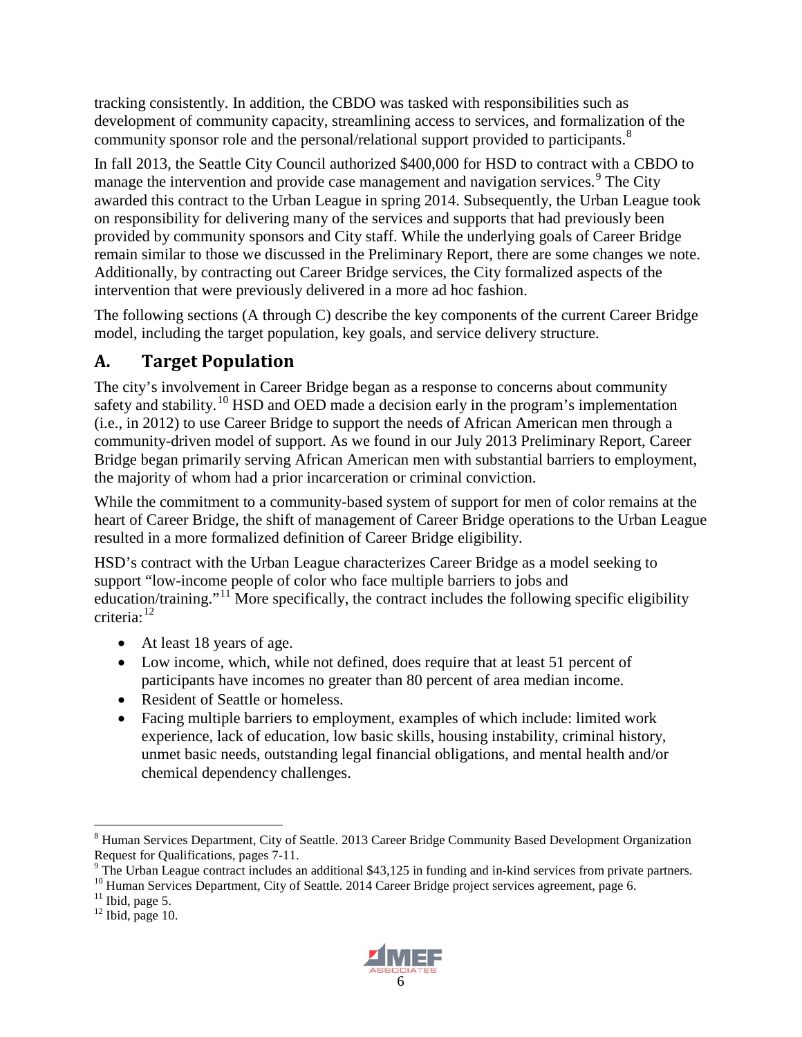tracking consistently. In addition, the CBDO was tasked with responsibilities such as development of community capacity, streamlining access to services, and formalization of the community sponsor role and the personal/relational support provided to participants.[8]

In fall 2013, the Seattle City Council authorized $400,000 for HSD to contract with a CBDO to manage the intervention and provide case management and navigation services.[9] The City awarded this contract to the Urban League in spring 2014. Subsequently, the Urban League took on responsibility for delivering many of the services and supports that had previously been provided by community sponsors and City staff. While the underlying goals of Career Bridge remain similar to those we discussed in the Preliminary Report, there are some changes we note. Additionally, by contracting out Career Bridge services, the City formalized aspects of the intervention that were previously delivered in a more ad hoc fashion.

The following sections (A through C) describe the key components of the current Career Bridge model, including the target population, key goals, and service delivery structure.

## A. Target Population

The city's involvement in Career Bridge began as a response to concerns about community safety and stability.[10] HSD and OED made a decision early in the program's implementation (i.e., in 2012) to use Career Bridge to support the needs of African American men through a community-driven model of support. As we found in our July 2013 Preliminary Report, Career Bridge began primarily serving African American men with substantial barriers to employment, the majority of whom had a prior incarceration or criminal conviction.

While the commitment to a community-based system of support for men of color remains at the heart of Career Bridge, the shift of management of Career Bridge operations to the Urban League resulted in a more formalized definition of Career Bridge eligibility.

HSD's contract with the Urban League characterizes Career Bridge as a model seeking to support "low-income people of color who face multiple barriers to jobs and education/training."[11] More specifically, the contract includes the following specific eligibility criteria:[12]

- At least 18 years of age.
- Low income, which, while not defined, does require that at least 51 percent of participants have incomes no greater than 80 percent of area median income.
- Resident of Seattle or homeless.
- Facing multiple barriers to employment, examples of which include: limited work experience, lack of education, low basic skills, housing instability, criminal history, unmet basic needs, outstanding legal financial obligations, and mental health and/or chemical dependency challenges.

---

[8] Human Services Department, City of Seattle. 2013 Career Bridge Community Based Development Organization Request for Qualifications, pages 7-11.

[9] The Urban League contract includes an additional $43,125 in funding and in-kind services from private partners.

[10] Human Services Department, City of Seattle. 2014 Career Bridge project services agreement, page 6.

[11] Ibid, page 5.

[12] Ibid, page 10.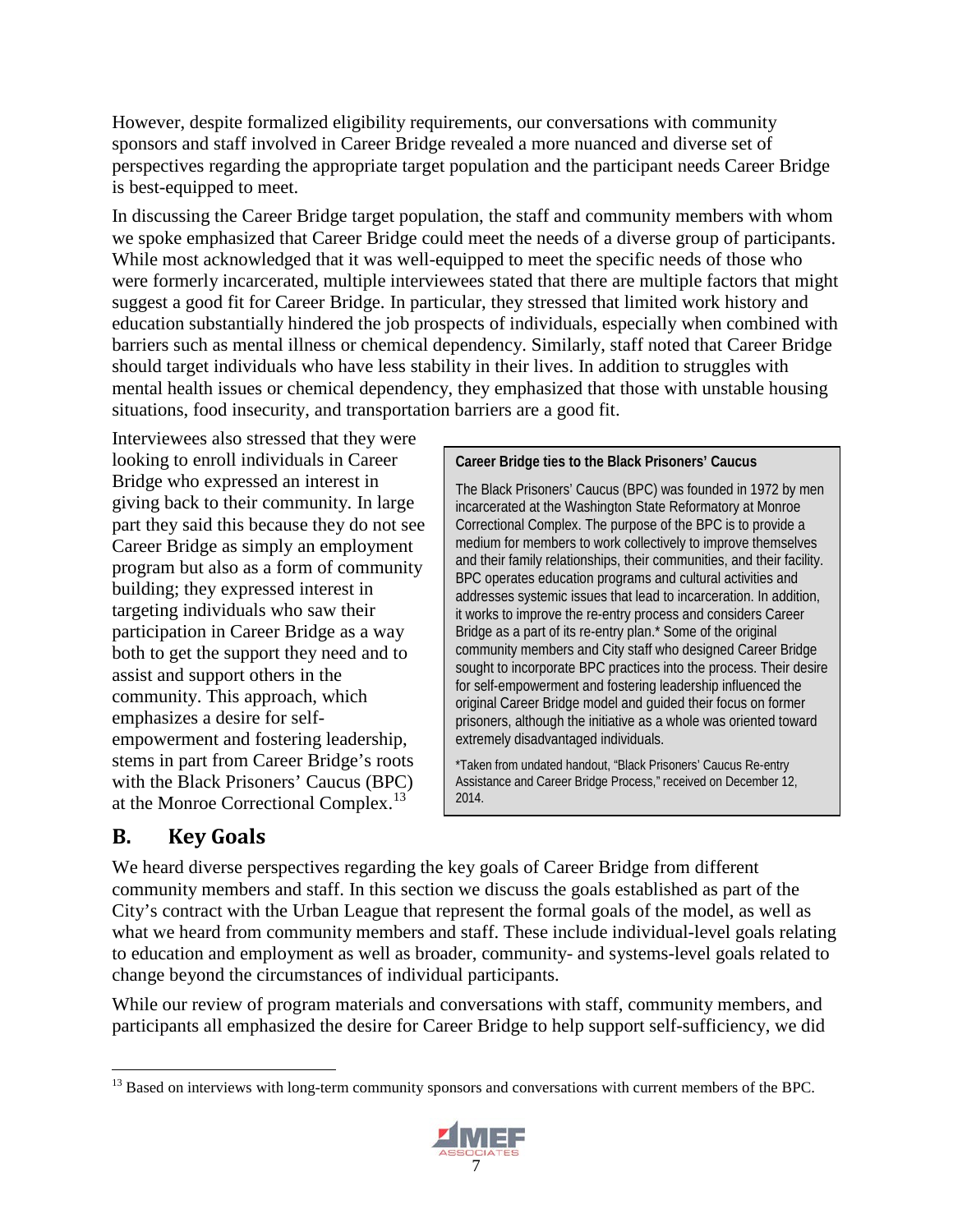However, despite formalized eligibility requirements, our conversations with community sponsors and staff involved in Career Bridge revealed a more nuanced and diverse set of perspectives regarding the appropriate target population and the participant needs Career Bridge is best-equipped to meet.

In discussing the Career Bridge target population, the staff and community members with whom we spoke emphasized that Career Bridge could meet the needs of a diverse group of participants. While most acknowledged that it was well-equipped to meet the specific needs of those who were formerly incarcerated, multiple interviewees stated that there are multiple factors that might suggest a good fit for Career Bridge. In particular, they stressed that limited work history and education substantially hindered the job prospects of individuals, especially when combined with barriers such as mental illness or chemical dependency. Similarly, staff noted that Career Bridge should target individuals who have less stability in their lives. In addition to struggles with mental health issues or chemical dependency, they emphasized that those with unstable housing situations, food insecurity, and transportation barriers are a good fit.

Interviewees also stressed that they were looking to enroll individuals in Career Bridge who expressed an interest in giving back to their community. In large part they said this because they do not see Career Bridge as simply an employment program but also as a form of community building; they expressed interest in targeting individuals who saw their participation in Career Bridge as a way both to get the support they need and to assist and support others in the community. This approach, which emphasizes a desire for self-empowerment and fostering leadership, stems in part from Career Bridge's roots with the Black Prisoners' Caucus (BPC) at the Monroe Correctional Complex.[13]

**Career Bridge ties to the Black Prisoners' Caucus**

The Black Prisoners' Caucus (BPC) was founded in 1972 by men incarcerated at the Washington State Reformatory at Monroe Correctional Complex. The purpose of the BPC is to provide a medium for members to work collectively to improve themselves and their family relationships, their communities, and their facility. BPC operates education programs and cultural activities and addresses systemic issues that lead to incarceration. In addition, it works to improve the re-entry process and considers Career Bridge as a part of its re-entry plan.* Some of the original community members and City staff who designed Career Bridge sought to incorporate BPC practices into the process. Their desire for self-empowerment and fostering leadership influenced the original Career Bridge model and guided their focus on former prisoners, although the initiative as a whole was oriented toward extremely disadvantaged individuals.

*Taken from undated handout, "Black Prisoners' Caucus Re-entry Assistance and Career Bridge Process," received on December 12, 2014.

## B. Key Goals

We heard diverse perspectives regarding the key goals of Career Bridge from different community members and staff. In this section we discuss the goals established as part of the City's contract with the Urban League that represent the formal goals of the model, as well as what we heard from community members and staff. These include individual-level goals relating to education and employment as well as broader, community- and systems-level goals related to change beyond the circumstances of individual participants.

While our review of program materials and conversations with staff, community members, and participants all emphasized the desire for Career Bridge to help support self-sufficiency, we did

[13] Based on interviews with long-term community sponsors and conversations with current members of the BPC.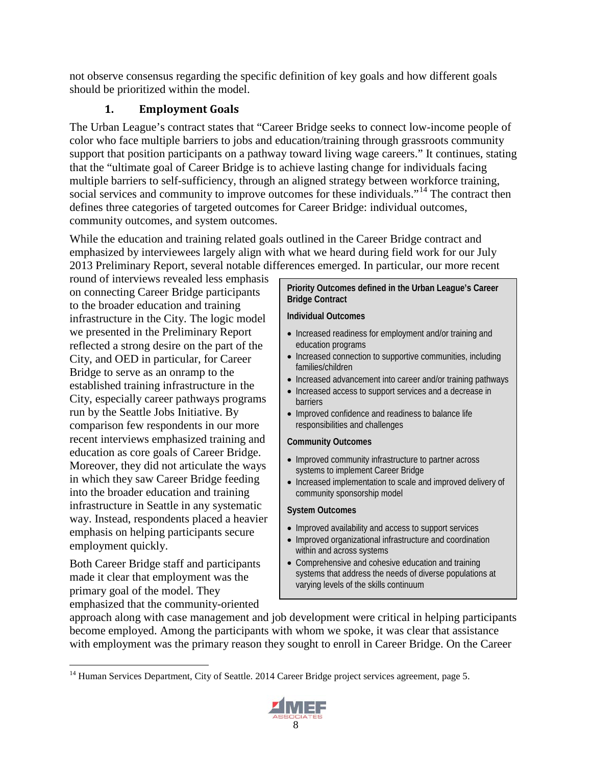not observe consensus regarding the specific definition of key goals and how different goals should be prioritized within the model.

### 1. Employment Goals

The Urban League's contract states that "Career Bridge seeks to connect low-income people of color who face multiple barriers to jobs and education/training through grassroots community support that position participants on a pathway toward living wage careers." It continues, stating that the "ultimate goal of Career Bridge is to achieve lasting change for individuals facing multiple barriers to self-sufficiency, through an aligned strategy between workforce training, social services and community to improve outcomes for these individuals."[14] The contract then defines three categories of targeted outcomes for Career Bridge: individual outcomes, community outcomes, and system outcomes.

While the education and training related goals outlined in the Career Bridge contract and emphasized by interviewees largely align with what we heard during field work for our July 2013 Preliminary Report, several notable differences emerged. In particular, our more recent round of interviews revealed less emphasis on connecting Career Bridge participants to the broader education and training infrastructure in the City. The logic model we presented in the Preliminary Report reflected a strong desire on the part of the City, and OED in particular, for Career Bridge to serve as an onramp to the established training infrastructure in the City, especially career pathways programs run by the Seattle Jobs Initiative. By comparison few respondents in our more recent interviews emphasized training and education as core goals of Career Bridge. Moreover, they did not articulate the ways in which they saw Career Bridge feeding into the broader education and training infrastructure in Seattle in any systematic way. Instead, respondents placed a heavier emphasis on helping participants secure employment quickly.

Both Career Bridge staff and participants made it clear that employment was the primary goal of the model. They emphasized that the community-oriented approach along with case management and job development were critical in helping participants become employed. Among the participants with whom we spoke, it was clear that assistance with employment was the primary reason they sought to enroll in Career Bridge. On the Career

> **Priority Outcomes defined in the Urban League's Career Bridge Contract**
>
> **Individual Outcomes**
>
> - Increased readiness for employment and/or training and education programs
> - Increased connection to supportive communities, including families/children
> - Increased advancement into career and/or training pathways
> - Increased access to support services and a decrease in barriers
> - Improved confidence and readiness to balance life responsibilities and challenges
>
> **Community Outcomes**
>
> - Improved community infrastructure to partner across systems to implement Career Bridge
> - Increased implementation to scale and improved delivery of community sponsorship model
>
> **System Outcomes**
>
> - Improved availability and access to support services
> - Improved organizational infrastructure and coordination within and across systems
> - Comprehensive and cohesive education and training systems that address the needs of diverse populations at varying levels of the skills continuum

[14] Human Services Department, City of Seattle. 2014 Career Bridge project services agreement, page 5.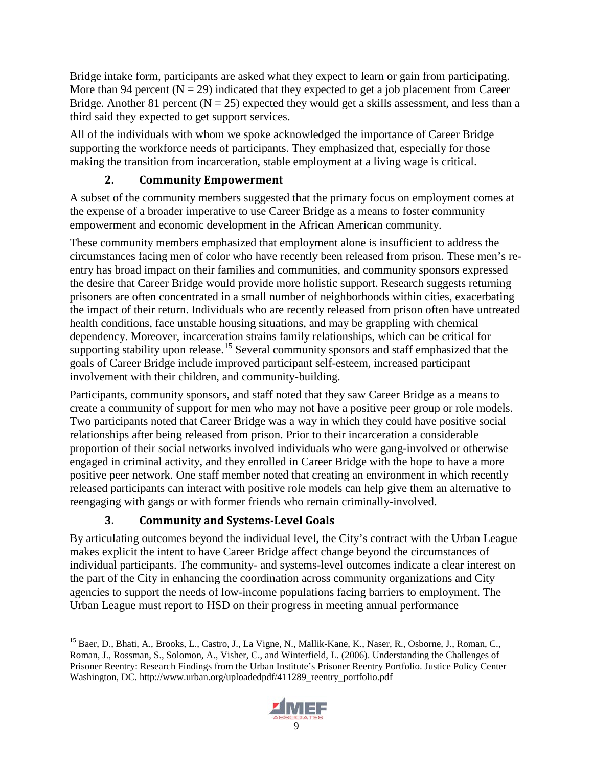Bridge intake form, participants are asked what they expect to learn or gain from participating. More than 94 percent (N = 29) indicated that they expected to get a job placement from Career Bridge. Another 81 percent (N = 25) expected they would get a skills assessment, and less than a third said they expected to get support services.

All of the individuals with whom we spoke acknowledged the importance of Career Bridge supporting the workforce needs of participants. They emphasized that, especially for those making the transition from incarceration, stable employment at a living wage is critical.

### 2. Community Empowerment

A subset of the community members suggested that the primary focus on employment comes at the expense of a broader imperative to use Career Bridge as a means to foster community empowerment and economic development in the African American community.

These community members emphasized that employment alone is insufficient to address the circumstances facing men of color who have recently been released from prison. These men's re-entry has broad impact on their families and communities, and community sponsors expressed the desire that Career Bridge would provide more holistic support. Research suggests returning prisoners are often concentrated in a small number of neighborhoods within cities, exacerbating the impact of their return. Individuals who are recently released from prison often have untreated health conditions, face unstable housing situations, and may be grappling with chemical dependency. Moreover, incarceration strains family relationships, which can be critical for supporting stability upon release.[15] Several community sponsors and staff emphasized that the goals of Career Bridge include improved participant self-esteem, increased participant involvement with their children, and community-building.

Participants, community sponsors, and staff noted that they saw Career Bridge as a means to create a community of support for men who may not have a positive peer group or role models. Two participants noted that Career Bridge was a way in which they could have positive social relationships after being released from prison. Prior to their incarceration a considerable proportion of their social networks involved individuals who were gang-involved or otherwise engaged in criminal activity, and they enrolled in Career Bridge with the hope to have a more positive peer network. One staff member noted that creating an environment in which recently released participants can interact with positive role models can help give them an alternative to reengaging with gangs or with former friends who remain criminally-involved.

### 3. Community and Systems-Level Goals

By articulating outcomes beyond the individual level, the City's contract with the Urban League makes explicit the intent to have Career Bridge affect change beyond the circumstances of individual participants. The community- and systems-level outcomes indicate a clear interest on the part of the City in enhancing the coordination across community organizations and City agencies to support the needs of low-income populations facing barriers to employment. The Urban League must report to HSD on their progress in meeting annual performance

---

[15] Baer, D., Bhati, A., Brooks, L., Castro, J., La Vigne, N., Mallik-Kane, K., Naser, R., Osborne, J., Roman, C., Roman, J., Rossman, S., Solomon, A., Visher, C., and Winterfield, L. (2006). Understanding the Challenges of Prisoner Reentry: Research Findings from the Urban Institute's Prisoner Reentry Portfolio. Justice Policy Center Washington, DC. http://www.urban.org/uploadedpdf/411289_reentry_portfolio.pdf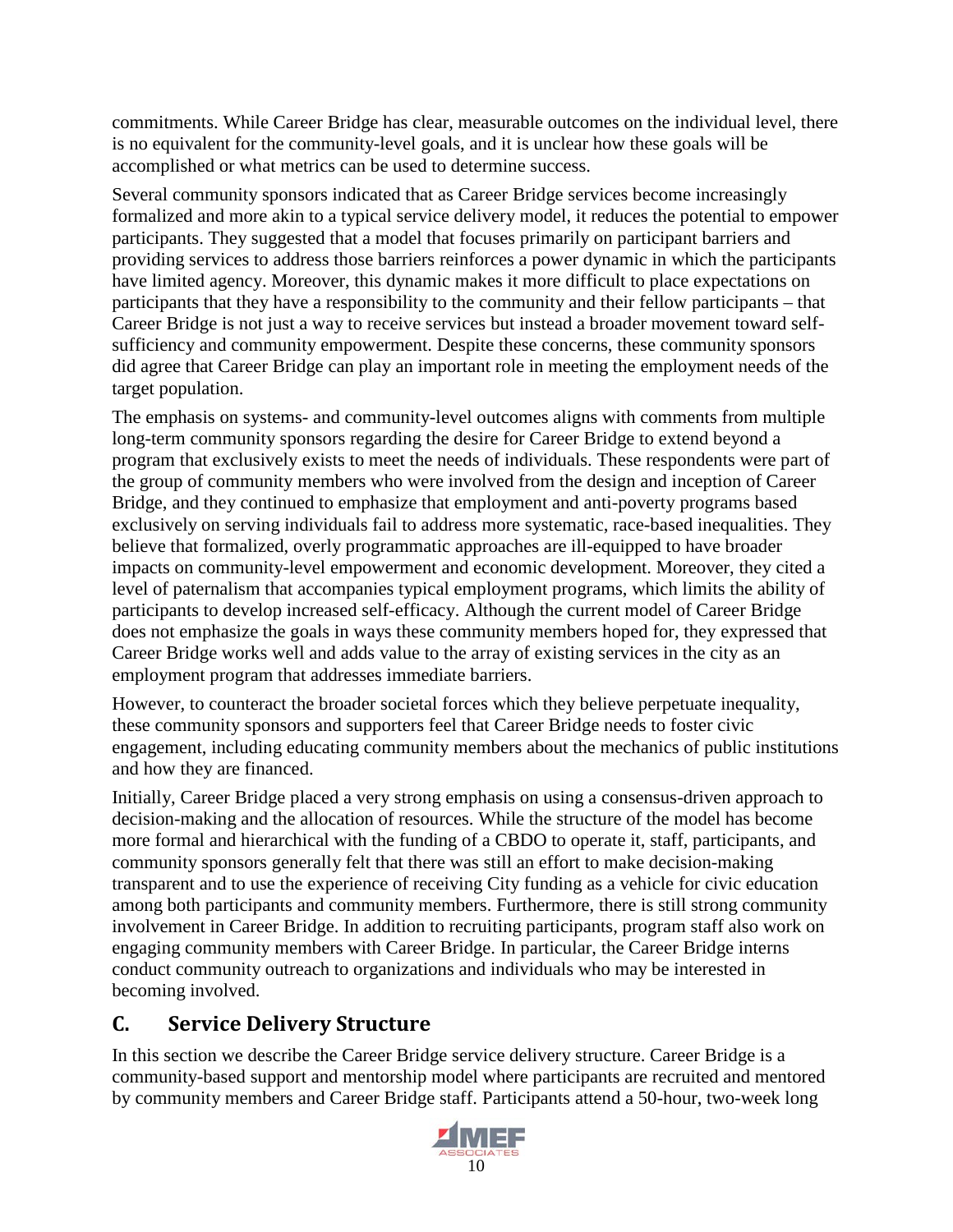commitments. While Career Bridge has clear, measurable outcomes on the individual level, there is no equivalent for the community-level goals, and it is unclear how these goals will be accomplished or what metrics can be used to determine success.

Several community sponsors indicated that as Career Bridge services become increasingly formalized and more akin to a typical service delivery model, it reduces the potential to empower participants. They suggested that a model that focuses primarily on participant barriers and providing services to address those barriers reinforces a power dynamic in which the participants have limited agency. Moreover, this dynamic makes it more difficult to place expectations on participants that they have a responsibility to the community and their fellow participants – that Career Bridge is not just a way to receive services but instead a broader movement toward self-sufficiency and community empowerment. Despite these concerns, these community sponsors did agree that Career Bridge can play an important role in meeting the employment needs of the target population.

The emphasis on systems- and community-level outcomes aligns with comments from multiple long-term community sponsors regarding the desire for Career Bridge to extend beyond a program that exclusively exists to meet the needs of individuals. These respondents were part of the group of community members who were involved from the design and inception of Career Bridge, and they continued to emphasize that employment and anti-poverty programs based exclusively on serving individuals fail to address more systematic, race-based inequalities. They believe that formalized, overly programmatic approaches are ill-equipped to have broader impacts on community-level empowerment and economic development. Moreover, they cited a level of paternalism that accompanies typical employment programs, which limits the ability of participants to develop increased self-efficacy. Although the current model of Career Bridge does not emphasize the goals in ways these community members hoped for, they expressed that Career Bridge works well and adds value to the array of existing services in the city as an employment program that addresses immediate barriers.

However, to counteract the broader societal forces which they believe perpetuate inequality, these community sponsors and supporters feel that Career Bridge needs to foster civic engagement, including educating community members about the mechanics of public institutions and how they are financed.

Initially, Career Bridge placed a very strong emphasis on using a consensus-driven approach to decision-making and the allocation of resources. While the structure of the model has become more formal and hierarchical with the funding of a CBDO to operate it, staff, participants, and community sponsors generally felt that there was still an effort to make decision-making transparent and to use the experience of receiving City funding as a vehicle for civic education among both participants and community members. Furthermore, there is still strong community involvement in Career Bridge. In addition to recruiting participants, program staff also work on engaging community members with Career Bridge. In particular, the Career Bridge interns conduct community outreach to organizations and individuals who may be interested in becoming involved.

## C. Service Delivery Structure

In this section we describe the Career Bridge service delivery structure. Career Bridge is a community-based support and mentorship model where participants are recruited and mentored by community members and Career Bridge staff. Participants attend a 50-hour, two-week long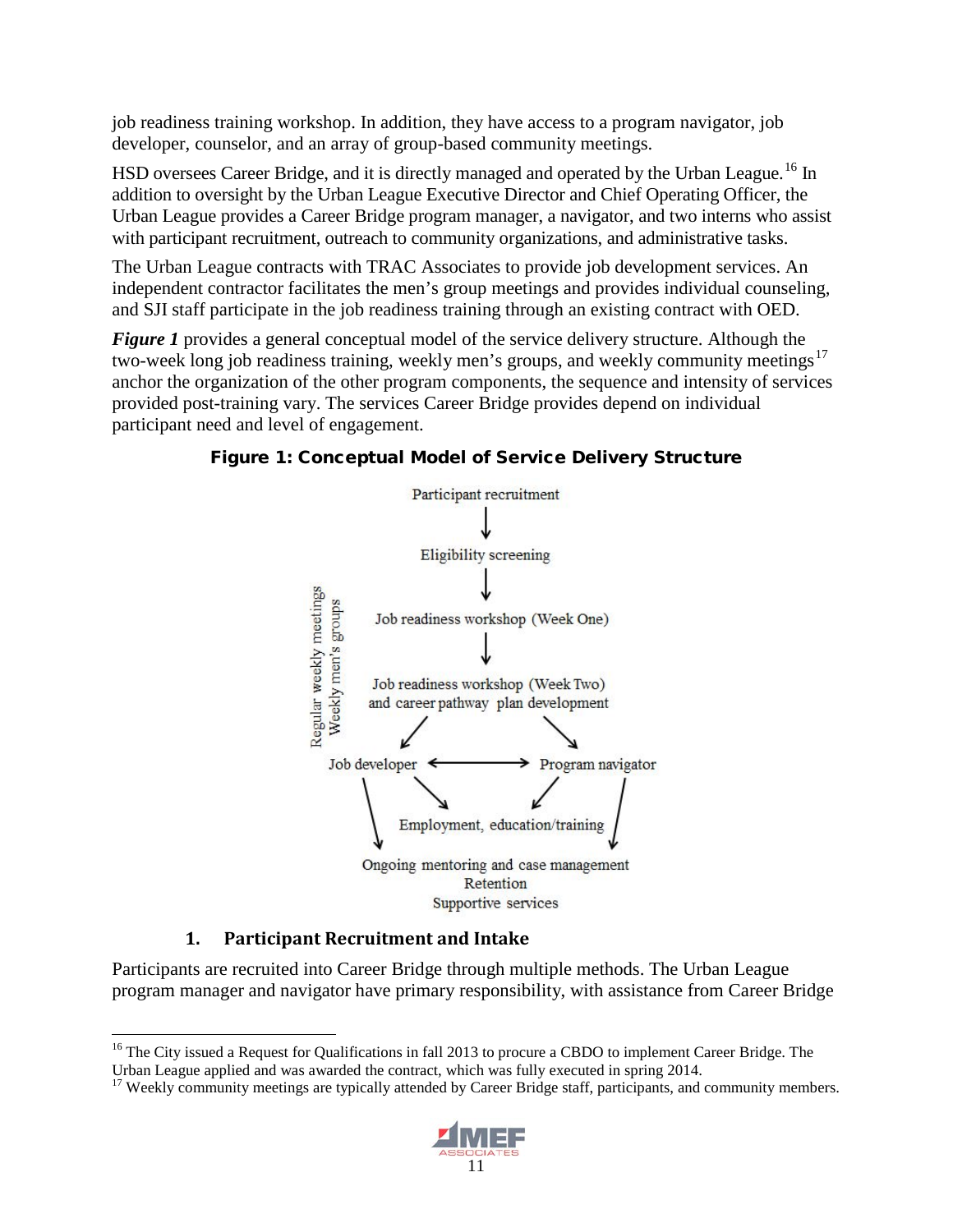job readiness training workshop. In addition, they have access to a program navigator, job developer, counselor, and an array of group-based community meetings.

HSD oversees Career Bridge, and it is directly managed and operated by the Urban League.[16] In addition to oversight by the Urban League Executive Director and Chief Operating Officer, the Urban League provides a Career Bridge program manager, a navigator, and two interns who assist with participant recruitment, outreach to community organizations, and administrative tasks.

The Urban League contracts with TRAC Associates to provide job development services. An independent contractor facilitates the men's group meetings and provides individual counseling, and SJI staff participate in the job readiness training through an existing contract with OED.

***Figure 1*** provides a general conceptual model of the service delivery structure. Although the two-week long job readiness training, weekly men's groups, and weekly community meetings[17] anchor the organization of the other program components, the sequence and intensity of services provided post-training vary. The services Career Bridge provides depend on individual participant need and level of engagement.

**Figure 1: Conceptual Model of Service Delivery Structure**

Participant recruitment

↓

Eligibility screening

↓

Job readiness workshop (Week One)

↓

Job readiness workshop (Week Two) and career pathway plan development

Job developer ⟷ Program navigator

Employment, education/training

Ongoing mentoring and case management
Retention
Supportive services

Regular weekly meetings
Weekly men's groups

### 1. Participant Recruitment and Intake

Participants are recruited into Career Bridge through multiple methods. The Urban League program manager and navigator have primary responsibility, with assistance from Career Bridge

---

[16] The City issued a Request for Qualifications in fall 2013 to procure a CBDO to implement Career Bridge. The Urban League applied and was awarded the contract, which was fully executed in spring 2014.

[17] Weekly community meetings are typically attended by Career Bridge staff, participants, and community members.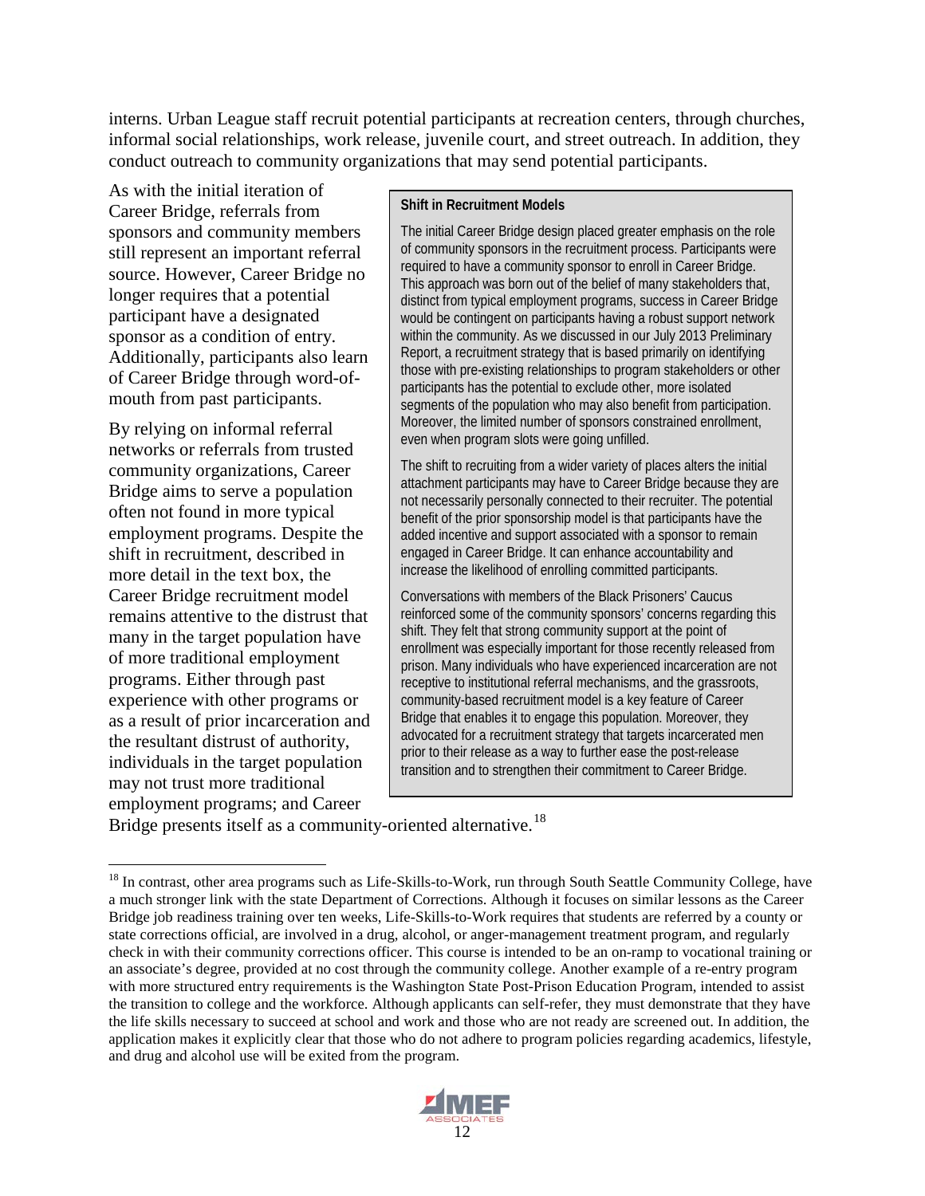interns. Urban League staff recruit potential participants at recreation centers, through churches, informal social relationships, work release, juvenile court, and street outreach. In addition, they conduct outreach to community organizations that may send potential participants.

As with the initial iteration of Career Bridge, referrals from sponsors and community members still represent an important referral source. However, Career Bridge no longer requires that a potential participant have a designated sponsor as a condition of entry. Additionally, participants also learn of Career Bridge through word-of-mouth from past participants.

By relying on informal referral networks or referrals from trusted community organizations, Career Bridge aims to serve a population often not found in more typical employment programs. Despite the shift in recruitment, described in more detail in the text box, the Career Bridge recruitment model remains attentive to the distrust that many in the target population have of more traditional employment programs. Either through past experience with other programs or as a result of prior incarceration and the resultant distrust of authority, individuals in the target population may not trust more traditional employment programs; and Career Bridge presents itself as a community-oriented alternative.[18]

> **Shift in Recruitment Models**
>
> The initial Career Bridge design placed greater emphasis on the role of community sponsors in the recruitment process. Participants were required to have a community sponsor to enroll in Career Bridge. This approach was born out of the belief of many stakeholders that, distinct from typical employment programs, success in Career Bridge would be contingent on participants having a robust support network within the community. As we discussed in our July 2013 Preliminary Report, a recruitment strategy that is based primarily on identifying those with pre-existing relationships to program stakeholders or other participants has the potential to exclude other, more isolated segments of the population who may also benefit from participation. Moreover, the limited number of sponsors constrained enrollment, even when program slots were going unfilled.
>
> The shift to recruiting from a wider variety of places alters the initial attachment participants may have to Career Bridge because they are not necessarily personally connected to their recruiter. The potential benefit of the prior sponsorship model is that participants have the added incentive and support associated with a sponsor to remain engaged in Career Bridge. It can enhance accountability and increase the likelihood of enrolling committed participants.
>
> Conversations with members of the Black Prisoners' Caucus reinforced some of the community sponsors' concerns regarding this shift. They felt that strong community support at the point of enrollment was especially important for those recently released from prison. Many individuals who have experienced incarceration are not receptive to institutional referral mechanisms, and the grassroots, community-based recruitment model is a key feature of Career Bridge that enables it to engage this population. Moreover, they advocated for a recruitment strategy that targets incarcerated men prior to their release as a way to further ease the post-release transition and to strengthen their commitment to Career Bridge.

[18] In contrast, other area programs such as Life-Skills-to-Work, run through South Seattle Community College, have a much stronger link with the state Department of Corrections. Although it focuses on similar lessons as the Career Bridge job readiness training over ten weeks, Life-Skills-to-Work requires that students are referred by a county or state corrections official, are involved in a drug, alcohol, or anger-management treatment program, and regularly check in with their community corrections officer. This course is intended to be an on-ramp to vocational training or an associate's degree, provided at no cost through the community college. Another example of a re-entry program with more structured entry requirements is the Washington State Post-Prison Education Program, intended to assist the transition to college and the workforce. Although applicants can self-refer, they must demonstrate that they have the life skills necessary to succeed at school and work and those who are not ready are screened out. In addition, the application makes it explicitly clear that those who do not adhere to program policies regarding academics, lifestyle, and drug and alcohol use will be exited from the program.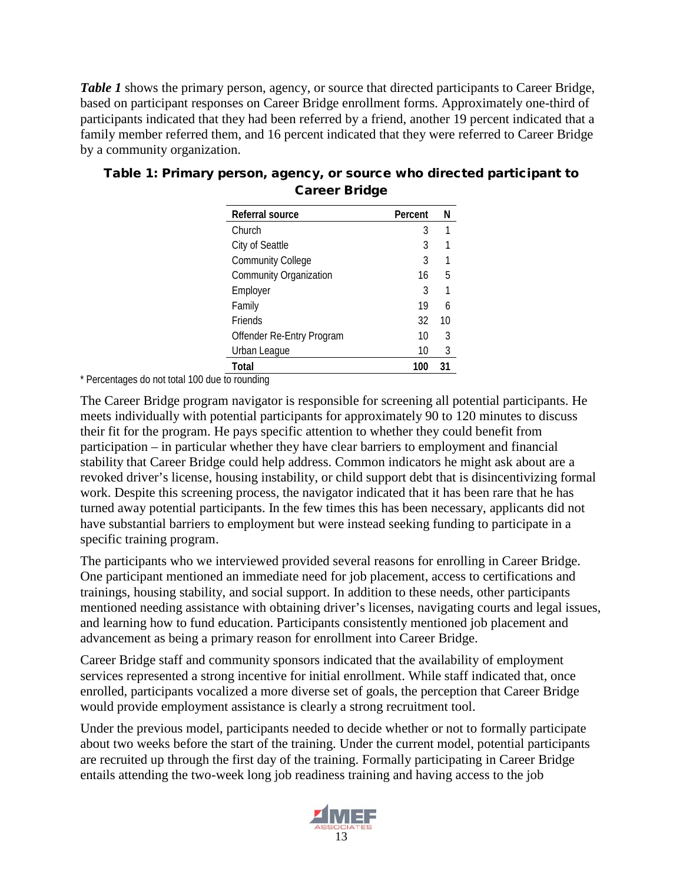***Table 1*** shows the primary person, agency, or source that directed participants to Career Bridge, based on participant responses on Career Bridge enrollment forms. Approximately one-third of participants indicated that they had been referred by a friend, another 19 percent indicated that a family member referred them, and 16 percent indicated that they were referred to Career Bridge by a community organization.

**Table 1: Primary person, agency, or source who directed participant to Career Bridge**

| Referral source | Percent | N |
|---|---|---|
| Church | 3 | 1 |
| City of Seattle | 3 | 1 |
| Community College | 3 | 1 |
| Community Organization | 16 | 5 |
| Employer | 3 | 1 |
| Family | 19 | 6 |
| Friends | 32 | 10 |
| Offender Re-Entry Program | 10 | 3 |
| Urban League | 10 | 3 |
| **Total** | **100** | **31** |

* Percentages do not total 100 due to rounding

The Career Bridge program navigator is responsible for screening all potential participants. He meets individually with potential participants for approximately 90 to 120 minutes to discuss their fit for the program. He pays specific attention to whether they could benefit from participation – in particular whether they have clear barriers to employment and financial stability that Career Bridge could help address. Common indicators he might ask about are a revoked driver's license, housing instability, or child support debt that is disincentivizing formal work. Despite this screening process, the navigator indicated that it has been rare that he has turned away potential participants. In the few times this has been necessary, applicants did not have substantial barriers to employment but were instead seeking funding to participate in a specific training program.

The participants who we interviewed provided several reasons for enrolling in Career Bridge. One participant mentioned an immediate need for job placement, access to certifications and trainings, housing stability, and social support. In addition to these needs, other participants mentioned needing assistance with obtaining driver's licenses, navigating courts and legal issues, and learning how to fund education. Participants consistently mentioned job placement and advancement as being a primary reason for enrollment into Career Bridge.

Career Bridge staff and community sponsors indicated that the availability of employment services represented a strong incentive for initial enrollment. While staff indicated that, once enrolled, participants vocalized a more diverse set of goals, the perception that Career Bridge would provide employment assistance is clearly a strong recruitment tool.

Under the previous model, participants needed to decide whether or not to formally participate about two weeks before the start of the training. Under the current model, potential participants are recruited up through the first day of the training. Formally participating in Career Bridge entails attending the two-week long job readiness training and having access to the job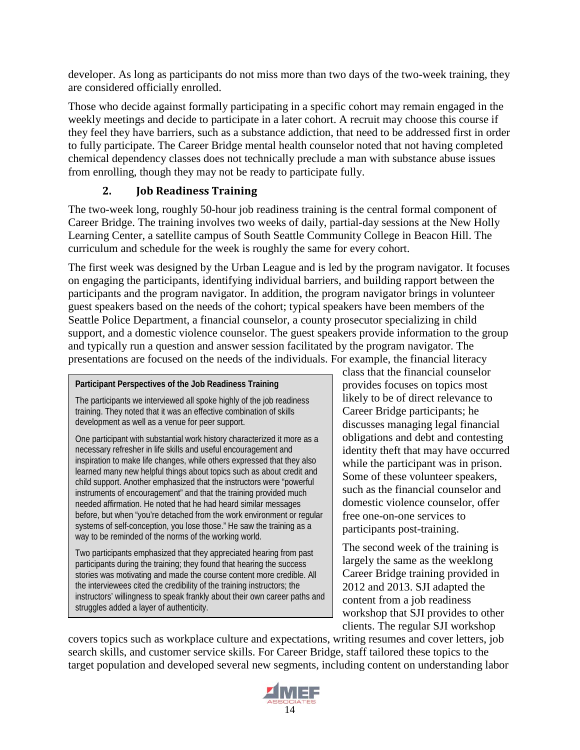developer. As long as participants do not miss more than two days of the two-week training, they are considered officially enrolled.

Those who decide against formally participating in a specific cohort may remain engaged in the weekly meetings and decide to participate in a later cohort. A recruit may choose this course if they feel they have barriers, such as a substance addiction, that need to be addressed first in order to fully participate. The Career Bridge mental health counselor noted that not having completed chemical dependency classes does not technically preclude a man with substance abuse issues from enrolling, though they may not be ready to participate fully.

### 2. Job Readiness Training

The two-week long, roughly 50-hour job readiness training is the central formal component of Career Bridge. The training involves two weeks of daily, partial-day sessions at the New Holly Learning Center, a satellite campus of South Seattle Community College in Beacon Hill. The curriculum and schedule for the week is roughly the same for every cohort.

The first week was designed by the Urban League and is led by the program navigator. It focuses on engaging the participants, identifying individual barriers, and building rapport between the participants and the program navigator. In addition, the program navigator brings in volunteer guest speakers based on the needs of the cohort; typical speakers have been members of the Seattle Police Department, a financial counselor, a county prosecutor specializing in child support, and a domestic violence counselor. The guest speakers provide information to the group and typically run a question and answer session facilitated by the program navigator. The presentations are focused on the needs of the individuals. For example, the financial literacy class that the financial counselor provides focuses on topics most likely to be of direct relevance to Career Bridge participants; he discusses managing legal financial obligations and debt and contesting identity theft that may have occurred while the participant was in prison. Some of these volunteer speakers, such as the financial counselor and domestic violence counselor, offer free one-on-one services to participants post-training.

The second week of the training is largely the same as the weeklong Career Bridge training provided in 2012 and 2013. SJI adapted the content from a job readiness workshop that SJI provides to other clients. The regular SJI workshop covers topics such as workplace culture and expectations, writing resumes and cover letters, job search skills, and customer service skills. For Career Bridge, staff tailored these topics to the target population and developed several new segments, including content on understanding labor

> **Participant Perspectives of the Job Readiness Training**
>
> The participants we interviewed all spoke highly of the job readiness training. They noted that it was an effective combination of skills development as well as a venue for peer support.
>
> One participant with substantial work history characterized it more as a necessary refresher in life skills and useful encouragement and inspiration to make life changes, while others expressed that they also learned many new helpful things about topics such as about credit and child support. Another emphasized that the instructors were "powerful instruments of encouragement" and that the training provided much needed affirmation. He noted that he had heard similar messages before, but when "you're detached from the work environment or regular systems of self-conception, you lose those." He saw the training as a way to be reminded of the norms of the working world.
>
> Two participants emphasized that they appreciated hearing from past participants during the training; they found that hearing the success stories was motivating and made the course content more credible. All the interviewees cited the credibility of the training instructors; the instructors' willingness to speak frankly about their own career paths and struggles added a layer of authenticity.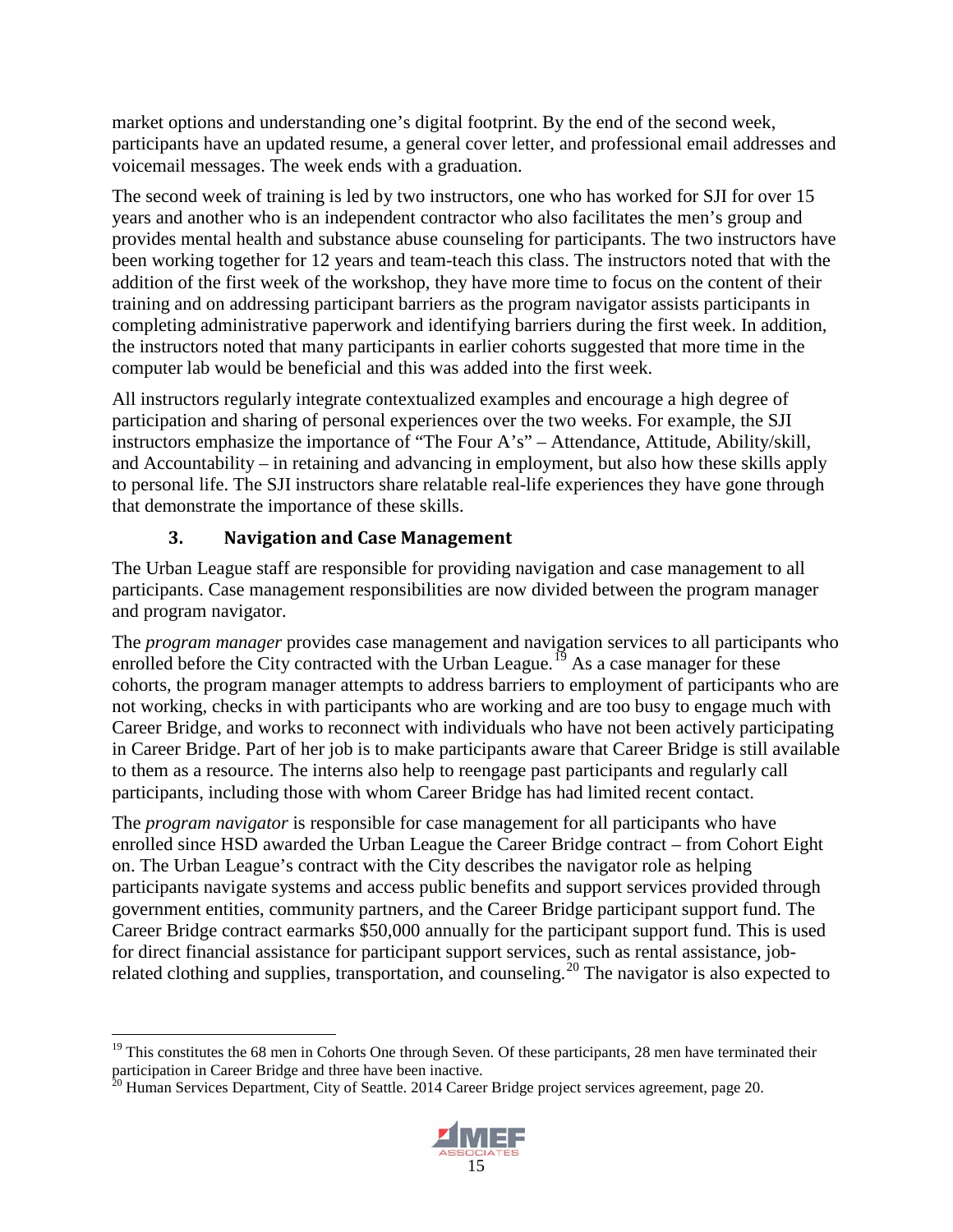market options and understanding one's digital footprint. By the end of the second week, participants have an updated resume, a general cover letter, and professional email addresses and voicemail messages. The week ends with a graduation.

The second week of training is led by two instructors, one who has worked for SJI for over 15 years and another who is an independent contractor who also facilitates the men's group and provides mental health and substance abuse counseling for participants. The two instructors have been working together for 12 years and team-teach this class. The instructors noted that with the addition of the first week of the workshop, they have more time to focus on the content of their training and on addressing participant barriers as the program navigator assists participants in completing administrative paperwork and identifying barriers during the first week. In addition, the instructors noted that many participants in earlier cohorts suggested that more time in the computer lab would be beneficial and this was added into the first week.

All instructors regularly integrate contextualized examples and encourage a high degree of participation and sharing of personal experiences over the two weeks. For example, the SJI instructors emphasize the importance of "The Four A's" – Attendance, Attitude, Ability/skill, and Accountability – in retaining and advancing in employment, but also how these skills apply to personal life. The SJI instructors share relatable real-life experiences they have gone through that demonstrate the importance of these skills.

### 3. Navigation and Case Management

The Urban League staff are responsible for providing navigation and case management to all participants. Case management responsibilities are now divided between the program manager and program navigator.

The *program manager* provides case management and navigation services to all participants who enrolled before the City contracted with the Urban League.[19] As a case manager for these cohorts, the program manager attempts to address barriers to employment of participants who are not working, checks in with participants who are working and are too busy to engage much with Career Bridge, and works to reconnect with individuals who have not been actively participating in Career Bridge. Part of her job is to make participants aware that Career Bridge is still available to them as a resource. The interns also help to reengage past participants and regularly call participants, including those with whom Career Bridge has had limited recent contact.

The *program navigator* is responsible for case management for all participants who have enrolled since HSD awarded the Urban League the Career Bridge contract – from Cohort Eight on. The Urban League's contract with the City describes the navigator role as helping participants navigate systems and access public benefits and support services provided through government entities, community partners, and the Career Bridge participant support fund. The Career Bridge contract earmarks $50,000 annually for the participant support fund. This is used for direct financial assistance for participant support services, such as rental assistance, job-related clothing and supplies, transportation, and counseling.[20] The navigator is also expected to

---

[19] This constitutes the 68 men in Cohorts One through Seven. Of these participants, 28 men have terminated their participation in Career Bridge and three have been inactive.

[20] Human Services Department, City of Seattle. 2014 Career Bridge project services agreement, page 20.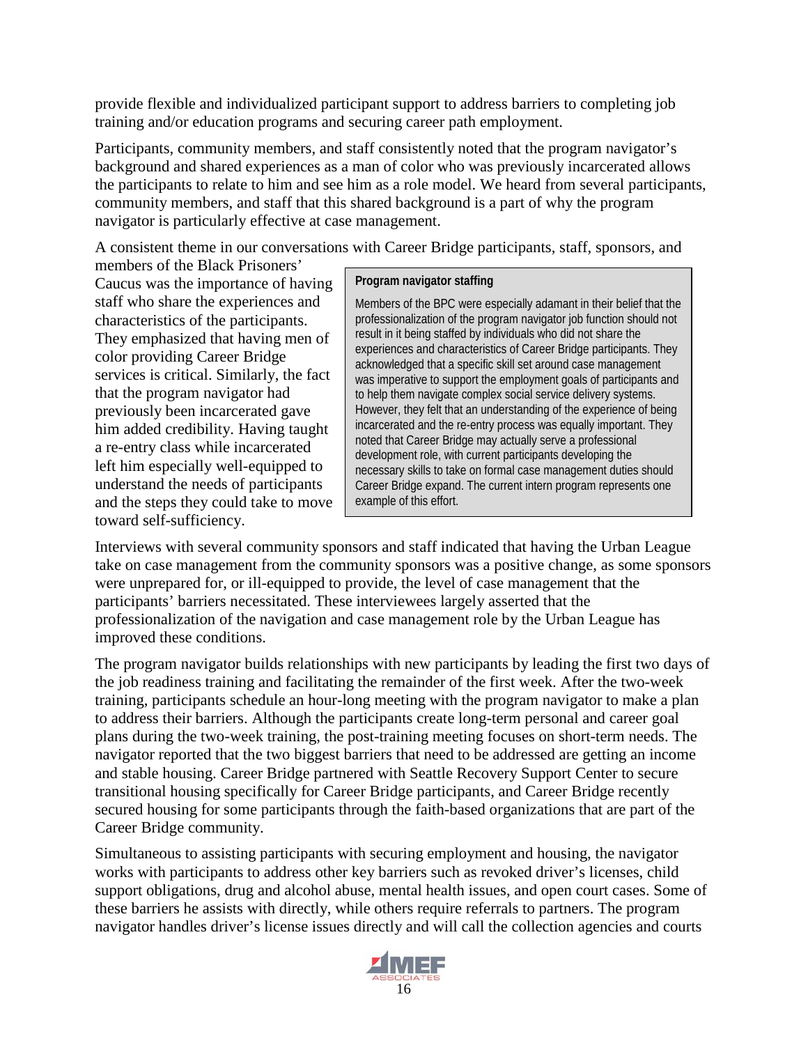provide flexible and individualized participant support to address barriers to completing job training and/or education programs and securing career path employment.

Participants, community members, and staff consistently noted that the program navigator's background and shared experiences as a man of color who was previously incarcerated allows the participants to relate to him and see him as a role model. We heard from several participants, community members, and staff that this shared background is a part of why the program navigator is particularly effective at case management.

A consistent theme in our conversations with Career Bridge participants, staff, sponsors, and members of the Black Prisoners' Caucus was the importance of having staff who share the experiences and characteristics of the participants. They emphasized that having men of color providing Career Bridge services is critical. Similarly, the fact that the program navigator had previously been incarcerated gave him added credibility. Having taught a re-entry class while incarcerated left him especially well-equipped to understand the needs of participants and the steps they could take to move toward self-sufficiency.

> **Program navigator staffing**
>
> Members of the BPC were especially adamant in their belief that the professionalization of the program navigator job function should not result in it being staffed by individuals who did not share the experiences and characteristics of Career Bridge participants. They acknowledged that a specific skill set around case management was imperative to support the employment goals of participants and to help them navigate complex social service delivery systems. However, they felt that an understanding of the experience of being incarcerated and the re-entry process was equally important. They noted that Career Bridge may actually serve a professional development role, with current participants developing the necessary skills to take on formal case management duties should Career Bridge expand. The current intern program represents one example of this effort.

Interviews with several community sponsors and staff indicated that having the Urban League take on case management from the community sponsors was a positive change, as some sponsors were unprepared for, or ill-equipped to provide, the level of case management that the participants' barriers necessitated. These interviewees largely asserted that the professionalization of the navigation and case management role by the Urban League has improved these conditions.

The program navigator builds relationships with new participants by leading the first two days of the job readiness training and facilitating the remainder of the first week. After the two-week training, participants schedule an hour-long meeting with the program navigator to make a plan to address their barriers. Although the participants create long-term personal and career goal plans during the two-week training, the post-training meeting focuses on short-term needs. The navigator reported that the two biggest barriers that need to be addressed are getting an income and stable housing. Career Bridge partnered with Seattle Recovery Support Center to secure transitional housing specifically for Career Bridge participants, and Career Bridge recently secured housing for some participants through the faith-based organizations that are part of the Career Bridge community.

Simultaneous to assisting participants with securing employment and housing, the navigator works with participants to address other key barriers such as revoked driver's licenses, child support obligations, drug and alcohol abuse, mental health issues, and open court cases. Some of these barriers he assists with directly, while others require referrals to partners. The program navigator handles driver's license issues directly and will call the collection agencies and courts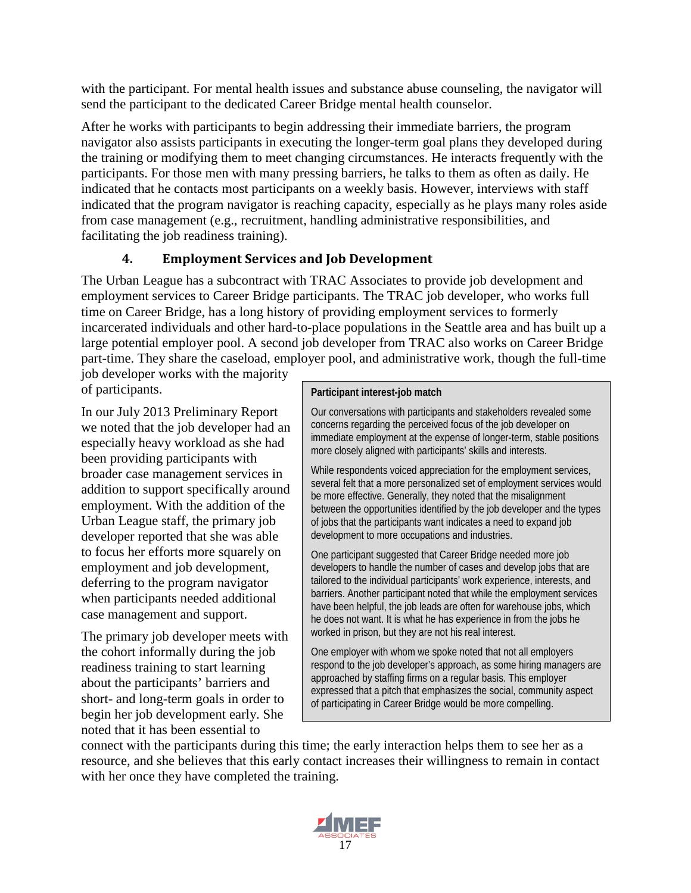with the participant. For mental health issues and substance abuse counseling, the navigator will send the participant to the dedicated Career Bridge mental health counselor.

After he works with participants to begin addressing their immediate barriers, the program navigator also assists participants in executing the longer-term goal plans they developed during the training or modifying them to meet changing circumstances. He interacts frequently with the participants. For those men with many pressing barriers, he talks to them as often as daily. He indicated that he contacts most participants on a weekly basis. However, interviews with staff indicated that the program navigator is reaching capacity, especially as he plays many roles aside from case management (e.g., recruitment, handling administrative responsibilities, and facilitating the job readiness training).

### 4. Employment Services and Job Development

The Urban League has a subcontract with TRAC Associates to provide job development and employment services to Career Bridge participants. The TRAC job developer, who works full time on Career Bridge, has a long history of providing employment services to formerly incarcerated individuals and other hard-to-place populations in the Seattle area and has built up a large potential employer pool. A second job developer from TRAC also works on Career Bridge part-time. They share the caseload, employer pool, and administrative work, though the full-time job developer works with the majority of participants.

In our July 2013 Preliminary Report we noted that the job developer had an especially heavy workload as she had been providing participants with broader case management services in addition to support specifically around employment. With the addition of the Urban League staff, the primary job developer reported that she was able to focus her efforts more squarely on employment and job development, deferring to the program navigator when participants needed additional case management and support.

The primary job developer meets with the cohort informally during the job readiness training to start learning about the participants' barriers and short- and long-term goals in order to begin her job development early. She noted that it has been essential to connect with the participants during this time; the early interaction helps them to see her as a resource, and she believes that this early contact increases their willingness to remain in contact with her once they have completed the training.

> **Participant interest-job match**
>
> Our conversations with participants and stakeholders revealed some concerns regarding the perceived focus of the job developer on immediate employment at the expense of longer-term, stable positions more closely aligned with participants' skills and interests.
>
> While respondents voiced appreciation for the employment services, several felt that a more personalized set of employment services would be more effective. Generally, they noted that the misalignment between the opportunities identified by the job developer and the types of jobs that the participants want indicates a need to expand job development to more occupations and industries.
>
> One participant suggested that Career Bridge needed more job developers to handle the number of cases and develop jobs that are tailored to the individual participants' work experience, interests, and barriers. Another participant noted that while the employment services have been helpful, the job leads are often for warehouse jobs, which he does not want. It is what he has experience in from the jobs he worked in prison, but they are not his real interest.
>
> One employer with whom we spoke noted that not all employers respond to the job developer's approach, as some hiring managers are approached by staffing firms on a regular basis. This employer expressed that a pitch that emphasizes the social, community aspect of participating in Career Bridge would be more compelling.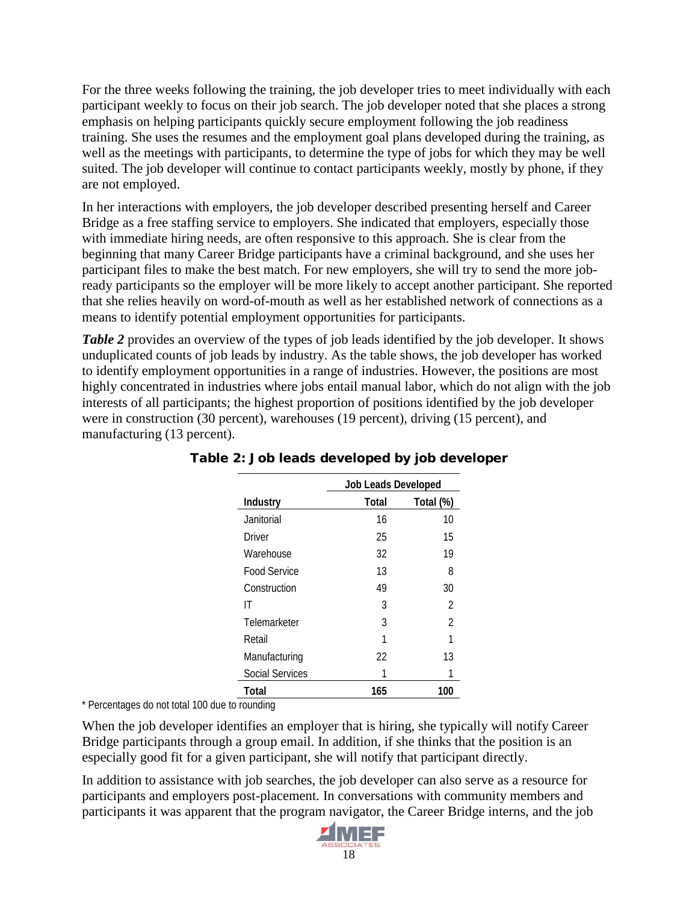For the three weeks following the training, the job developer tries to meet individually with each participant weekly to focus on their job search. The job developer noted that she places a strong emphasis on helping participants quickly secure employment following the job readiness training. She uses the resumes and the employment goal plans developed during the training, as well as the meetings with participants, to determine the type of jobs for which they may be well suited. The job developer will continue to contact participants weekly, mostly by phone, if they are not employed.

In her interactions with employers, the job developer described presenting herself and Career Bridge as a free staffing service to employers. She indicated that employers, especially those with immediate hiring needs, are often responsive to this approach. She is clear from the beginning that many Career Bridge participants have a criminal background, and she uses her participant files to make the best match. For new employers, she will try to send the more job-ready participants so the employer will be more likely to accept another participant. She reported that she relies heavily on word-of-mouth as well as her established network of connections as a means to identify potential employment opportunities for participants.

***Table 2*** provides an overview of the types of job leads identified by the job developer. It shows unduplicated counts of job leads by industry. As the table shows, the job developer has worked to identify employment opportunities in a range of industries. However, the positions are most highly concentrated in industries where jobs entail manual labor, which do not align with the job interests of all participants; the highest proportion of positions identified by the job developer were in construction (30 percent), warehouses (19 percent), driving (15 percent), and manufacturing (13 percent).

**Table 2: Job leads developed by job developer**

| | Job Leads Developed | |
|---|---|---|
| **Industry** | **Total** | **Total (%)** |
| Janitorial | 16 | 10 |
| Driver | 25 | 15 |
| Warehouse | 32 | 19 |
| Food Service | 13 | 8 |
| Construction | 49 | 30 |
| IT | 3 | 2 |
| Telemarketer | 3 | 2 |
| Retail | 1 | 1 |
| Manufacturing | 22 | 13 |
| Social Services | 1 | 1 |
| **Total** | **165** | **100** |

\* Percentages do not total 100 due to rounding

When the job developer identifies an employer that is hiring, she typically will notify Career Bridge participants through a group email. In addition, if she thinks that the position is an especially good fit for a given participant, she will notify that participant directly.

In addition to assistance with job searches, the job developer can also serve as a resource for participants and employers post-placement. In conversations with community members and participants it was apparent that the program navigator, the Career Bridge interns, and the job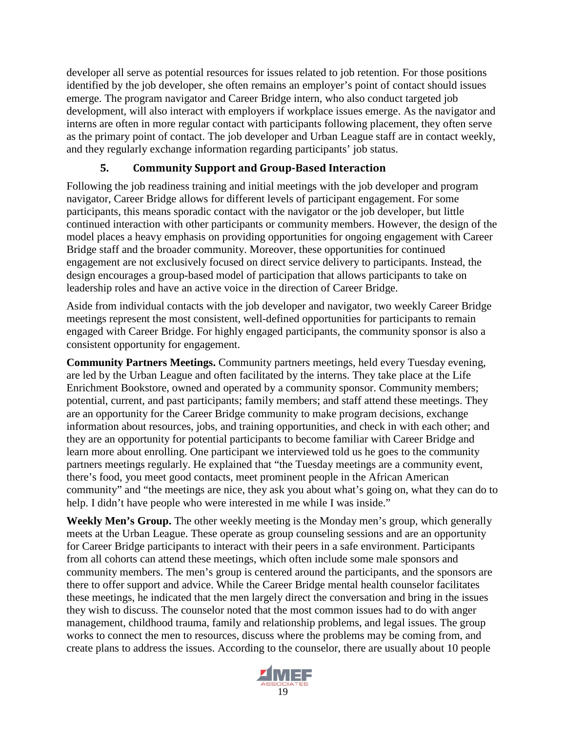developer all serve as potential resources for issues related to job retention. For those positions identified by the job developer, she often remains an employer's point of contact should issues emerge. The program navigator and Career Bridge intern, who also conduct targeted job development, will also interact with employers if workplace issues emerge. As the navigator and interns are often in more regular contact with participants following placement, they often serve as the primary point of contact. The job developer and Urban League staff are in contact weekly, and they regularly exchange information regarding participants' job status.

### 5. Community Support and Group-Based Interaction

Following the job readiness training and initial meetings with the job developer and program navigator, Career Bridge allows for different levels of participant engagement. For some participants, this means sporadic contact with the navigator or the job developer, but little continued interaction with other participants or community members. However, the design of the model places a heavy emphasis on providing opportunities for ongoing engagement with Career Bridge staff and the broader community. Moreover, these opportunities for continued engagement are not exclusively focused on direct service delivery to participants. Instead, the design encourages a group-based model of participation that allows participants to take on leadership roles and have an active voice in the direction of Career Bridge.

Aside from individual contacts with the job developer and navigator, two weekly Career Bridge meetings represent the most consistent, well-defined opportunities for participants to remain engaged with Career Bridge. For highly engaged participants, the community sponsor is also a consistent opportunity for engagement.

**Community Partners Meetings.** Community partners meetings, held every Tuesday evening, are led by the Urban League and often facilitated by the interns. They take place at the Life Enrichment Bookstore, owned and operated by a community sponsor. Community members; potential, current, and past participants; family members; and staff attend these meetings. They are an opportunity for the Career Bridge community to make program decisions, exchange information about resources, jobs, and training opportunities, and check in with each other; and they are an opportunity for potential participants to become familiar with Career Bridge and learn more about enrolling. One participant we interviewed told us he goes to the community partners meetings regularly. He explained that "the Tuesday meetings are a community event, there's food, you meet good contacts, meet prominent people in the African American community" and "the meetings are nice, they ask you about what's going on, what they can do to help. I didn't have people who were interested in me while I was inside."

**Weekly Men's Group.** The other weekly meeting is the Monday men's group, which generally meets at the Urban League. These operate as group counseling sessions and are an opportunity for Career Bridge participants to interact with their peers in a safe environment. Participants from all cohorts can attend these meetings, which often include some male sponsors and community members. The men's group is centered around the participants, and the sponsors are there to offer support and advice. While the Career Bridge mental health counselor facilitates these meetings, he indicated that the men largely direct the conversation and bring in the issues they wish to discuss. The counselor noted that the most common issues had to do with anger management, childhood trauma, family and relationship problems, and legal issues. The group works to connect the men to resources, discuss where the problems may be coming from, and create plans to address the issues. According to the counselor, there are usually about 10 people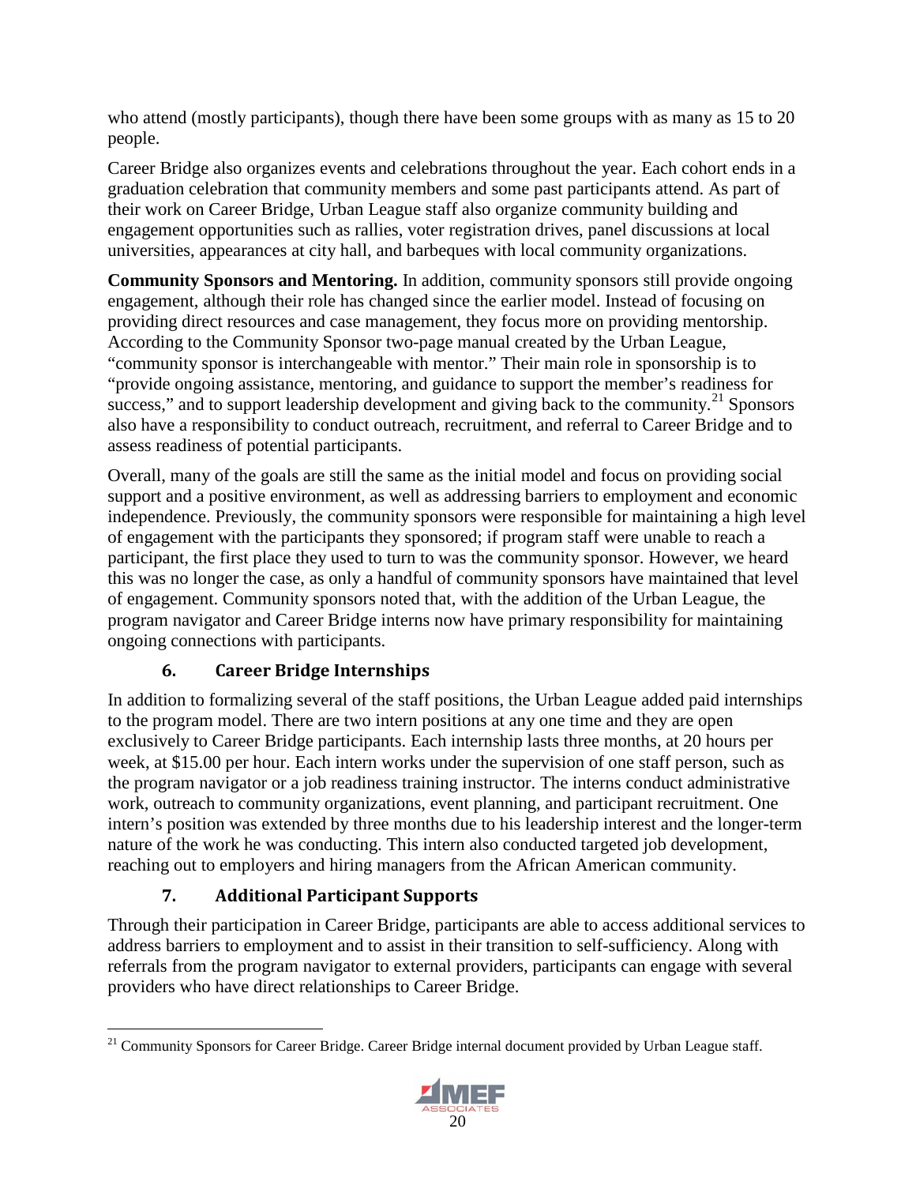who attend (mostly participants), though there have been some groups with as many as 15 to 20 people.

Career Bridge also organizes events and celebrations throughout the year. Each cohort ends in a graduation celebration that community members and some past participants attend. As part of their work on Career Bridge, Urban League staff also organize community building and engagement opportunities such as rallies, voter registration drives, panel discussions at local universities, appearances at city hall, and barbeques with local community organizations.

**Community Sponsors and Mentoring.** In addition, community sponsors still provide ongoing engagement, although their role has changed since the earlier model. Instead of focusing on providing direct resources and case management, they focus more on providing mentorship. According to the Community Sponsor two-page manual created by the Urban League, "community sponsor is interchangeable with mentor." Their main role in sponsorship is to "provide ongoing assistance, mentoring, and guidance to support the member's readiness for success," and to support leadership development and giving back to the community.[21] Sponsors also have a responsibility to conduct outreach, recruitment, and referral to Career Bridge and to assess readiness of potential participants.

Overall, many of the goals are still the same as the initial model and focus on providing social support and a positive environment, as well as addressing barriers to employment and economic independence. Previously, the community sponsors were responsible for maintaining a high level of engagement with the participants they sponsored; if program staff were unable to reach a participant, the first place they used to turn to was the community sponsor. However, we heard this was no longer the case, as only a handful of community sponsors have maintained that level of engagement. Community sponsors noted that, with the addition of the Urban League, the program navigator and Career Bridge interns now have primary responsibility for maintaining ongoing connections with participants.

### 6. Career Bridge Internships

In addition to formalizing several of the staff positions, the Urban League added paid internships to the program model. There are two intern positions at any one time and they are open exclusively to Career Bridge participants. Each internship lasts three months, at 20 hours per week, at $15.00 per hour. Each intern works under the supervision of one staff person, such as the program navigator or a job readiness training instructor. The interns conduct administrative work, outreach to community organizations, event planning, and participant recruitment. One intern's position was extended by three months due to his leadership interest and the longer-term nature of the work he was conducting. This intern also conducted targeted job development, reaching out to employers and hiring managers from the African American community.

### 7. Additional Participant Supports

Through their participation in Career Bridge, participants are able to access additional services to address barriers to employment and to assist in their transition to self-sufficiency. Along with referrals from the program navigator to external providers, participants can engage with several providers who have direct relationships to Career Bridge.

[21] Community Sponsors for Career Bridge. Career Bridge internal document provided by Urban League staff.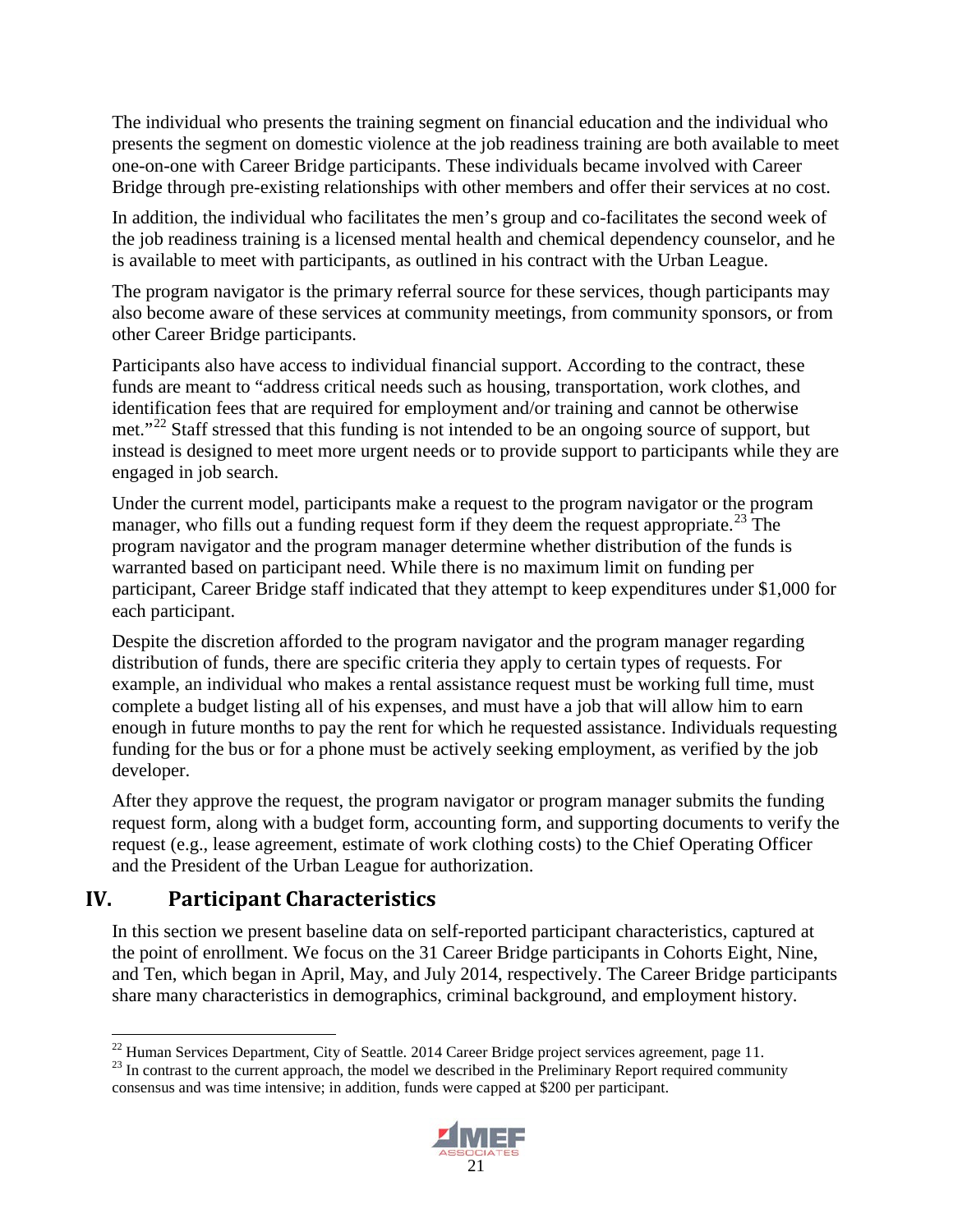The individual who presents the training segment on financial education and the individual who presents the segment on domestic violence at the job readiness training are both available to meet one-on-one with Career Bridge participants. These individuals became involved with Career Bridge through pre-existing relationships with other members and offer their services at no cost.

In addition, the individual who facilitates the men's group and co-facilitates the second week of the job readiness training is a licensed mental health and chemical dependency counselor, and he is available to meet with participants, as outlined in his contract with the Urban League.

The program navigator is the primary referral source for these services, though participants may also become aware of these services at community meetings, from community sponsors, or from other Career Bridge participants.

Participants also have access to individual financial support. According to the contract, these funds are meant to "address critical needs such as housing, transportation, work clothes, and identification fees that are required for employment and/or training and cannot be otherwise met."[22] Staff stressed that this funding is not intended to be an ongoing source of support, but instead is designed to meet more urgent needs or to provide support to participants while they are engaged in job search.

Under the current model, participants make a request to the program navigator or the program manager, who fills out a funding request form if they deem the request appropriate.[23] The program navigator and the program manager determine whether distribution of the funds is warranted based on participant need. While there is no maximum limit on funding per participant, Career Bridge staff indicated that they attempt to keep expenditures under $1,000 for each participant.

Despite the discretion afforded to the program navigator and the program manager regarding distribution of funds, there are specific criteria they apply to certain types of requests. For example, an individual who makes a rental assistance request must be working full time, must complete a budget listing all of his expenses, and must have a job that will allow him to earn enough in future months to pay the rent for which he requested assistance. Individuals requesting funding for the bus or for a phone must be actively seeking employment, as verified by the job developer.

After they approve the request, the program navigator or program manager submits the funding request form, along with a budget form, accounting form, and supporting documents to verify the request (e.g., lease agreement, estimate of work clothing costs) to the Chief Operating Officer and the President of the Urban League for authorization.

## IV. Participant Characteristics

In this section we present baseline data on self-reported participant characteristics, captured at the point of enrollment. We focus on the 31 Career Bridge participants in Cohorts Eight, Nine, and Ten, which began in April, May, and July 2014, respectively. The Career Bridge participants share many characteristics in demographics, criminal background, and employment history.

---

[22] Human Services Department, City of Seattle. 2014 Career Bridge project services agreement, page 11.

[23] In contrast to the current approach, the model we described in the Preliminary Report required community consensus and was time intensive; in addition, funds were capped at $200 per participant.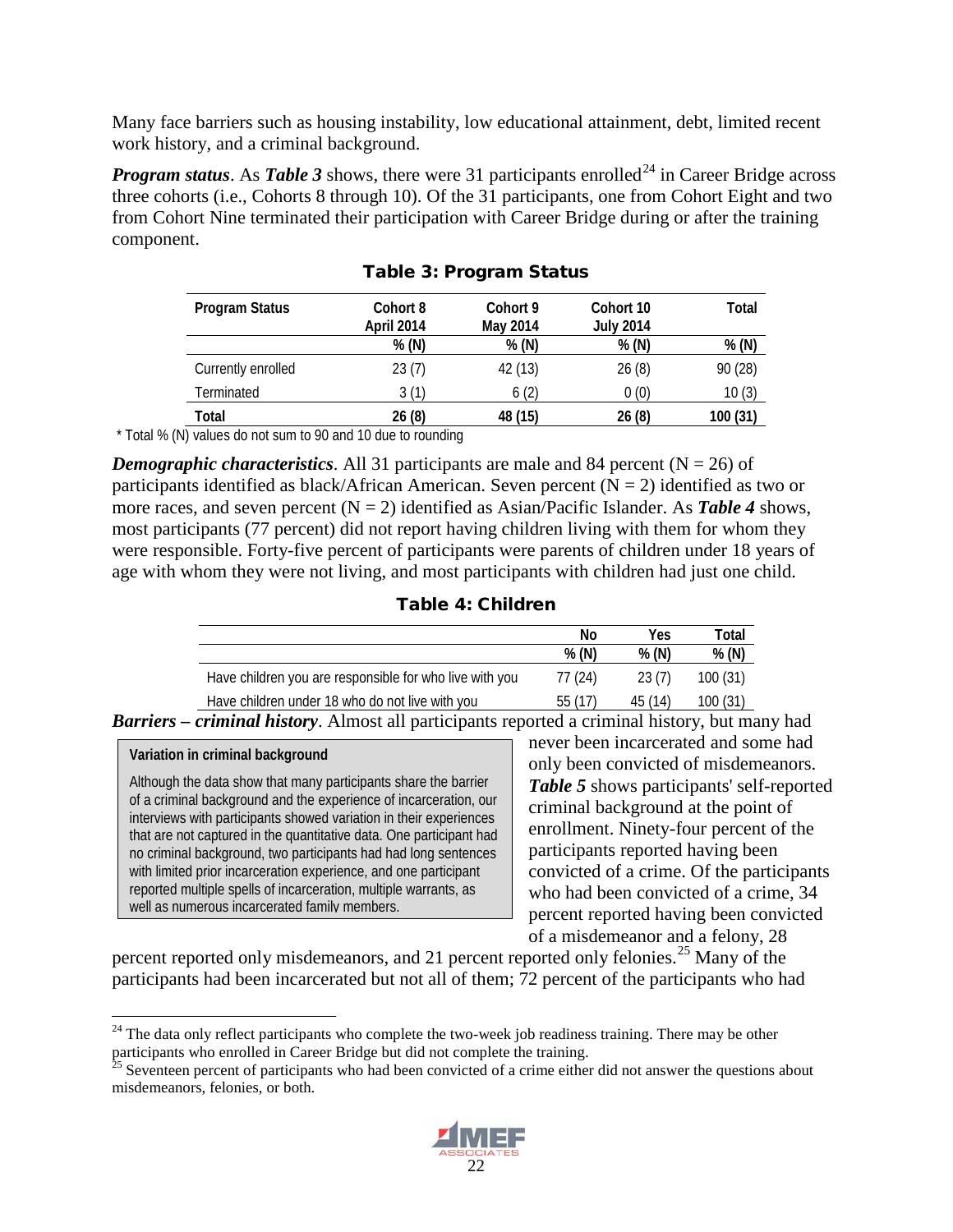Many face barriers such as housing instability, low educational attainment, debt, limited recent work history, and a criminal background.

***Program status***. As ***Table 3*** shows, there were 31 participants enrolled[24] in Career Bridge across three cohorts (i.e., Cohorts 8 through 10). Of the 31 participants, one from Cohort Eight and two from Cohort Nine terminated their participation with Career Bridge during or after the training component.

**Table 3: Program Status**

| Program Status | Cohort 8 April 2014 | Cohort 9 May 2014 | Cohort 10 July 2014 | Total |
|---|---|---|---|---|
| | % (N) | % (N) | % (N) | % (N) |
| Currently enrolled | 23 (7) | 42 (13) | 26 (8) | 90 (28) |
| Terminated | 3 (1) | 6 (2) | 0 (0) | 10 (3) |
| **Total** | **26 (8)** | **48 (15)** | **26 (8)** | **100 (31)** |

\* Total % (N) values do not sum to 90 and 10 due to rounding

***Demographic characteristics***. All 31 participants are male and 84 percent (N = 26) of participants identified as black/African American. Seven percent (N = 2) identified as two or more races, and seven percent (N = 2) identified as Asian/Pacific Islander. As ***Table 4*** shows, most participants (77 percent) did not report having children living with them for whom they were responsible. Forty-five percent of participants were parents of children under 18 years of age with whom they were not living, and most participants with children had just one child.

**Table 4: Children**

| | No | Yes | Total |
|---|---|---|---|
| | % (N) | % (N) | % (N) |
| Have children you are responsible for who live with you | 77 (24) | 23 (7) | 100 (31) |
| Have children under 18 who do not live with you | 55 (17) | 45 (14) | 100 (31) |

***Barriers – criminal history***. Almost all participants reported a criminal history, but many had never been incarcerated and some had only been convicted of misdemeanors. ***Table 5*** shows participants' self-reported criminal background at the point of enrollment. Ninety-four percent of the participants reported having been convicted of a crime. Of the participants who had been convicted of a crime, 34 percent reported having been convicted of a misdemeanor and a felony, 28 percent reported only misdemeanors, and 21 percent reported only felonies.[25] Many of the participants had been incarcerated but not all of them; 72 percent of the participants who had

> **Variation in criminal background**
>
> Although the data show that many participants share the barrier of a criminal background and the experience of incarceration, our interviews with participants showed variation in their experiences that are not captured in the quantitative data. One participant had no criminal background, two participants had had long sentences with limited prior incarceration experience, and one participant reported multiple spells of incarceration, multiple warrants, as well as numerous incarcerated family members.

[24] The data only reflect participants who complete the two-week job readiness training. There may be other participants who enrolled in Career Bridge but did not complete the training.

[25] Seventeen percent of participants who had been convicted of a crime either did not answer the questions about misdemeanors, felonies, or both.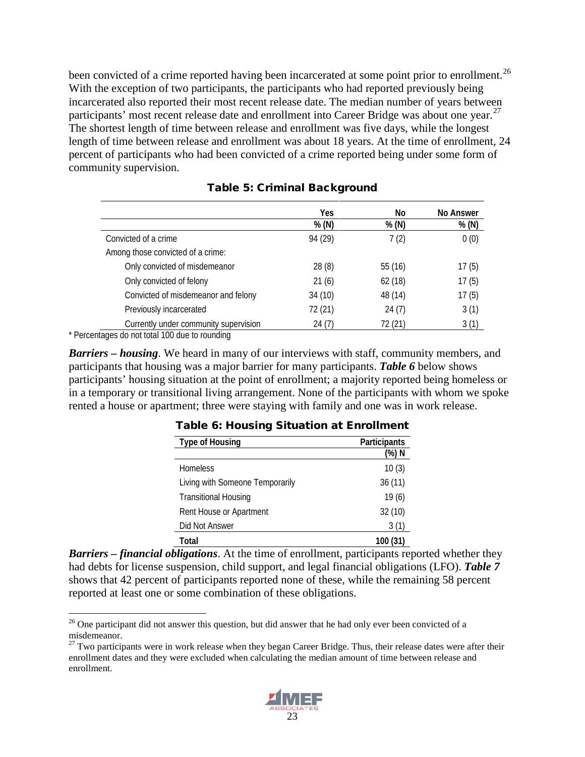been convicted of a crime reported having been incarcerated at some point prior to enrollment.[26] With the exception of two participants, the participants who had reported previously being incarcerated also reported their most recent release date. The median number of years between participants' most recent release date and enrollment into Career Bridge was about one year.[27] The shortest length of time between release and enrollment was five days, while the longest length of time between release and enrollment was about 18 years. At the time of enrollment, 24 percent of participants who had been convicted of a crime reported being under some form of community supervision.

**Table 5: Criminal Background**

| | Yes<br>% (N) | No<br>% (N) | No Answer<br>% (N) |
|---|---|---|---|
| Convicted of a crime | 94 (29) | 7 (2) | 0 (0) |
| Among those convicted of a crime: | | | |
| Only convicted of misdemeanor | 28 (8) | 55 (16) | 17 (5) |
| Only convicted of felony | 21 (6) | 62 (18) | 17 (5) |
| Convicted of misdemeanor and felony | 34 (10) | 48 (14) | 17 (5) |
| Previously incarcerated | 72 (21) | 24 (7) | 3 (1) |
| Currently under community supervision | 24 (7) | 72 (21) | 3 (1) |

* Percentages do not total 100 due to rounding

***Barriers – housing***. We heard in many of our interviews with staff, community members, and participants that housing was a major barrier for many participants. ***Table 6*** below shows participants' housing situation at the point of enrollment; a majority reported being homeless or in a temporary or transitional living arrangement. None of the participants with whom we spoke rented a house or apartment; three were staying with family and one was in work release.

**Table 6: Housing Situation at Enrollment**

| Type of Housing | Participants<br>(%) N |
|---|---|
| Homeless | 10 (3) |
| Living with Someone Temporarily | 36 (11) |
| Transitional Housing | 19 (6) |
| Rent House or Apartment | 32 (10) |
| Did Not Answer | 3 (1) |
| **Total** | **100 (31)** |

***Barriers – financial obligations***. At the time of enrollment, participants reported whether they had debts for license suspension, child support, and legal financial obligations (LFO). ***Table 7*** shows that 42 percent of participants reported none of these, while the remaining 58 percent reported at least one or some combination of these obligations.

---

[26] One participant did not answer this question, but did answer that he had only ever been convicted of a misdemeanor.

[27] Two participants were in work release when they began Career Bridge. Thus, their release dates were after their enrollment dates and they were excluded when calculating the median amount of time between release and enrollment.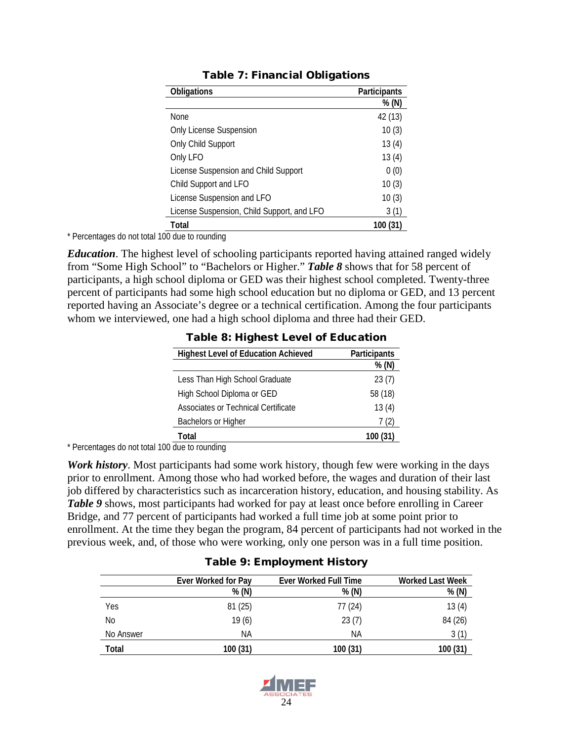**Table 7: Financial Obligations**

| Obligations | Participants |
|---|---|
| | % (N) |
| None | 42 (13) |
| Only License Suspension | 10 (3) |
| Only Child Support | 13 (4) |
| Only LFO | 13 (4) |
| License Suspension and Child Support | 0 (0) |
| Child Support and LFO | 10 (3) |
| License Suspension and LFO | 10 (3) |
| License Suspension, Child Support, and LFO | 3 (1) |
| **Total** | **100 (31)** |

* Percentages do not total 100 due to rounding

***Education***. The highest level of schooling participants reported having attained ranged widely from "Some High School" to "Bachelors or Higher." ***Table 8*** shows that for 58 percent of participants, a high school diploma or GED was their highest school completed. Twenty-three percent of participants had some high school education but no diploma or GED, and 13 percent reported having an Associate's degree or a technical certification. Among the four participants whom we interviewed, one had a high school diploma and three had their GED.

**Table 8: Highest Level of Education**

| Highest Level of Education Achieved | Participants |
|---|---|
| | % (N) |
| Less Than High School Graduate | 23 (7) |
| High School Diploma or GED | 58 (18) |
| Associates or Technical Certificate | 13 (4) |
| Bachelors or Higher | 7 (2) |
| **Total** | **100 (31)** |

* Percentages do not total 100 due to rounding

***Work history***. Most participants had some work history, though few were working in the days prior to enrollment. Among those who had worked before, the wages and duration of their last job differed by characteristics such as incarceration history, education, and housing stability. As ***Table 9*** shows, most participants had worked for pay at least once before enrolling in Career Bridge, and 77 percent of participants had worked a full time job at some point prior to enrollment. At the time they began the program, 84 percent of participants had not worked in the previous week, and, of those who were working, only one person was in a full time position.

**Table 9: Employment History**

| | Ever Worked for Pay | Ever Worked Full Time | Worked Last Week |
|---|---|---|---|
| | % (N) | % (N) | % (N) |
| Yes | 81 (25) | 77 (24) | 13 (4) |
| No | 19 (6) | 23 (7) | 84 (26) |
| No Answer | NA | NA | 3 (1) |
| **Total** | **100 (31)** | **100 (31)** | **100 (31)** |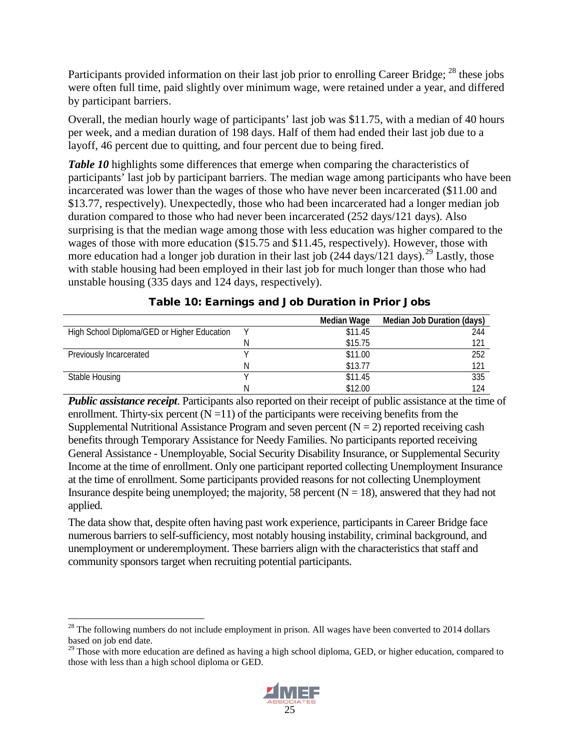Participants provided information on their last job prior to enrolling Career Bridge; [28] these jobs were often full time, paid slightly over minimum wage, were retained under a year, and differed by participant barriers.

Overall, the median hourly wage of participants' last job was \$11.75, with a median of 40 hours per week, and a median duration of 198 days. Half of them had ended their last job due to a layoff, 46 percent due to quitting, and four percent due to being fired.

***Table 10*** highlights some differences that emerge when comparing the characteristics of participants' last job by participant barriers. The median wage among participants who have been incarcerated was lower than the wages of those who have never been incarcerated (\$11.00 and \$13.77, respectively). Unexpectedly, those who had been incarcerated had a longer median job duration compared to those who had never been incarcerated (252 days/121 days). Also surprising is that the median wage among those with less education was higher compared to the wages of those with more education (\$15.75 and \$11.45, respectively). However, those with more education had a longer job duration in their last job (244 days/121 days).[29] Lastly, those with stable housing had been employed in their last job for much longer than those who had unstable housing (335 days and 124 days, respectively).

**Table 10: Earnings and Job Duration in Prior Jobs**

| | | Median Wage | Median Job Duration (days) |
|---|---|---|---|
| High School Diploma/GED or Higher Education | Y | \$11.45 | 244 |
| | N | \$15.75 | 121 |
| Previously Incarcerated | Y | \$11.00 | 252 |
| | N | \$13.77 | 121 |
| Stable Housing | Y | \$11.45 | 335 |
| | N | \$12.00 | 124 |

***Public assistance receipt***. Participants also reported on their receipt of public assistance at the time of enrollment. Thirty-six percent (N =11) of the participants were receiving benefits from the Supplemental Nutritional Assistance Program and seven percent (N = 2) reported receiving cash benefits through Temporary Assistance for Needy Families. No participants reported receiving General Assistance - Unemployable, Social Security Disability Insurance, or Supplemental Security Income at the time of enrollment. Only one participant reported collecting Unemployment Insurance at the time of enrollment. Some participants provided reasons for not collecting Unemployment Insurance despite being unemployed; the majority, 58 percent (N = 18), answered that they had not applied.

The data show that, despite often having past work experience, participants in Career Bridge face numerous barriers to self-sufficiency, most notably housing instability, criminal background, and unemployment or underemployment. These barriers align with the characteristics that staff and community sponsors target when recruiting potential participants.

---

[28] The following numbers do not include employment in prison. All wages have been converted to 2014 dollars based on job end date.

[29] Those with more education are defined as having a high school diploma, GED, or higher education, compared to those with less than a high school diploma or GED.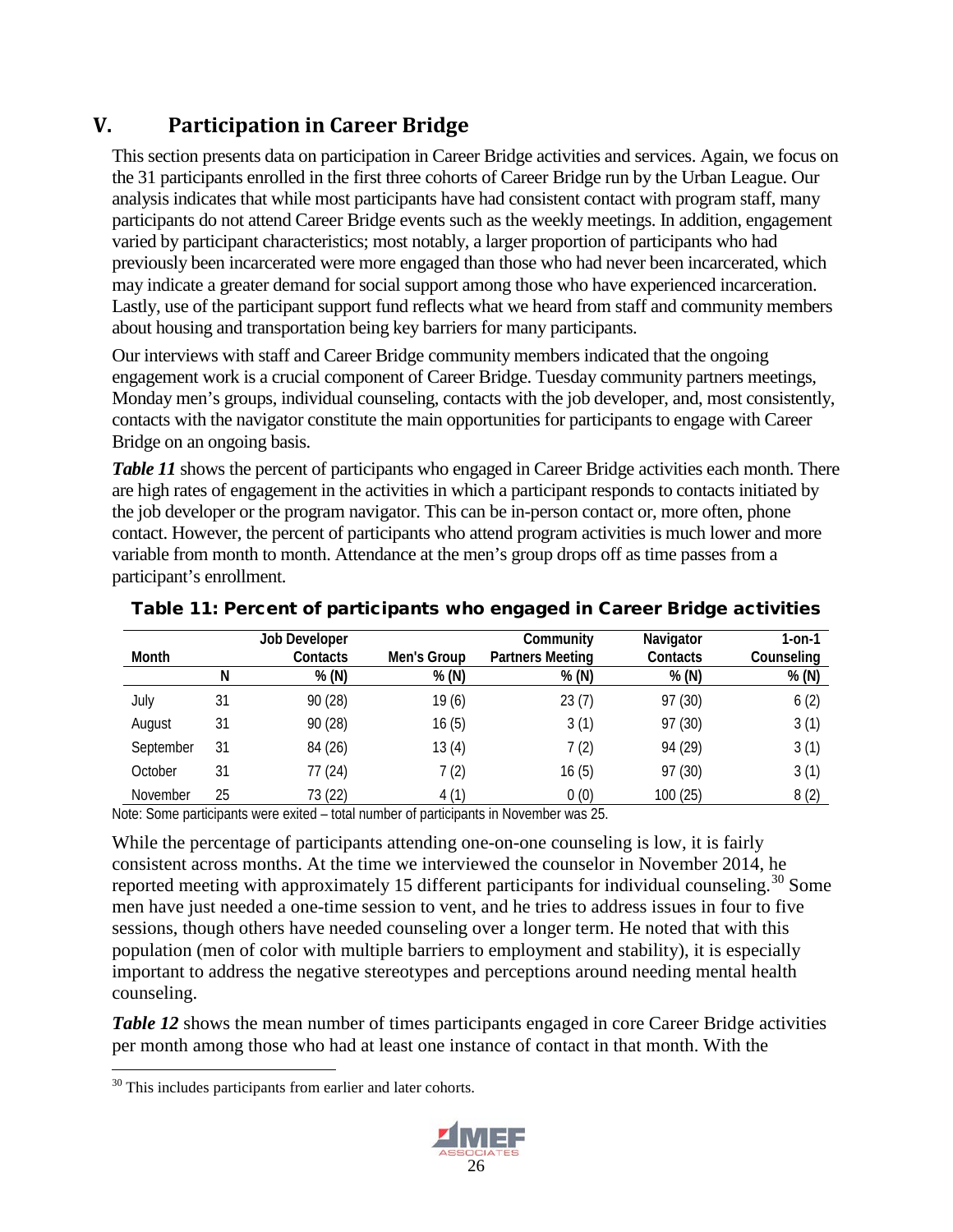## V. Participation in Career Bridge

This section presents data on participation in Career Bridge activities and services. Again, we focus on the 31 participants enrolled in the first three cohorts of Career Bridge run by the Urban League. Our analysis indicates that while most participants have had consistent contact with program staff, many participants do not attend Career Bridge events such as the weekly meetings. In addition, engagement varied by participant characteristics; most notably, a larger proportion of participants who had previously been incarcerated were more engaged than those who had never been incarcerated, which may indicate a greater demand for social support among those who have experienced incarceration. Lastly, use of the participant support fund reflects what we heard from staff and community members about housing and transportation being key barriers for many participants.

Our interviews with staff and Career Bridge community members indicated that the ongoing engagement work is a crucial component of Career Bridge. Tuesday community partners meetings, Monday men's groups, individual counseling, contacts with the job developer, and, most consistently, contacts with the navigator constitute the main opportunities for participants to engage with Career Bridge on an ongoing basis.

***Table 11*** shows the percent of participants who engaged in Career Bridge activities each month. There are high rates of engagement in the activities in which a participant responds to contacts initiated by the job developer or the program navigator. This can be in-person contact or, more often, phone contact. However, the percent of participants who attend program activities is much lower and more variable from month to month. Attendance at the men's group drops off as time passes from a participant's enrollment.

**Table 11: Percent of participants who engaged in Career Bridge activities**

| Month | | Job Developer Contacts | Men's Group | Community Partners Meeting | Navigator Contacts | 1-on-1 Counseling |
|---|---|---|---|---|---|---|
| | N | % (N) | % (N) | % (N) | % (N) | % (N) |
| July | 31 | 90 (28) | 19 (6) | 23 (7) | 97 (30) | 6 (2) |
| August | 31 | 90 (28) | 16 (5) | 3 (1) | 97 (30) | 3 (1) |
| September | 31 | 84 (26) | 13 (4) | 7 (2) | 94 (29) | 3 (1) |
| October | 31 | 77 (24) | 7 (2) | 16 (5) | 97 (30) | 3 (1) |
| November | 25 | 73 (22) | 4 (1) | 0 (0) | 100 (25) | 8 (2) |

Note: Some participants were exited – total number of participants in November was 25.

While the percentage of participants attending one-on-one counseling is low, it is fairly consistent across months. At the time we interviewed the counselor in November 2014, he reported meeting with approximately 15 different participants for individual counseling.[30] Some men have just needed a one-time session to vent, and he tries to address issues in four to five sessions, though others have needed counseling over a longer term. He noted that with this population (men of color with multiple barriers to employment and stability), it is especially important to address the negative stereotypes and perceptions around needing mental health counseling.

***Table 12*** shows the mean number of times participants engaged in core Career Bridge activities per month among those who had at least one instance of contact in that month. With the

[30] This includes participants from earlier and later cohorts.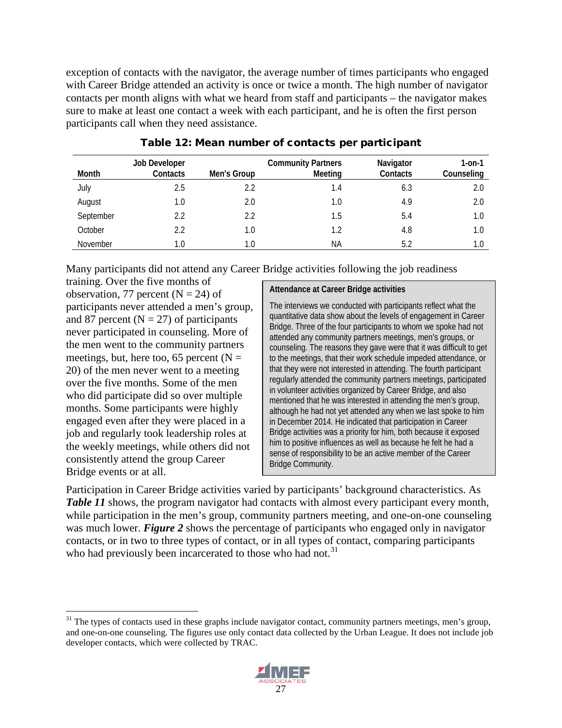exception of contacts with the navigator, the average number of times participants who engaged with Career Bridge attended an activity is once or twice a month. The high number of navigator contacts per month aligns with what we heard from staff and participants – the navigator makes sure to make at least one contact a week with each participant, and he is often the first person participants call when they need assistance.

**Table 12: Mean number of contacts per participant**

| Month | Job Developer Contacts | Men's Group | Community Partners Meeting | Navigator Contacts | 1-on-1 Counseling |
|---|---|---|---|---|---|
| July | 2.5 | 2.2 | 1.4 | 6.3 | 2.0 |
| August | 1.0 | 2.0 | 1.0 | 4.9 | 2.0 |
| September | 2.2 | 2.2 | 1.5 | 5.4 | 1.0 |
| October | 2.2 | 1.0 | 1.2 | 4.8 | 1.0 |
| November | 1.0 | 1.0 | NA | 5.2 | 1.0 |

Many participants did not attend any Career Bridge activities following the job readiness training. Over the five months of observation, 77 percent (N = 24) of participants never attended a men's group, and 87 percent (N = 27) of participants never participated in counseling. More of the men went to the community partners meetings, but, here too, 65 percent (N = 20) of the men never went to a meeting over the five months. Some of the men who did participate did so over multiple months. Some participants were highly engaged even after they were placed in a job and regularly took leadership roles at the weekly meetings, while others did not consistently attend the group Career Bridge events or at all.

> **Attendance at Career Bridge activities**
>
> The interviews we conducted with participants reflect what the quantitative data show about the levels of engagement in Career Bridge. Three of the four participants to whom we spoke had not attended any community partners meetings, men's groups, or counseling. The reasons they gave were that it was difficult to get to the meetings, that their work schedule impeded attendance, or that they were not interested in attending. The fourth participant regularly attended the community partners meetings, participated in volunteer activities organized by Career Bridge, and also mentioned that he was interested in attending the men's group, although he had not yet attended any when we last spoke to him in December 2014. He indicated that participation in Career Bridge activities was a priority for him, both because it exposed him to positive influences as well as because he felt he had a sense of responsibility to be an active member of the Career Bridge Community.

Participation in Career Bridge activities varied by participants' background characteristics. As ***Table 11*** shows, the program navigator had contacts with almost every participant every month, while participation in the men's group, community partners meeting, and one-on-one counseling was much lower. ***Figure 2*** shows the percentage of participants who engaged only in navigator contacts, or in two to three types of contact, or in all types of contact, comparing participants who had previously been incarcerated to those who had not.[31]

[31] The types of contacts used in these graphs include navigator contact, community partners meetings, men's group, and one-on-one counseling. The figures use only contact data collected by the Urban League. It does not include job developer contacts, which were collected by TRAC.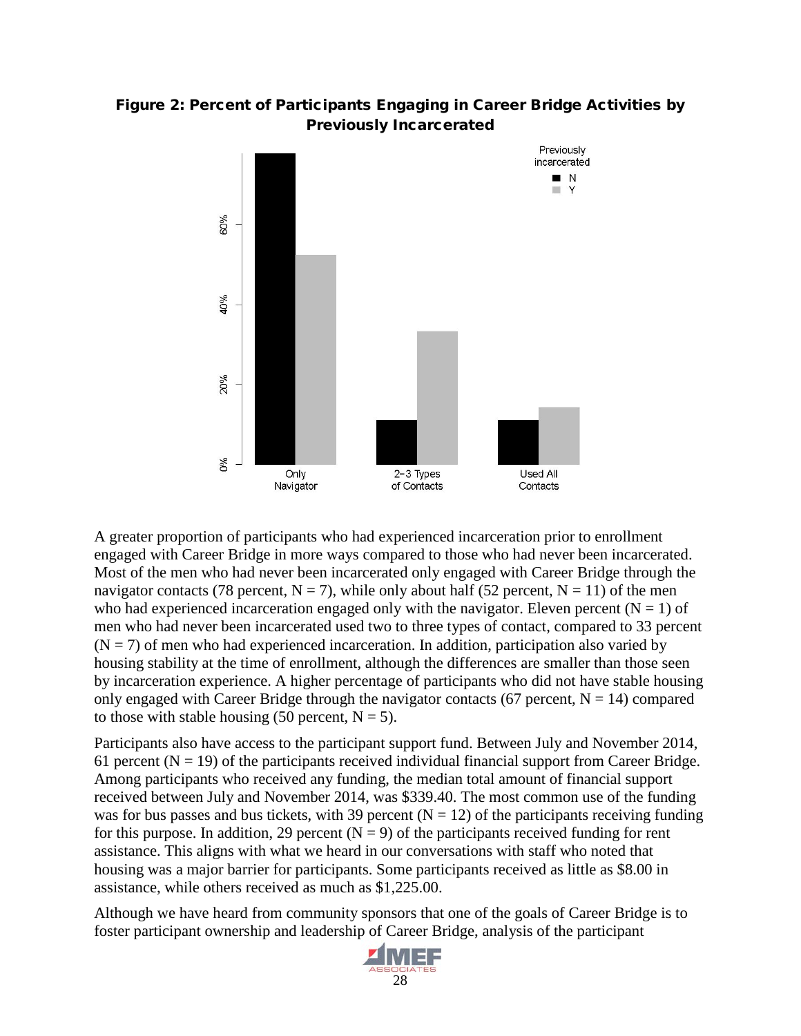**Figure 2: Percent of Participants Engaging in Career Bridge Activities by Previously Incarcerated**

A greater proportion of participants who had experienced incarceration prior to enrollment engaged with Career Bridge in more ways compared to those who had never been incarcerated. Most of the men who had never been incarcerated only engaged with Career Bridge through the navigator contacts (78 percent, N = 7), while only about half (52 percent, N = 11) of the men who had experienced incarceration engaged only with the navigator. Eleven percent (N = 1) of men who had never been incarcerated used two to three types of contact, compared to 33 percent (N = 7) of men who had experienced incarceration. In addition, participation also varied by housing stability at the time of enrollment, although the differences are smaller than those seen by incarceration experience. A higher percentage of participants who did not have stable housing only engaged with Career Bridge through the navigator contacts (67 percent, N = 14) compared to those with stable housing (50 percent, N = 5).

Participants also have access to the participant support fund. Between July and November 2014, 61 percent (N = 19) of the participants received individual financial support from Career Bridge. Among participants who received any funding, the median total amount of financial support received between July and November 2014, was $339.40. The most common use of the funding was for bus passes and bus tickets, with 39 percent (N = 12) of the participants receiving funding for this purpose. In addition, 29 percent (N = 9) of the participants received funding for rent assistance. This aligns with what we heard in our conversations with staff who noted that housing was a major barrier for participants. Some participants received as little as $8.00 in assistance, while others received as much as $1,225.00.

Although we have heard from community sponsors that one of the goals of Career Bridge is to foster participant ownership and leadership of Career Bridge, analysis of the participant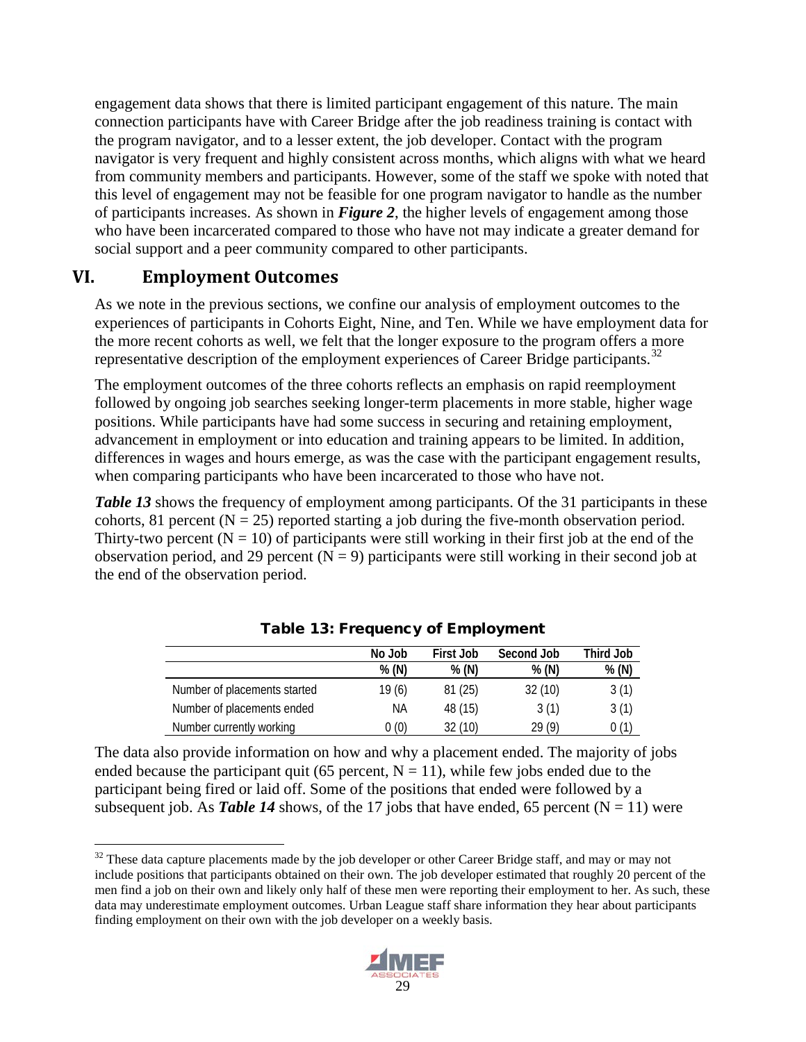engagement data shows that there is limited participant engagement of this nature. The main connection participants have with Career Bridge after the job readiness training is contact with the program navigator, and to a lesser extent, the job developer. Contact with the program navigator is very frequent and highly consistent across months, which aligns with what we heard from community members and participants. However, some of the staff we spoke with noted that this level of engagement may not be feasible for one program navigator to handle as the number of participants increases. As shown in ***Figure 2***, the higher levels of engagement among those who have been incarcerated compared to those who have not may indicate a greater demand for social support and a peer community compared to other participants.

## VI. Employment Outcomes

As we note in the previous sections, we confine our analysis of employment outcomes to the experiences of participants in Cohorts Eight, Nine, and Ten. While we have employment data for the more recent cohorts as well, we felt that the longer exposure to the program offers a more representative description of the employment experiences of Career Bridge participants.[32]

The employment outcomes of the three cohorts reflects an emphasis on rapid reemployment followed by ongoing job searches seeking longer-term placements in more stable, higher wage positions. While participants have had some success in securing and retaining employment, advancement in employment or into education and training appears to be limited. In addition, differences in wages and hours emerge, as was the case with the participant engagement results, when comparing participants who have been incarcerated to those who have not.

***Table 13*** shows the frequency of employment among participants. Of the 31 participants in these cohorts, 81 percent (N = 25) reported starting a job during the five-month observation period. Thirty-two percent (N = 10) of participants were still working in their first job at the end of the observation period, and 29 percent (N = 9) participants were still working in their second job at the end of the observation period.

**Table 13: Frequency of Employment**

| | No Job<br>% (N) | First Job<br>% (N) | Second Job<br>% (N) | Third Job<br>% (N) |
|---|---|---|---|---|
| Number of placements started | 19 (6) | 81 (25) | 32 (10) | 3 (1) |
| Number of placements ended | NA | 48 (15) | 3 (1) | 3 (1) |
| Number currently working | 0 (0) | 32 (10) | 29 (9) | 0 (1) |

The data also provide information on how and why a placement ended. The majority of jobs ended because the participant quit (65 percent, N = 11), while few jobs ended due to the participant being fired or laid off. Some of the positions that ended were followed by a subsequent job. As ***Table 14*** shows, of the 17 jobs that have ended, 65 percent (N = 11) were

[32] These data capture placements made by the job developer or other Career Bridge staff, and may or may not include positions that participants obtained on their own. The job developer estimated that roughly 20 percent of the men find a job on their own and likely only half of these men were reporting their employment to her. As such, these data may underestimate employment outcomes. Urban League staff share information they hear about participants finding employment on their own with the job developer on a weekly basis.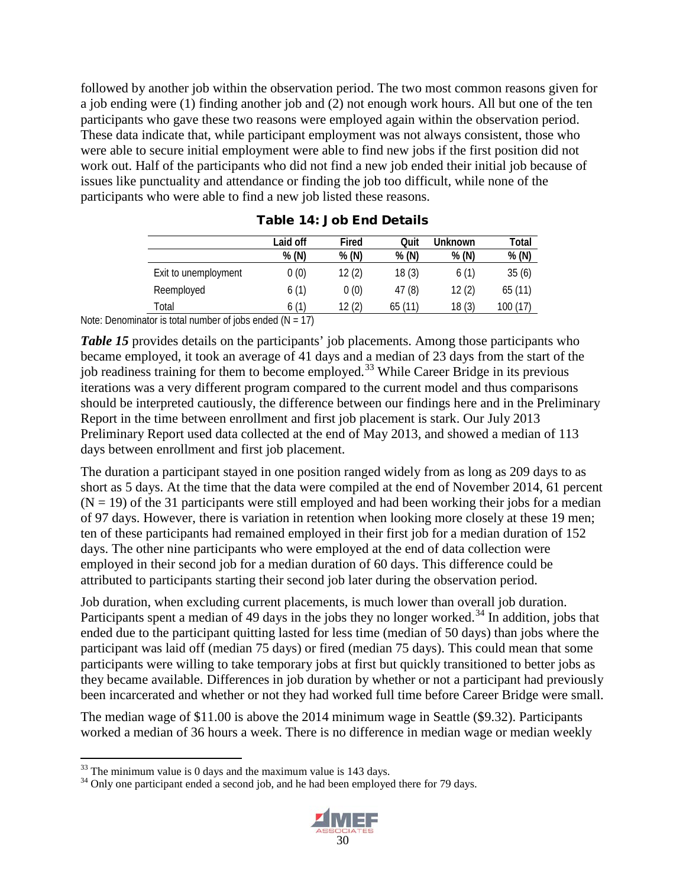followed by another job within the observation period. The two most common reasons given for a job ending were (1) finding another job and (2) not enough work hours. All but one of the ten participants who gave these two reasons were employed again within the observation period. These data indicate that, while participant employment was not always consistent, those who were able to secure initial employment were able to find new jobs if the first position did not work out. Half of the participants who did not find a new job ended their initial job because of issues like punctuality and attendance or finding the job too difficult, while none of the participants who were able to find a new job listed these reasons.

**Table 14: Job End Details**

| | Laid off | Fired | Quit | Unknown | Total |
|---|---|---|---|---|---|
| | % (N) | % (N) | % (N) | % (N) | % (N) |
| Exit to unemployment | 0 (0) | 12 (2) | 18 (3) | 6 (1) | 35 (6) |
| Reemployed | 6 (1) | 0 (0) | 47 (8) | 12 (2) | 65 (11) |
| Total | 6 (1) | 12 (2) | 65 (11) | 18 (3) | 100 (17) |

Note: Denominator is total number of jobs ended (N = 17)

***Table 15*** provides details on the participants' job placements. Among those participants who became employed, it took an average of 41 days and a median of 23 days from the start of the job readiness training for them to become employed.[33] While Career Bridge in its previous iterations was a very different program compared to the current model and thus comparisons should be interpreted cautiously, the difference between our findings here and in the Preliminary Report in the time between enrollment and first job placement is stark. Our July 2013 Preliminary Report used data collected at the end of May 2013, and showed a median of 113 days between enrollment and first job placement.

The duration a participant stayed in one position ranged widely from as long as 209 days to as short as 5 days. At the time that the data were compiled at the end of November 2014, 61 percent (N = 19) of the 31 participants were still employed and had been working their jobs for a median of 97 days. However, there is variation in retention when looking more closely at these 19 men; ten of these participants had remained employed in their first job for a median duration of 152 days. The other nine participants who were employed at the end of data collection were employed in their second job for a median duration of 60 days. This difference could be attributed to participants starting their second job later during the observation period.

Job duration, when excluding current placements, is much lower than overall job duration. Participants spent a median of 49 days in the jobs they no longer worked.[34] In addition, jobs that ended due to the participant quitting lasted for less time (median of 50 days) than jobs where the participant was laid off (median 75 days) or fired (median 75 days). This could mean that some participants were willing to take temporary jobs at first but quickly transitioned to better jobs as they became available. Differences in job duration by whether or not a participant had previously been incarcerated and whether or not they had worked full time before Career Bridge were small.

The median wage of $11.00 is above the 2014 minimum wage in Seattle ($9.32). Participants worked a median of 36 hours a week. There is no difference in median wage or median weekly

[33] The minimum value is 0 days and the maximum value is 143 days.

[34] Only one participant ended a second job, and he had been employed there for 79 days.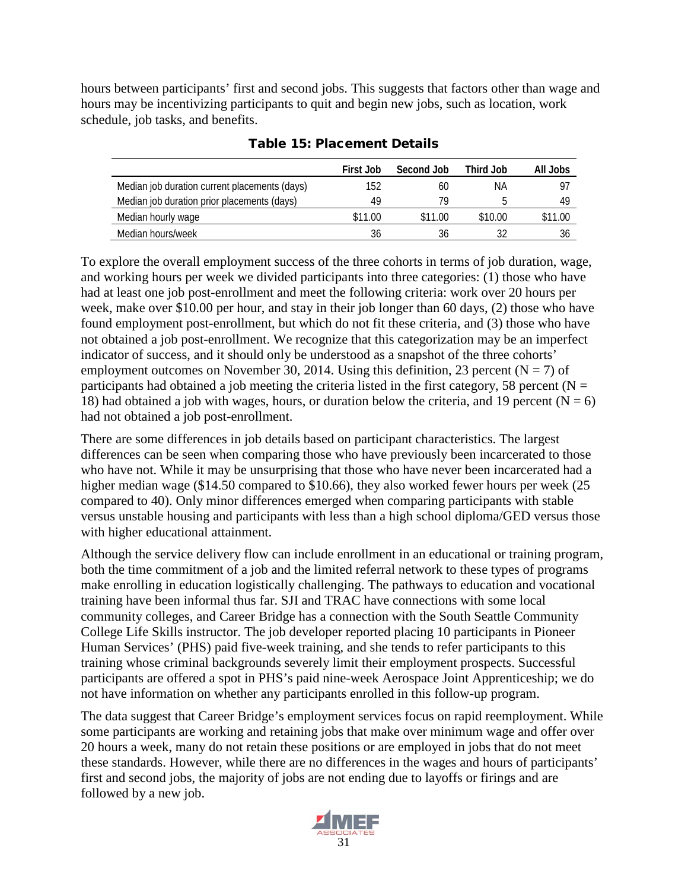hours between participants' first and second jobs. This suggests that factors other than wage and hours may be incentivizing participants to quit and begin new jobs, such as location, work schedule, job tasks, and benefits.

**Table 15: Placement Details**

| | First Job | Second Job | Third Job | All Jobs |
|---|---|---|---|---|
| Median job duration current placements (days) | 152 | 60 | NA | 97 |
| Median job duration prior placements (days) | 49 | 79 | 5 | 49 |
| Median hourly wage | $11.00 | $11.00 | $10.00 | $11.00 |
| Median hours/week | 36 | 36 | 32 | 36 |

To explore the overall employment success of the three cohorts in terms of job duration, wage, and working hours per week we divided participants into three categories: (1) those who have had at least one job post-enrollment and meet the following criteria: work over 20 hours per week, make over $10.00 per hour, and stay in their job longer than 60 days, (2) those who have found employment post-enrollment, but which do not fit these criteria, and (3) those who have not obtained a job post-enrollment. We recognize that this categorization may be an imperfect indicator of success, and it should only be understood as a snapshot of the three cohorts' employment outcomes on November 30, 2014. Using this definition, 23 percent (N = 7) of participants had obtained a job meeting the criteria listed in the first category, 58 percent (N = 18) had obtained a job with wages, hours, or duration below the criteria, and 19 percent (N = 6) had not obtained a job post-enrollment.

There are some differences in job details based on participant characteristics. The largest differences can be seen when comparing those who have previously been incarcerated to those who have not. While it may be unsurprising that those who have never been incarcerated had a higher median wage ($14.50 compared to $10.66), they also worked fewer hours per week (25 compared to 40). Only minor differences emerged when comparing participants with stable versus unstable housing and participants with less than a high school diploma/GED versus those with higher educational attainment.

Although the service delivery flow can include enrollment in an educational or training program, both the time commitment of a job and the limited referral network to these types of programs make enrolling in education logistically challenging. The pathways to education and vocational training have been informal thus far. SJI and TRAC have connections with some local community colleges, and Career Bridge has a connection with the South Seattle Community College Life Skills instructor. The job developer reported placing 10 participants in Pioneer Human Services' (PHS) paid five-week training, and she tends to refer participants to this training whose criminal backgrounds severely limit their employment prospects. Successful participants are offered a spot in PHS's paid nine-week Aerospace Joint Apprenticeship; we do not have information on whether any participants enrolled in this follow-up program.

The data suggest that Career Bridge's employment services focus on rapid reemployment. While some participants are working and retaining jobs that make over minimum wage and offer over 20 hours a week, many do not retain these positions or are employed in jobs that do not meet these standards. However, while there are no differences in the wages and hours of participants' first and second jobs, the majority of jobs are not ending due to layoffs or firings and are followed by a new job.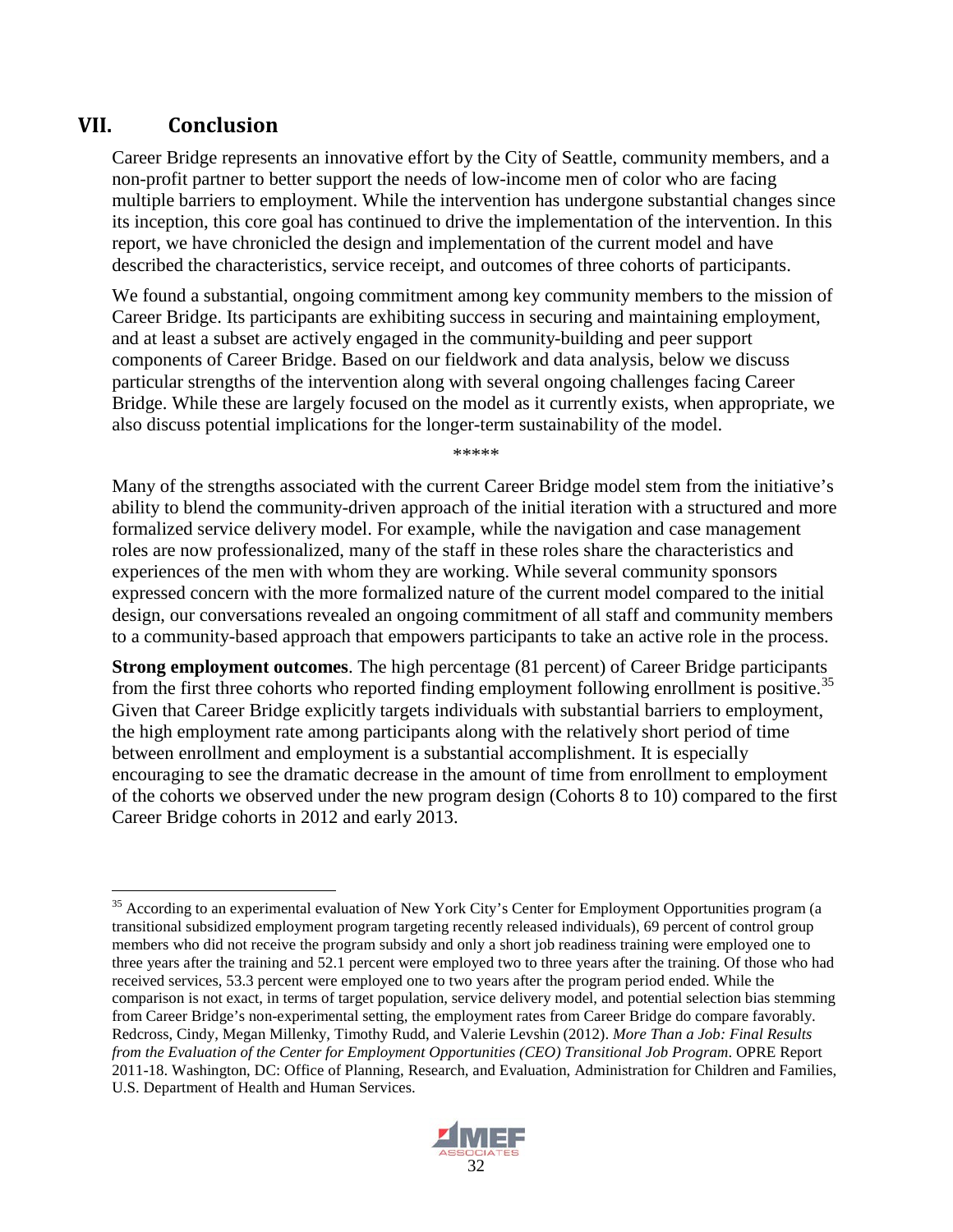# VII. Conclusion

Career Bridge represents an innovative effort by the City of Seattle, community members, and a non-profit partner to better support the needs of low-income men of color who are facing multiple barriers to employment. While the intervention has undergone substantial changes since its inception, this core goal has continued to drive the implementation of the intervention. In this report, we have chronicled the design and implementation of the current model and have described the characteristics, service receipt, and outcomes of three cohorts of participants.

We found a substantial, ongoing commitment among key community members to the mission of Career Bridge. Its participants are exhibiting success in securing and maintaining employment, and at least a subset are actively engaged in the community-building and peer support components of Career Bridge. Based on our fieldwork and data analysis, below we discuss particular strengths of the intervention along with several ongoing challenges facing Career Bridge. While these are largely focused on the model as it currently exists, when appropriate, we also discuss potential implications for the longer-term sustainability of the model.

*****

Many of the strengths associated with the current Career Bridge model stem from the initiative's ability to blend the community-driven approach of the initial iteration with a structured and more formalized service delivery model. For example, while the navigation and case management roles are now professionalized, many of the staff in these roles share the characteristics and experiences of the men with whom they are working. While several community sponsors expressed concern with the more formalized nature of the current model compared to the initial design, our conversations revealed an ongoing commitment of all staff and community members to a community-based approach that empowers participants to take an active role in the process.

**Strong employment outcomes**. The high percentage (81 percent) of Career Bridge participants from the first three cohorts who reported finding employment following enrollment is positive.[35] Given that Career Bridge explicitly targets individuals with substantial barriers to employment, the high employment rate among participants along with the relatively short period of time between enrollment and employment is a substantial accomplishment. It is especially encouraging to see the dramatic decrease in the amount of time from enrollment to employment of the cohorts we observed under the new program design (Cohorts 8 to 10) compared to the first Career Bridge cohorts in 2012 and early 2013.

[35] According to an experimental evaluation of New York City's Center for Employment Opportunities program (a transitional subsidized employment program targeting recently released individuals), 69 percent of control group members who did not receive the program subsidy and only a short job readiness training were employed one to three years after the training and 52.1 percent were employed two to three years after the training. Of those who had received services, 53.3 percent were employed one to two years after the program period ended. While the comparison is not exact, in terms of target population, service delivery model, and potential selection bias stemming from Career Bridge's non-experimental setting, the employment rates from Career Bridge do compare favorably. Redcross, Cindy, Megan Millenky, Timothy Rudd, and Valerie Levshin (2012). *More Than a Job: Final Results from the Evaluation of the Center for Employment Opportunities (CEO) Transitional Job Program*. OPRE Report 2011-18. Washington, DC: Office of Planning, Research, and Evaluation, Administration for Children and Families, U.S. Department of Health and Human Services.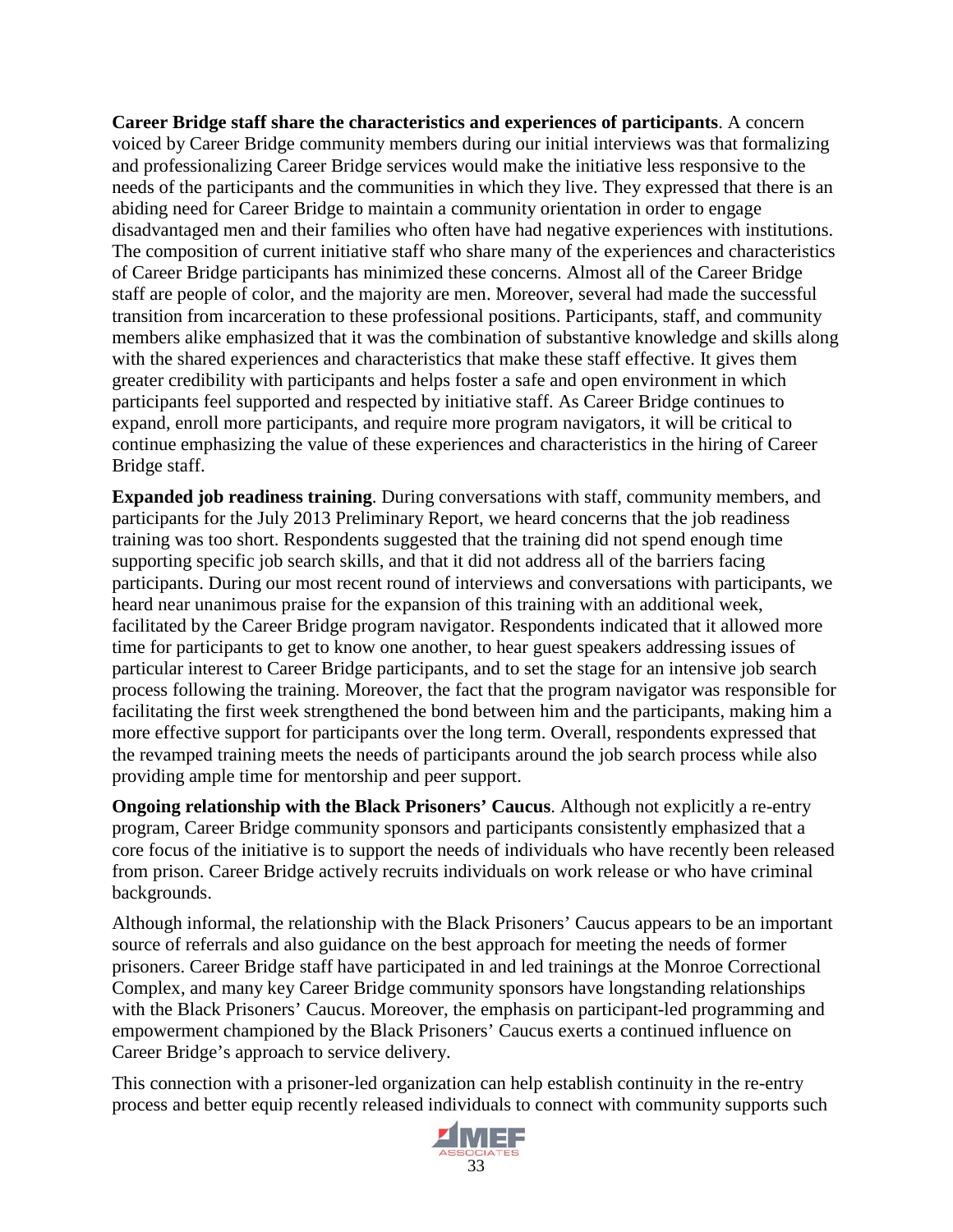**Career Bridge staff share the characteristics and experiences of participants**. A concern voiced by Career Bridge community members during our initial interviews was that formalizing and professionalizing Career Bridge services would make the initiative less responsive to the needs of the participants and the communities in which they live. They expressed that there is an abiding need for Career Bridge to maintain a community orientation in order to engage disadvantaged men and their families who often have had negative experiences with institutions. The composition of current initiative staff who share many of the experiences and characteristics of Career Bridge participants has minimized these concerns. Almost all of the Career Bridge staff are people of color, and the majority are men. Moreover, several had made the successful transition from incarceration to these professional positions. Participants, staff, and community members alike emphasized that it was the combination of substantive knowledge and skills along with the shared experiences and characteristics that make these staff effective. It gives them greater credibility with participants and helps foster a safe and open environment in which participants feel supported and respected by initiative staff. As Career Bridge continues to expand, enroll more participants, and require more program navigators, it will be critical to continue emphasizing the value of these experiences and characteristics in the hiring of Career Bridge staff.

**Expanded job readiness training**. During conversations with staff, community members, and participants for the July 2013 Preliminary Report, we heard concerns that the job readiness training was too short. Respondents suggested that the training did not spend enough time supporting specific job search skills, and that it did not address all of the barriers facing participants. During our most recent round of interviews and conversations with participants, we heard near unanimous praise for the expansion of this training with an additional week, facilitated by the Career Bridge program navigator. Respondents indicated that it allowed more time for participants to get to know one another, to hear guest speakers addressing issues of particular interest to Career Bridge participants, and to set the stage for an intensive job search process following the training. Moreover, the fact that the program navigator was responsible for facilitating the first week strengthened the bond between him and the participants, making him a more effective support for participants over the long term. Overall, respondents expressed that the revamped training meets the needs of participants around the job search process while also providing ample time for mentorship and peer support.

**Ongoing relationship with the Black Prisoners' Caucus**. Although not explicitly a re-entry program, Career Bridge community sponsors and participants consistently emphasized that a core focus of the initiative is to support the needs of individuals who have recently been released from prison. Career Bridge actively recruits individuals on work release or who have criminal backgrounds.

Although informal, the relationship with the Black Prisoners' Caucus appears to be an important source of referrals and also guidance on the best approach for meeting the needs of former prisoners. Career Bridge staff have participated in and led trainings at the Monroe Correctional Complex, and many key Career Bridge community sponsors have longstanding relationships with the Black Prisoners' Caucus. Moreover, the emphasis on participant-led programming and empowerment championed by the Black Prisoners' Caucus exerts a continued influence on Career Bridge's approach to service delivery.

This connection with a prisoner-led organization can help establish continuity in the re-entry process and better equip recently released individuals to connect with community supports such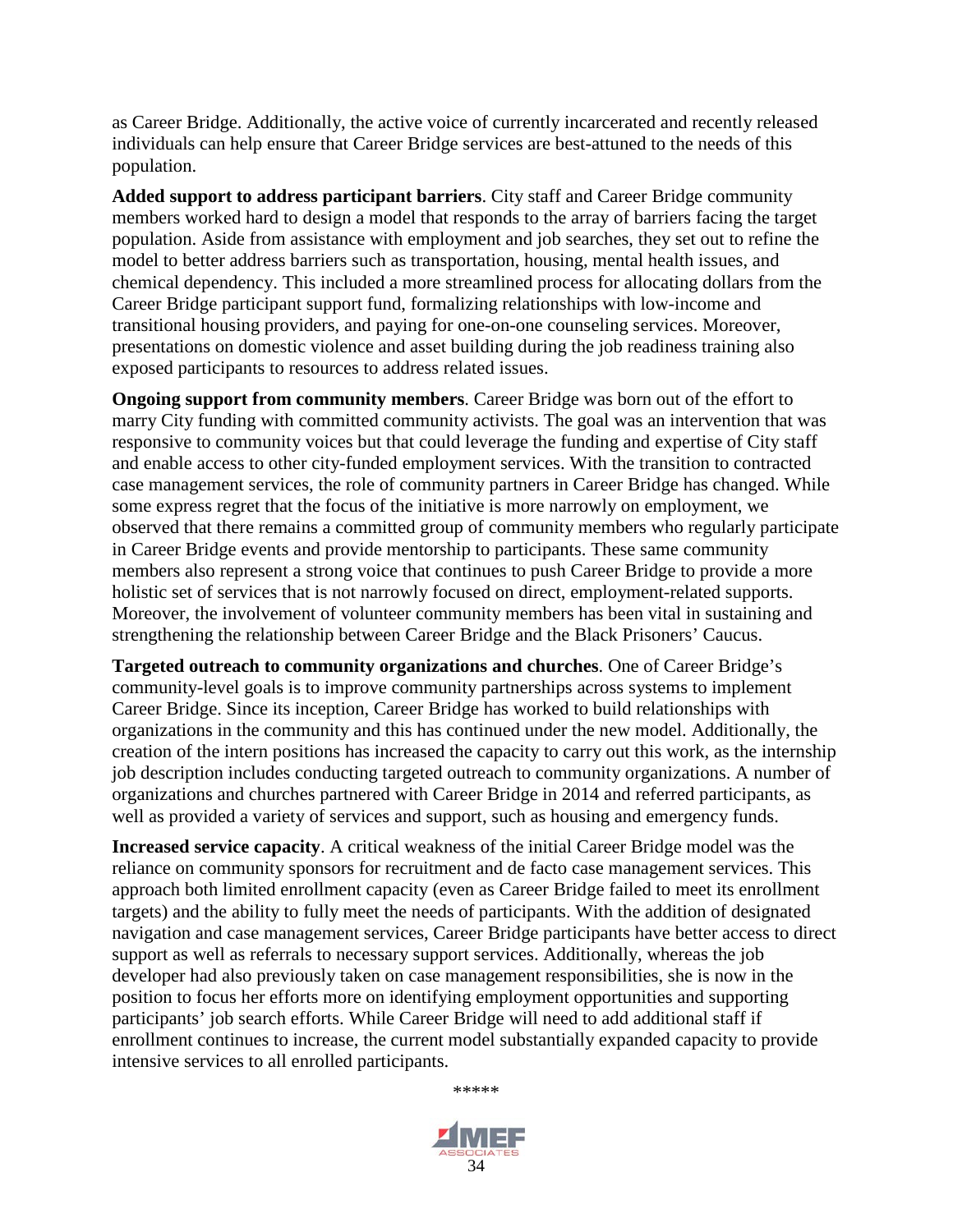as Career Bridge. Additionally, the active voice of currently incarcerated and recently released individuals can help ensure that Career Bridge services are best-attuned to the needs of this population.

**Added support to address participant barriers**. City staff and Career Bridge community members worked hard to design a model that responds to the array of barriers facing the target population. Aside from assistance with employment and job searches, they set out to refine the model to better address barriers such as transportation, housing, mental health issues, and chemical dependency. This included a more streamlined process for allocating dollars from the Career Bridge participant support fund, formalizing relationships with low-income and transitional housing providers, and paying for one-on-one counseling services. Moreover, presentations on domestic violence and asset building during the job readiness training also exposed participants to resources to address related issues.

**Ongoing support from community members**. Career Bridge was born out of the effort to marry City funding with committed community activists. The goal was an intervention that was responsive to community voices but that could leverage the funding and expertise of City staff and enable access to other city-funded employment services. With the transition to contracted case management services, the role of community partners in Career Bridge has changed. While some express regret that the focus of the initiative is more narrowly on employment, we observed that there remains a committed group of community members who regularly participate in Career Bridge events and provide mentorship to participants. These same community members also represent a strong voice that continues to push Career Bridge to provide a more holistic set of services that is not narrowly focused on direct, employment-related supports. Moreover, the involvement of volunteer community members has been vital in sustaining and strengthening the relationship between Career Bridge and the Black Prisoners' Caucus.

**Targeted outreach to community organizations and churches**. One of Career Bridge's community-level goals is to improve community partnerships across systems to implement Career Bridge. Since its inception, Career Bridge has worked to build relationships with organizations in the community and this has continued under the new model. Additionally, the creation of the intern positions has increased the capacity to carry out this work, as the internship job description includes conducting targeted outreach to community organizations. A number of organizations and churches partnered with Career Bridge in 2014 and referred participants, as well as provided a variety of services and support, such as housing and emergency funds.

**Increased service capacity**. A critical weakness of the initial Career Bridge model was the reliance on community sponsors for recruitment and de facto case management services. This approach both limited enrollment capacity (even as Career Bridge failed to meet its enrollment targets) and the ability to fully meet the needs of participants. With the addition of designated navigation and case management services, Career Bridge participants have better access to direct support as well as referrals to necessary support services. Additionally, whereas the job developer had also previously taken on case management responsibilities, she is now in the position to focus her efforts more on identifying employment opportunities and supporting participants' job search efforts. While Career Bridge will need to add additional staff if enrollment continues to increase, the current model substantially expanded capacity to provide intensive services to all enrolled participants.

*****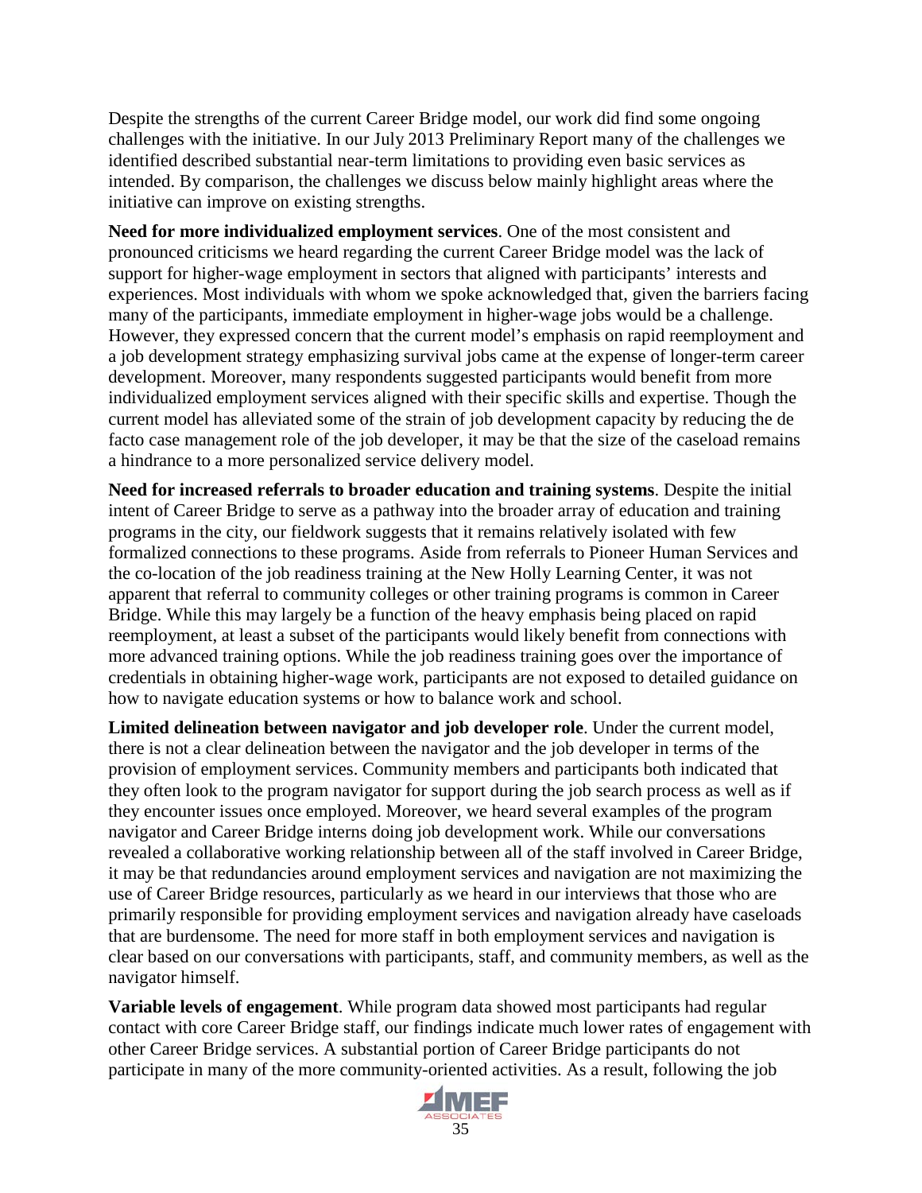Despite the strengths of the current Career Bridge model, our work did find some ongoing challenges with the initiative. In our July 2013 Preliminary Report many of the challenges we identified described substantial near-term limitations to providing even basic services as intended. By comparison, the challenges we discuss below mainly highlight areas where the initiative can improve on existing strengths.

**Need for more individualized employment services**. One of the most consistent and pronounced criticisms we heard regarding the current Career Bridge model was the lack of support for higher-wage employment in sectors that aligned with participants' interests and experiences. Most individuals with whom we spoke acknowledged that, given the barriers facing many of the participants, immediate employment in higher-wage jobs would be a challenge. However, they expressed concern that the current model's emphasis on rapid reemployment and a job development strategy emphasizing survival jobs came at the expense of longer-term career development. Moreover, many respondents suggested participants would benefit from more individualized employment services aligned with their specific skills and expertise. Though the current model has alleviated some of the strain of job development capacity by reducing the de facto case management role of the job developer, it may be that the size of the caseload remains a hindrance to a more personalized service delivery model.

**Need for increased referrals to broader education and training systems**. Despite the initial intent of Career Bridge to serve as a pathway into the broader array of education and training programs in the city, our fieldwork suggests that it remains relatively isolated with few formalized connections to these programs. Aside from referrals to Pioneer Human Services and the co-location of the job readiness training at the New Holly Learning Center, it was not apparent that referral to community colleges or other training programs is common in Career Bridge. While this may largely be a function of the heavy emphasis being placed on rapid reemployment, at least a subset of the participants would likely benefit from connections with more advanced training options. While the job readiness training goes over the importance of credentials in obtaining higher-wage work, participants are not exposed to detailed guidance on how to navigate education systems or how to balance work and school.

**Limited delineation between navigator and job developer role**. Under the current model, there is not a clear delineation between the navigator and the job developer in terms of the provision of employment services. Community members and participants both indicated that they often look to the program navigator for support during the job search process as well as if they encounter issues once employed. Moreover, we heard several examples of the program navigator and Career Bridge interns doing job development work. While our conversations revealed a collaborative working relationship between all of the staff involved in Career Bridge, it may be that redundancies around employment services and navigation are not maximizing the use of Career Bridge resources, particularly as we heard in our interviews that those who are primarily responsible for providing employment services and navigation already have caseloads that are burdensome. The need for more staff in both employment services and navigation is clear based on our conversations with participants, staff, and community members, as well as the navigator himself.

**Variable levels of engagement**. While program data showed most participants had regular contact with core Career Bridge staff, our findings indicate much lower rates of engagement with other Career Bridge services. A substantial portion of Career Bridge participants do not participate in many of the more community-oriented activities. As a result, following the job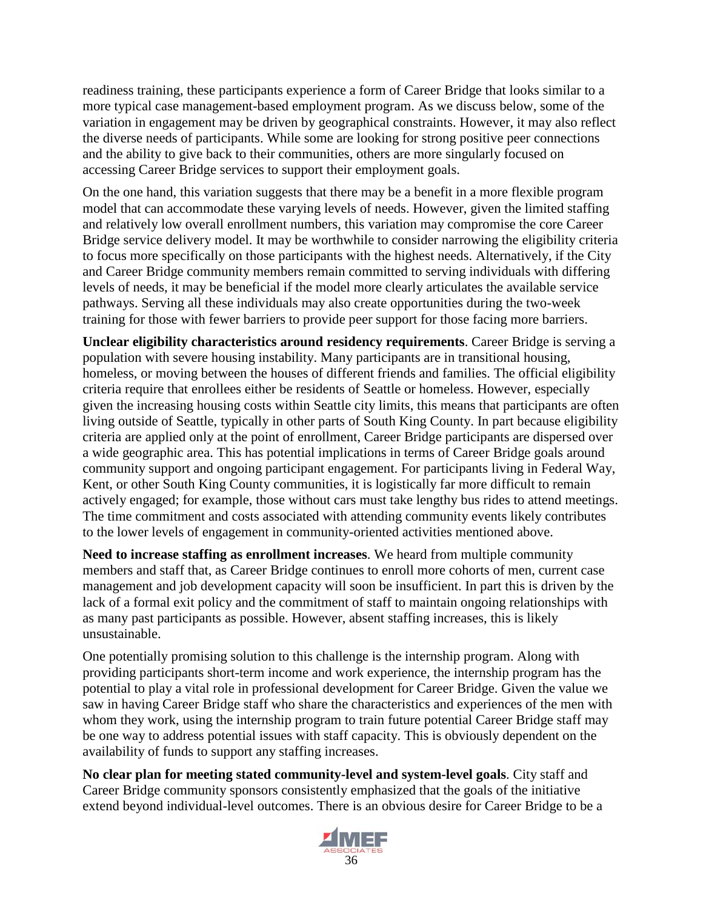readiness training, these participants experience a form of Career Bridge that looks similar to a more typical case management-based employment program. As we discuss below, some of the variation in engagement may be driven by geographical constraints. However, it may also reflect the diverse needs of participants. While some are looking for strong positive peer connections and the ability to give back to their communities, others are more singularly focused on accessing Career Bridge services to support their employment goals.

On the one hand, this variation suggests that there may be a benefit in a more flexible program model that can accommodate these varying levels of needs. However, given the limited staffing and relatively low overall enrollment numbers, this variation may compromise the core Career Bridge service delivery model. It may be worthwhile to consider narrowing the eligibility criteria to focus more specifically on those participants with the highest needs. Alternatively, if the City and Career Bridge community members remain committed to serving individuals with differing levels of needs, it may be beneficial if the model more clearly articulates the available service pathways. Serving all these individuals may also create opportunities during the two-week training for those with fewer barriers to provide peer support for those facing more barriers.

**Unclear eligibility characteristics around residency requirements**. Career Bridge is serving a population with severe housing instability. Many participants are in transitional housing, homeless, or moving between the houses of different friends and families. The official eligibility criteria require that enrollees either be residents of Seattle or homeless. However, especially given the increasing housing costs within Seattle city limits, this means that participants are often living outside of Seattle, typically in other parts of South King County. In part because eligibility criteria are applied only at the point of enrollment, Career Bridge participants are dispersed over a wide geographic area. This has potential implications in terms of Career Bridge goals around community support and ongoing participant engagement. For participants living in Federal Way, Kent, or other South King County communities, it is logistically far more difficult to remain actively engaged; for example, those without cars must take lengthy bus rides to attend meetings. The time commitment and costs associated with attending community events likely contributes to the lower levels of engagement in community-oriented activities mentioned above.

**Need to increase staffing as enrollment increases**. We heard from multiple community members and staff that, as Career Bridge continues to enroll more cohorts of men, current case management and job development capacity will soon be insufficient. In part this is driven by the lack of a formal exit policy and the commitment of staff to maintain ongoing relationships with as many past participants as possible. However, absent staffing increases, this is likely unsustainable.

One potentially promising solution to this challenge is the internship program. Along with providing participants short-term income and work experience, the internship program has the potential to play a vital role in professional development for Career Bridge. Given the value we saw in having Career Bridge staff who share the characteristics and experiences of the men with whom they work, using the internship program to train future potential Career Bridge staff may be one way to address potential issues with staff capacity. This is obviously dependent on the availability of funds to support any staffing increases.

**No clear plan for meeting stated community-level and system-level goals**. City staff and Career Bridge community sponsors consistently emphasized that the goals of the initiative extend beyond individual-level outcomes. There is an obvious desire for Career Bridge to be a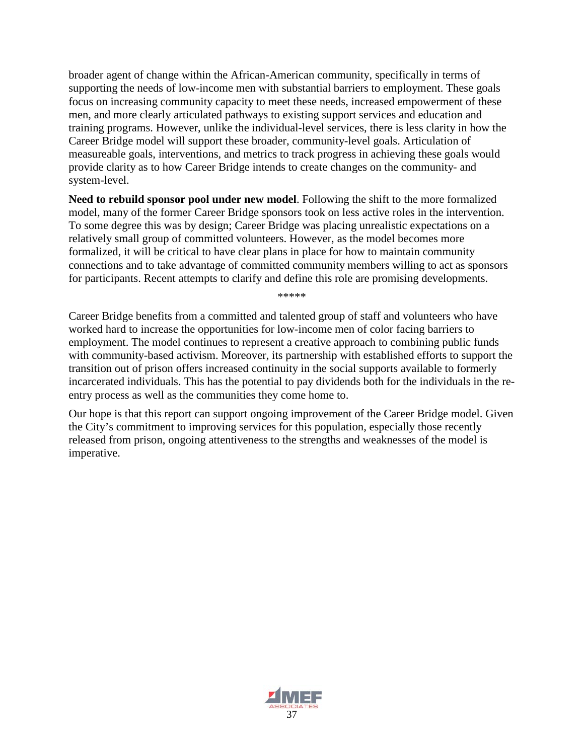broader agent of change within the African-American community, specifically in terms of supporting the needs of low-income men with substantial barriers to employment. These goals focus on increasing community capacity to meet these needs, increased empowerment of these men, and more clearly articulated pathways to existing support services and education and training programs. However, unlike the individual-level services, there is less clarity in how the Career Bridge model will support these broader, community-level goals. Articulation of measureable goals, interventions, and metrics to track progress in achieving these goals would provide clarity as to how Career Bridge intends to create changes on the community- and system-level.

**Need to rebuild sponsor pool under new model**. Following the shift to the more formalized model, many of the former Career Bridge sponsors took on less active roles in the intervention. To some degree this was by design; Career Bridge was placing unrealistic expectations on a relatively small group of committed volunteers. However, as the model becomes more formalized, it will be critical to have clear plans in place for how to maintain community connections and to take advantage of committed community members willing to act as sponsors for participants. Recent attempts to clarify and define this role are promising developments.

*****

Career Bridge benefits from a committed and talented group of staff and volunteers who have worked hard to increase the opportunities for low-income men of color facing barriers to employment. The model continues to represent a creative approach to combining public funds with community-based activism. Moreover, its partnership with established efforts to support the transition out of prison offers increased continuity in the social supports available to formerly incarcerated individuals. This has the potential to pay dividends both for the individuals in the re-entry process as well as the communities they come home to.

Our hope is that this report can support ongoing improvement of the Career Bridge model. Given the City's commitment to improving services for this population, especially those recently released from prison, ongoing attentiveness to the strengths and weaknesses of the model is imperative.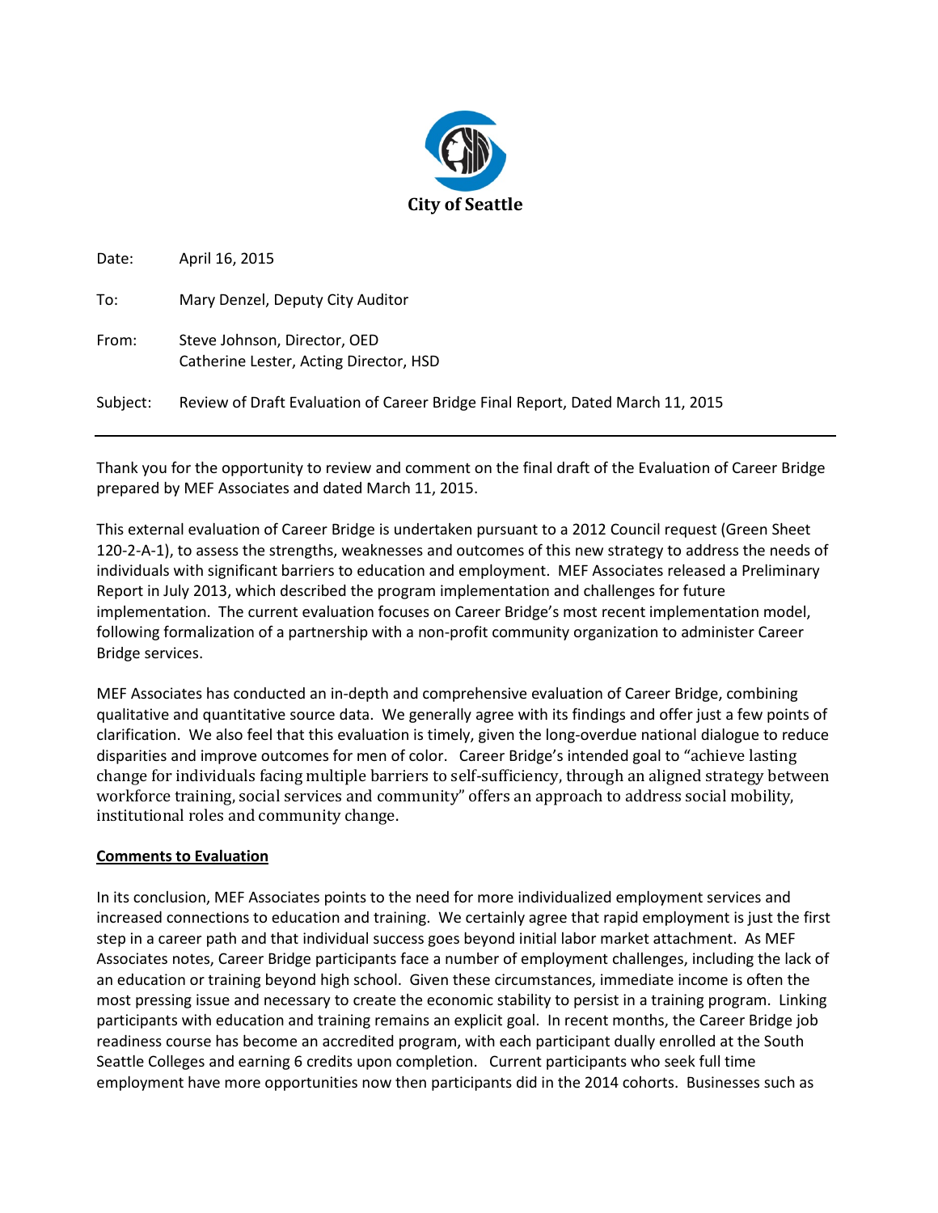**City of Seattle**

Date: April 16, 2015

To: Mary Denzel, Deputy City Auditor

From: Steve Johnson, Director, OED
Catherine Lester, Acting Director, HSD

Subject: Review of Draft Evaluation of Career Bridge Final Report, Dated March 11, 2015

---

Thank you for the opportunity to review and comment on the final draft of the Evaluation of Career Bridge prepared by MEF Associates and dated March 11, 2015.

This external evaluation of Career Bridge is undertaken pursuant to a 2012 Council request (Green Sheet 120-2-A-1), to assess the strengths, weaknesses and outcomes of this new strategy to address the needs of individuals with significant barriers to education and employment. MEF Associates released a Preliminary Report in July 2013, which described the program implementation and challenges for future implementation. The current evaluation focuses on Career Bridge's most recent implementation model, following formalization of a partnership with a non-profit community organization to administer Career Bridge services.

MEF Associates has conducted an in-depth and comprehensive evaluation of Career Bridge, combining qualitative and quantitative source data. We generally agree with its findings and offer just a few points of clarification. We also feel that this evaluation is timely, given the long-overdue national dialogue to reduce disparities and improve outcomes for men of color. Career Bridge's intended goal to "achieve lasting change for individuals facing multiple barriers to self-sufficiency, through an aligned strategy between workforce training, social services and community" offers an approach to address social mobility, institutional roles and community change.

**Comments to Evaluation**

In its conclusion, MEF Associates points to the need for more individualized employment services and increased connections to education and training. We certainly agree that rapid employment is just the first step in a career path and that individual success goes beyond initial labor market attachment. As MEF Associates notes, Career Bridge participants face a number of employment challenges, including the lack of an education or training beyond high school. Given these circumstances, immediate income is often the most pressing issue and necessary to create the economic stability to persist in a training program. Linking participants with education and training remains an explicit goal. In recent months, the Career Bridge job readiness course has become an accredited program, with each participant dually enrolled at the South Seattle Colleges and earning 6 credits upon completion. Current participants who seek full time employment have more opportunities now then participants did in the 2014 cohorts. Businesses such as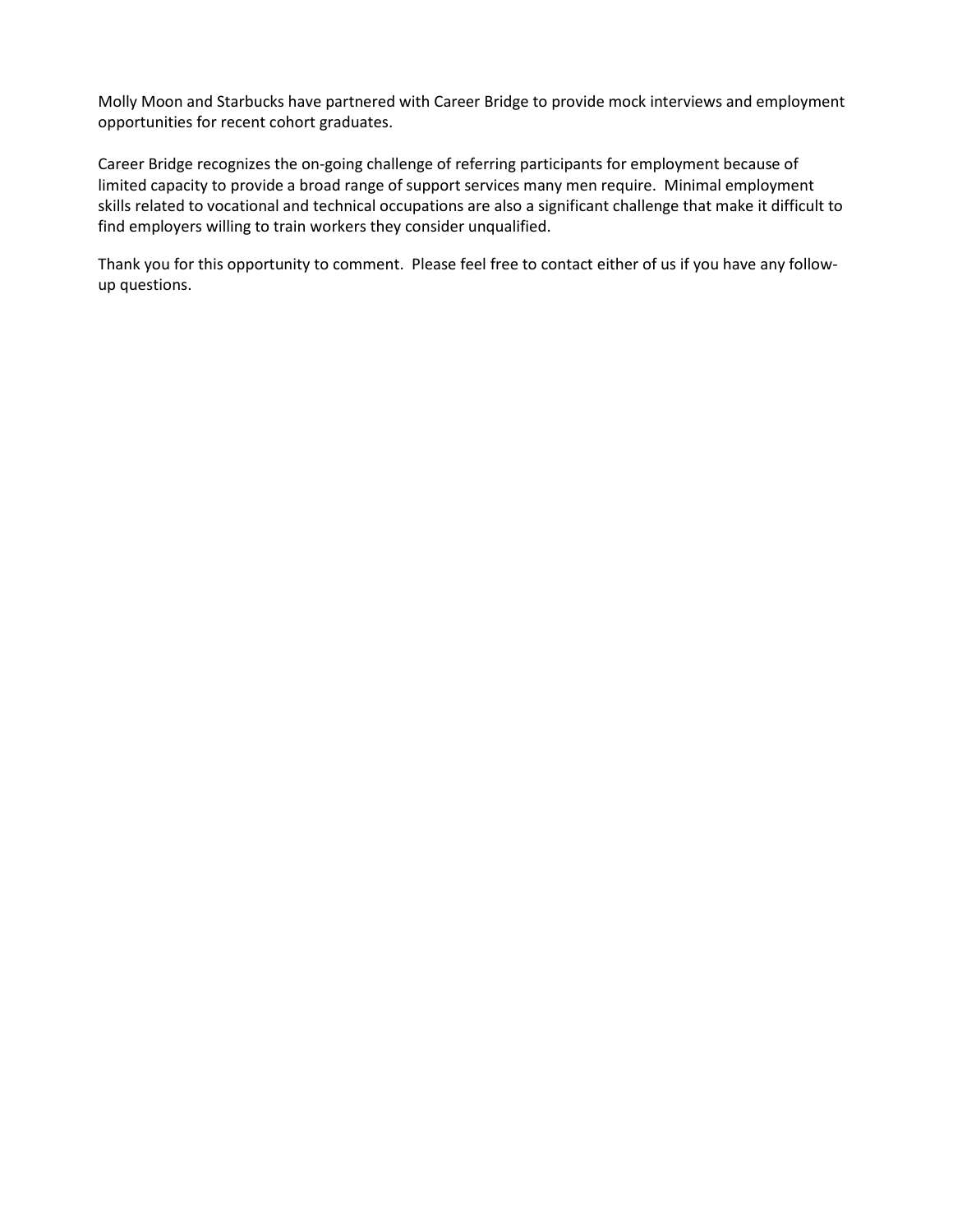Molly Moon and Starbucks have partnered with Career Bridge to provide mock interviews and employment opportunities for recent cohort graduates.

Career Bridge recognizes the on-going challenge of referring participants for employment because of limited capacity to provide a broad range of support services many men require. Minimal employment skills related to vocational and technical occupations are also a significant challenge that make it difficult to find employers willing to train workers they consider unqualified.

Thank you for this opportunity to comment. Please feel free to contact either of us if you have any follow-up questions.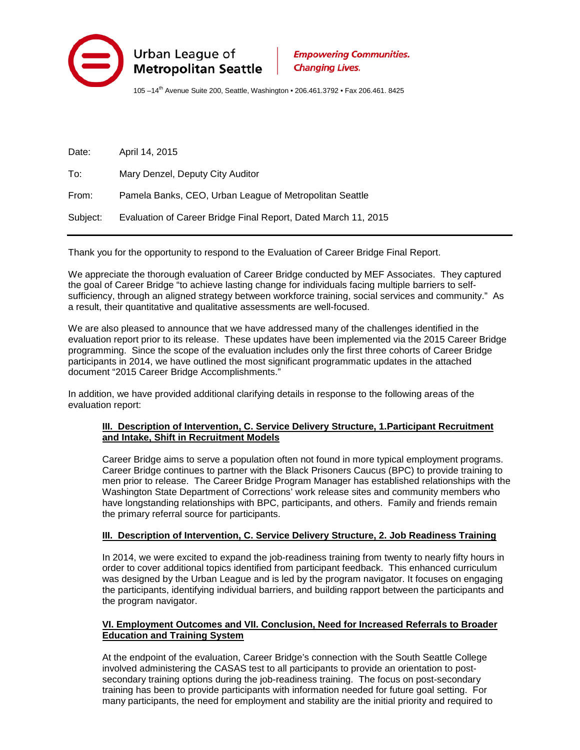Urban League of
**Metropolitan Seattle**

***Empowering Communities. Changing Lives.***

105 –14th Avenue Suite 200, Seattle, Washington • 206.461.3792 • Fax 206.461. 8425

Date: April 14, 2015

To: Mary Denzel, Deputy City Auditor

From: Pamela Banks, CEO, Urban League of Metropolitan Seattle

Subject: Evaluation of Career Bridge Final Report, Dated March 11, 2015

---

Thank you for the opportunity to respond to the Evaluation of Career Bridge Final Report.

We appreciate the thorough evaluation of Career Bridge conducted by MEF Associates. They captured the goal of Career Bridge "to achieve lasting change for individuals facing multiple barriers to self-sufficiency, through an aligned strategy between workforce training, social services and community." As a result, their quantitative and qualitative assessments are well-focused.

We are also pleased to announce that we have addressed many of the challenges identified in the evaluation report prior to its release. These updates have been implemented via the 2015 Career Bridge programming. Since the scope of the evaluation includes only the first three cohorts of Career Bridge participants in 2014, we have outlined the most significant programmatic updates in the attached document "2015 Career Bridge Accomplishments."

In addition, we have provided additional clarifying details in response to the following areas of the evaluation report:

**III. Description of Intervention, C. Service Delivery Structure, 1.Participant Recruitment and Intake, Shift in Recruitment Models**

Career Bridge aims to serve a population often not found in more typical employment programs. Career Bridge continues to partner with the Black Prisoners Caucus (BPC) to provide training to men prior to release. The Career Bridge Program Manager has established relationships with the Washington State Department of Corrections' work release sites and community members who have longstanding relationships with BPC, participants, and others. Family and friends remain the primary referral source for participants.

**III. Description of Intervention, C. Service Delivery Structure, 2. Job Readiness Training**

In 2014, we were excited to expand the job-readiness training from twenty to nearly fifty hours in order to cover additional topics identified from participant feedback. This enhanced curriculum was designed by the Urban League and is led by the program navigator. It focuses on engaging the participants, identifying individual barriers, and building rapport between the participants and the program navigator.

**VI. Employment Outcomes and VII. Conclusion, Need for Increased Referrals to Broader Education and Training System**

At the endpoint of the evaluation, Career Bridge's connection with the South Seattle College involved administering the CASAS test to all participants to provide an orientation to post-secondary training options during the job-readiness training. The focus on post-secondary training has been to provide participants with information needed for future goal setting. For many participants, the need for employment and stability are the initial priority and required to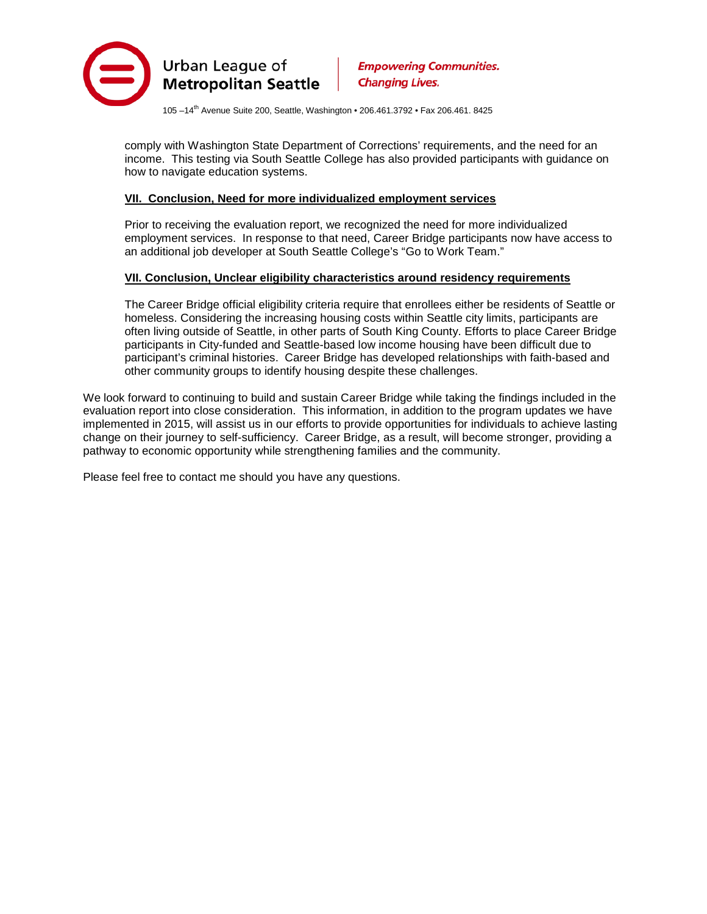comply with Washington State Department of Corrections' requirements, and the need for an income. This testing via South Seattle College has also provided participants with guidance on how to navigate education systems.

**<u>VII. Conclusion, Need for more individualized employment services</u>**

Prior to receiving the evaluation report, we recognized the need for more individualized employment services. In response to that need, Career Bridge participants now have access to an additional job developer at South Seattle College's "Go to Work Team."

**<u>VII. Conclusion, Unclear eligibility characteristics around residency requirements</u>**

The Career Bridge official eligibility criteria require that enrollees either be residents of Seattle or homeless. Considering the increasing housing costs within Seattle city limits, participants are often living outside of Seattle, in other parts of South King County. Efforts to place Career Bridge participants in City-funded and Seattle-based low income housing have been difficult due to participant's criminal histories. Career Bridge has developed relationships with faith-based and other community groups to identify housing despite these challenges.

We look forward to continuing to build and sustain Career Bridge while taking the findings included in the evaluation report into close consideration. This information, in addition to the program updates we have implemented in 2015, will assist us in our efforts to provide opportunities for individuals to achieve lasting change on their journey to self-sufficiency. Career Bridge, as a result, will become stronger, providing a pathway to economic opportunity while strengthening families and the community.

Please feel free to contact me should you have any questions.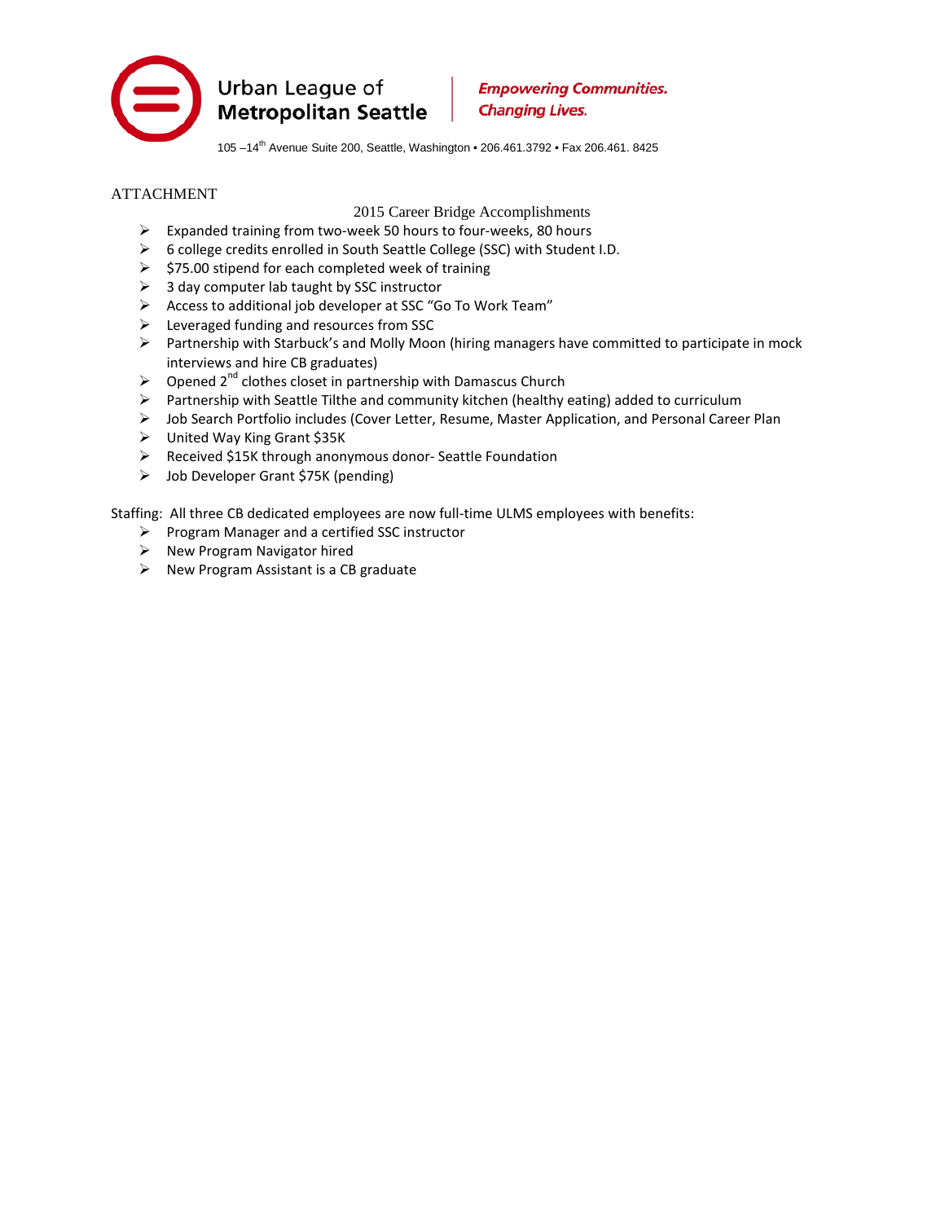Urban League of **Metropolitan Seattle**

*Empowering Communities. Changing Lives.*

105 –14th Avenue Suite 200, Seattle, Washington • 206.461.3792 • Fax 206.461. 8425

ATTACHMENT

2015 Career Bridge Accomplishments

- Expanded training from two-week 50 hours to four-weeks, 80 hours
- 6 college credits enrolled in South Seattle College (SSC) with Student I.D.
- $75.00 stipend for each completed week of training
- 3 day computer lab taught by SSC instructor
- Access to additional job developer at SSC "Go To Work Team"
- Leveraged funding and resources from SSC
- Partnership with Starbuck's and Molly Moon (hiring managers have committed to participate in mock interviews and hire CB graduates)
- Opened 2nd clothes closet in partnership with Damascus Church
- Partnership with Seattle Tilthe and community kitchen (healthy eating) added to curriculum
- Job Search Portfolio includes (Cover Letter, Resume, Master Application, and Personal Career Plan
- United Way King Grant $35K
- Received $15K through anonymous donor- Seattle Foundation
- Job Developer Grant $75K (pending)

Staffing: All three CB dedicated employees are now full-time ULMS employees with benefits:

- Program Manager and a certified SSC instructor
- New Program Navigator hired
- New Program Assistant is a CB graduate